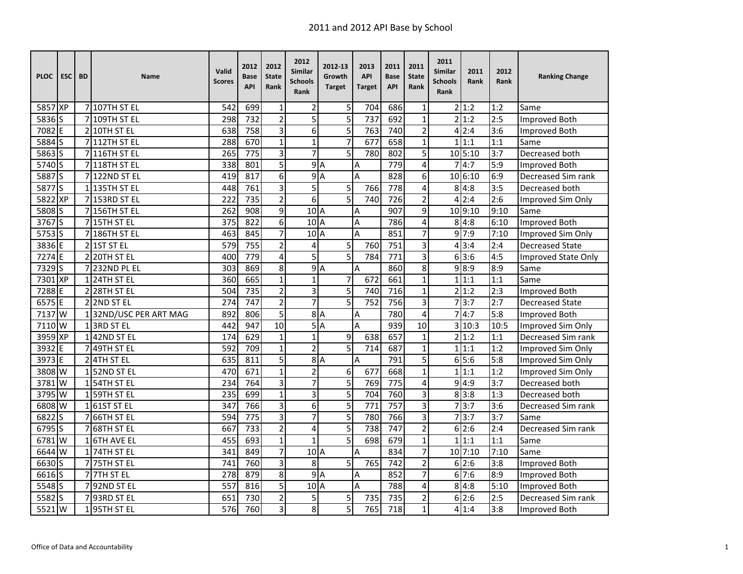# 2011 and 2012 API Base by School

| PLOC | ESC | BD | Name | Valid Scores | 2012 Base API | 2012 State Rank | 2012 Similar Schools Rank | 2012-13 Growth Target | 2013 API Target | 2011 Base API | 2011 State Rank | 2011 Similar Schools Rank | 2011 Rank | 2012 Rank | Ranking Change |
|---|---|---|---|---|---|---|---|---|---|---|---|---|---|---|---|
| 5857 | XP | 7 | 107TH ST EL | 542 | 699 | 1 | 2 | 5 | 704 | 686 | 1 | 2 | 1:2 | 1:2 | Same |
| 5836 | S | 7 | 109TH ST EL | 298 | 732 | 2 | 5 | 5 | 737 | 692 | 1 | 2 | 1:2 | 2:5 | Improved Both |
| 7082 | E | 2 | 10TH ST EL | 638 | 758 | 3 | 6 | 5 | 763 | 740 | 2 | 4 | 2:4 | 3:6 | Improved Both |
| 5884 | S | 7 | 112TH ST EL | 288 | 670 | 1 | 1 | 7 | 677 | 658 | 1 | 1 | 1:1 | 1:1 | Same |
| 5863 | S | 7 | 116TH ST EL | 265 | 775 | 3 | 7 | 5 | 780 | 802 | 5 | 10 | 5:10 | 3:7 | Decreased both |
| 5740 | S | 7 | 118TH ST EL | 338 | 801 | 5 | 9 | A | A | 779 | 4 | 7 | 4:7 | 5:9 | Improved Both |
| 5887 | S | 7 | 122ND ST EL | 419 | 817 | 6 | 9 | A | A | 828 | 6 | 10 | 6:10 | 6:9 | Decreased Sim rank |
| 5877 | S | 1 | 135TH ST EL | 448 | 761 | 3 | 5 | 5 | 766 | 778 | 4 | 8 | 4:8 | 3:5 | Decreased both |
| 5822 | XP | 7 | 153RD ST EL | 222 | 735 | 2 | 6 | 5 | 740 | 726 | 2 | 4 | 2:4 | 2:6 | Improved Sim Only |
| 5808 | S | 7 | 156TH ST EL | 262 | 908 | 9 | 10 | A | A | 907 | 9 | 10 | 9:10 | 9:10 | Same |
| 3767 | S | 7 | 15TH ST EL | 375 | 822 | 6 | 10 | A | A | 786 | 4 | 8 | 4:8 | 6:10 | Improved Both |
| 5753 | S | 7 | 186TH ST EL | 463 | 845 | 7 | 10 | A | A | 851 | 7 | 9 | 7:9 | 7:10 | Improved Sim Only |
| 3836 | E | 2 | 1ST ST EL | 579 | 755 | 2 | 4 | 5 | 760 | 751 | 3 | 4 | 3:4 | 2:4 | Decreased State |
| 7274 | E | 2 | 20TH ST EL | 400 | 779 | 4 | 5 | 5 | 784 | 771 | 3 | 6 | 3:6 | 4:5 | Improved State Only |
| 7329 | S | 7 | 232ND PL EL | 303 | 869 | 8 | 9 | A | A | 860 | 8 | 9 | 8:9 | 8:9 | Same |
| 7301 | XP | 1 | 24TH ST EL | 360 | 665 | 1 | 1 | 7 | 672 | 661 | 1 | 1 | 1:1 | 1:1 | Same |
| 7288 | E | 2 | 28TH ST EL | 504 | 735 | 2 | 3 | 5 | 740 | 716 | 1 | 2 | 1:2 | 2:3 | Improved Both |
| 6575 | E | 2 | 2ND ST EL | 274 | 747 | 2 | 7 | 5 | 752 | 756 | 3 | 7 | 3:7 | 2:7 | Decreased State |
| 7137 | W | 1 | 32ND/USC PER ART MAG | 892 | 806 | 5 | 8 | A | A | 780 | 4 | 7 | 4:7 | 5:8 | Improved Both |
| 7110 | W | 1 | 3RD ST EL | 442 | 947 | 10 | 5 | A | A | 939 | 10 | 3 | 10:3 | 10:5 | Improved Sim Only |
| 3959 | XP | 1 | 42ND ST EL | 174 | 629 | 1 | 1 | 9 | 638 | 657 | 1 | 2 | 1:2 | 1:1 | Decreased Sim rank |
| 3932 | E | 7 | 49TH ST EL | 592 | 709 | 1 | 2 | 5 | 714 | 687 | 1 | 1 | 1:1 | 1:2 | Improved Sim Only |
| 3973 | E | 2 | 4TH ST EL | 635 | 811 | 5 | 8 | A | A | 791 | 5 | 6 | 5:6 | 5:8 | Improved Sim Only |
| 3808 | W | 1 | 52ND ST EL | 470 | 671 | 1 | 2 | 6 | 677 | 668 | 1 | 1 | 1:1 | 1:2 | Improved Sim Only |
| 3781 | W | 1 | 54TH ST EL | 234 | 764 | 3 | 7 | 5 | 769 | 775 | 4 | 9 | 4:9 | 3:7 | Decreased both |
| 3795 | W | 1 | 59TH ST EL | 235 | 699 | 1 | 3 | 5 | 704 | 760 | 3 | 8 | 3:8 | 1:3 | Decreased both |
| 6808 | W | 1 | 61ST ST EL | 347 | 766 | 3 | 6 | 5 | 771 | 757 | 3 | 7 | 3:7 | 3:6 | Decreased Sim rank |
| 6822 | S | 7 | 66TH ST EL | 594 | 775 | 3 | 7 | 5 | 780 | 766 | 3 | 7 | 3:7 | 3:7 | Same |
| 6795 | S | 7 | 68TH ST EL | 667 | 733 | 2 | 4 | 5 | 738 | 747 | 2 | 6 | 2:6 | 2:4 | Decreased Sim rank |
| 6781 | W | 1 | 6TH AVE EL | 455 | 693 | 1 | 1 | 5 | 698 | 679 | 1 | 1 | 1:1 | 1:1 | Same |
| 6644 | W | 1 | 74TH ST EL | 341 | 849 | 7 | 10 | A | A | 834 | 7 | 10 | 7:10 | 7:10 | Same |
| 6630 | S | 7 | 75TH ST EL | 741 | 760 | 3 | 8 | 5 | 765 | 742 | 2 | 6 | 2:6 | 3:8 | Improved Both |
| 6616 | S | 7 | 7TH ST EL | 278 | 879 | 8 | 9 | A | A | 852 | 7 | 6 | 7:6 | 8:9 | Improved Both |
| 5548 | S | 7 | 92ND ST EL | 557 | 816 | 5 | 10 | A | A | 788 | 4 | 8 | 4:8 | 5:10 | Improved Both |
| 5582 | S | 7 | 93RD ST EL | 651 | 730 | 2 | 5 | 5 | 735 | 735 | 2 | 6 | 2:6 | 2:5 | Decreased Sim rank |
| 5521 | W | 1 | 95TH ST EL | 576 | 760 | 3 | 8 | 5 | 765 | 718 | 1 | 4 | 1:4 | 3:8 | Improved Both |

Office of Data and Accountability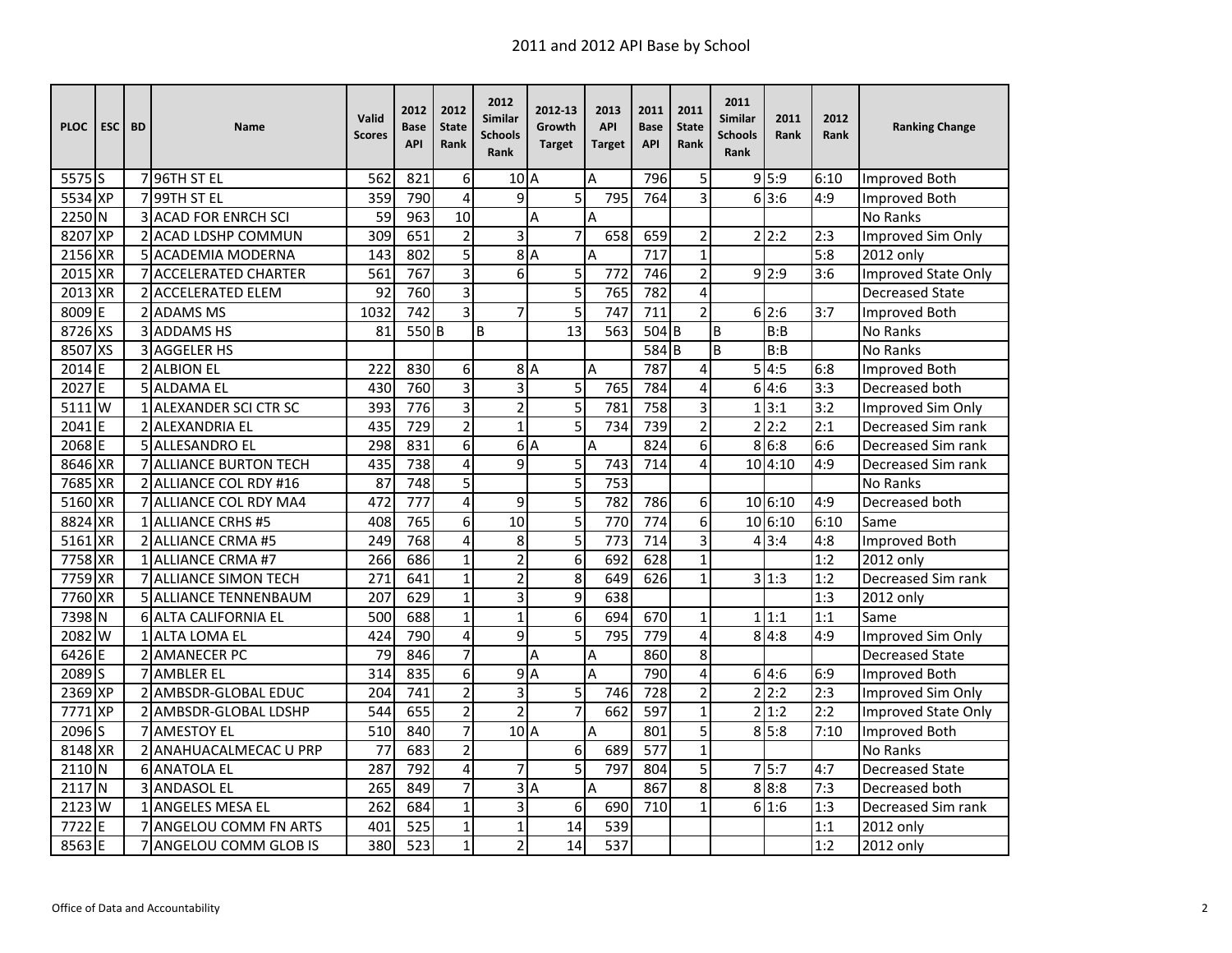# 2011 and 2012 API Base by School

| PLOC | ESC | BD | Name | Valid Scores | 2012 Base API | 2012 State Rank | 2012 Similar Schools Rank | 2012-13 Growth Target | 2013 API Target | 2011 Base API | 2011 State Rank | 2011 Similar Schools Rank | 2011 Rank | 2012 Rank | Ranking Change |
|---|---|---|---|---|---|---|---|---|---|---|---|---|---|---|---|
| 5575 | S | 7 | 96TH ST EL | 562 | 821 | 6 | 10 | A | A | 796 | 5 | 9 | 5:9 | 6:10 | Improved Both |
| 5534 | XP | 7 | 99TH ST EL | 359 | 790 | 4 | 9 | 5 | 795 | 764 | 3 | 6 | 3:6 | 4:9 | Improved Both |
| 2250 | N | 3 | ACAD FOR ENRCH SCI | 59 | 963 | 10 | | A | A | | | | | | No Ranks |
| 8207 | XP | 2 | ACAD LDSHP COMMUN | 309 | 651 | 2 | 3 | 7 | 658 | 659 | 2 | 2 | 2:2 | 2:3 | Improved Sim Only |
| 2156 | XR | 5 | ACADEMIA MODERNA | 143 | 802 | 5 | 8 | A | A | 717 | 1 | | | 5:8 | 2012 only |
| 2015 | XR | 7 | ACCELERATED CHARTER | 561 | 767 | 3 | 6 | 5 | 772 | 746 | 2 | 9 | 2:9 | 3:6 | Improved State Only |
| 2013 | XR | 2 | ACCELERATED ELEM | 92 | 760 | 3 | | 5 | 765 | 782 | 4 | | | | Decreased State |
| 8009 | E | 2 | ADAMS MS | 1032 | 742 | 3 | 7 | 5 | 747 | 711 | 2 | 6 | 2:6 | 3:7 | Improved Both |
| 8726 | XS | 3 | ADDAMS HS | 81 | 550 | B | B | 13 | 563 | 504 | B | B | B:B | | No Ranks |
| 8507 | XS | 3 | AGGELER HS | | | | | | | 584 | B | B | B:B | | No Ranks |
| 2014 | E | 2 | ALBION EL | 222 | 830 | 6 | 8 | A | A | 787 | 4 | 5 | 4:5 | 6:8 | Improved Both |
| 2027 | E | 5 | ALDAMA EL | 430 | 760 | 3 | 3 | 5 | 765 | 784 | 4 | 6 | 4:6 | 3:3 | Decreased both |
| 5111 | W | 1 | ALEXANDER SCI CTR SC | 393 | 776 | 3 | 2 | 5 | 781 | 758 | 3 | 1 | 3:1 | 3:2 | Improved Sim Only |
| 2041 | E | 2 | ALEXANDRIA EL | 435 | 729 | 2 | 1 | 5 | 734 | 739 | 2 | 2 | 2:2 | 2:1 | Decreased Sim rank |
| 2068 | E | 5 | ALLESANDRO EL | 298 | 831 | 6 | 6 | A | A | 824 | 6 | 8 | 6:8 | 6:6 | Decreased Sim rank |
| 8646 | XR | 7 | ALLIANCE BURTON TECH | 435 | 738 | 4 | 9 | 5 | 743 | 714 | 4 | 10 | 4:10 | 4:9 | Decreased Sim rank |
| 7685 | XR | 2 | ALLIANCE COL RDY #16 | 87 | 748 | 5 | | 5 | 753 | | | | | | No Ranks |
| 5160 | XR | 7 | ALLIANCE COL RDY MA4 | 472 | 777 | 4 | 9 | 5 | 782 | 786 | 6 | 10 | 6:10 | 4:9 | Decreased both |
| 8824 | XR | 1 | ALLIANCE CRHS #5 | 408 | 765 | 6 | 10 | 5 | 770 | 774 | 6 | 10 | 6:10 | 6:10 | Same |
| 5161 | XR | 2 | ALLIANCE CRMA #5 | 249 | 768 | 4 | 8 | 5 | 773 | 714 | 3 | 4 | 3:4 | 4:8 | Improved Both |
| 7758 | XR | 1 | ALLIANCE CRMA #7 | 266 | 686 | 1 | 2 | 6 | 692 | 628 | 1 | | | 1:2 | 2012 only |
| 7759 | XR | 7 | ALLIANCE SIMON TECH | 271 | 641 | 1 | 2 | 8 | 649 | 626 | 1 | 3 | 1:3 | 1:2 | Decreased Sim rank |
| 7760 | XR | 5 | ALLIANCE TENNENBAUM | 207 | 629 | 1 | 3 | 9 | 638 | | | | | 1:3 | 2012 only |
| 7398 | N | 6 | ALTA CALIFORNIA EL | 500 | 688 | 1 | 1 | 6 | 694 | 670 | 1 | 1 | 1:1 | 1:1 | Same |
| 2082 | W | 1 | ALTA LOMA EL | 424 | 790 | 4 | 9 | 5 | 795 | 779 | 4 | 8 | 4:8 | 4:9 | Improved Sim Only |
| 6426 | E | 2 | AMANECER PC | 79 | 846 | 7 | | A | A | 860 | 8 | | | | Decreased State |
| 2089 | S | 7 | AMBLER EL | 314 | 835 | 6 | 9 | A | A | 790 | 4 | 6 | 4:6 | 6:9 | Improved Both |
| 2369 | XP | 2 | AMBSDR-GLOBAL EDUC | 204 | 741 | 2 | 3 | 5 | 746 | 728 | 2 | 2 | 2:2 | 2:3 | Improved Sim Only |
| 7771 | XP | 2 | AMBSDR-GLOBAL LDSHP | 544 | 655 | 2 | 2 | 7 | 662 | 597 | 1 | 2 | 1:2 | 2:2 | Improved State Only |
| 2096 | S | 7 | AMESTOY EL | 510 | 840 | 7 | 10 | A | A | 801 | 5 | 8 | 5:8 | 7:10 | Improved Both |
| 8148 | XR | 2 | ANAHUACALMECAC U PRP | 77 | 683 | 2 | | 6 | 689 | 577 | 1 | | | | No Ranks |
| 2110 | N | 6 | ANATOLA EL | 287 | 792 | 4 | 7 | 5 | 797 | 804 | 5 | 7 | 5:7 | 4:7 | Decreased State |
| 2117 | N | 3 | ANDASOL EL | 265 | 849 | 7 | 3 | A | A | 867 | 8 | 8 | 8:8 | 7:3 | Decreased both |
| 2123 | W | 1 | ANGELES MESA EL | 262 | 684 | 1 | 3 | 6 | 690 | 710 | 1 | 6 | 1:6 | 1:3 | Decreased Sim rank |
| 7722 | E | 7 | ANGELOU COMM FN ARTS | 401 | 525 | 1 | 1 | 14 | 539 | | | | | 1:1 | 2012 only |
| 8563 | E | 7 | ANGELOU COMM GLOB IS | 380 | 523 | 1 | 2 | 14 | 537 | | | | | 1:2 | 2012 only |

Office of Data and Accountability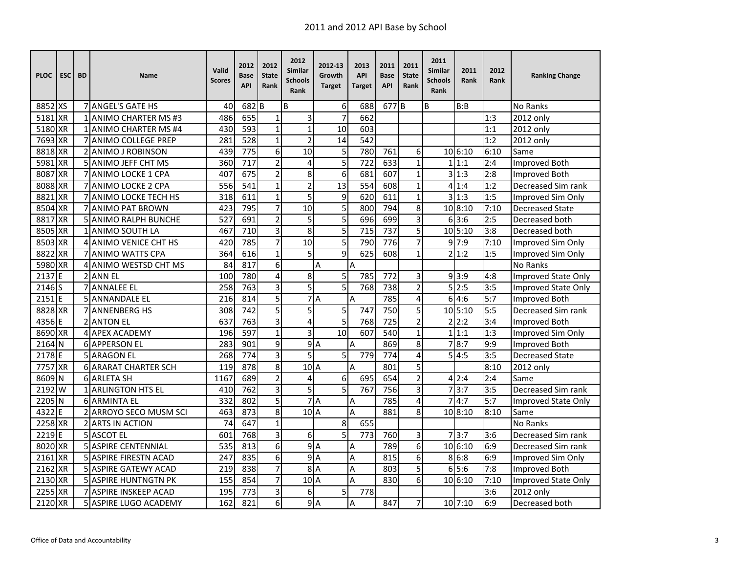# 2011 and 2012 API Base by School

| PLOC | ESC | BD | Name | Valid Scores | 2012 Base API | 2012 State Rank | 2012 Similar Schools Rank | 2012-13 Growth Target | 2013 API Target | 2011 Base API | 2011 State Rank | 2011 Similar Schools Rank | 2011 Rank | 2012 Rank | Ranking Change |
|---|---|---|---|---|---|---|---|---|---|---|---|---|---|---|---|
| 8852 | XS | 7 | ANGEL'S GATE HS | 40 | 682 | B | B | 6 | 688 | 677 | B | B | B:B | | No Ranks |
| 5181 | XR | 1 | ANIMO CHARTER MS #3 | 486 | 655 | 1 | 3 | 7 | 662 | | | | | 1:3 | 2012 only |
| 5180 | XR | 1 | ANIMO CHARTER MS #4 | 430 | 593 | 1 | 1 | 10 | 603 | | | | | 1:1 | 2012 only |
| 7693 | XR | 7 | ANIMO COLLEGE PREP | 281 | 528 | 1 | 2 | 14 | 542 | | | | | 1:2 | 2012 only |
| 8818 | XR | 2 | ANIMO J ROBINSON | 439 | 775 | 6 | 10 | 5 | 780 | 761 | 6 | 10 | 6:10 | 6:10 | Same |
| 5981 | XR | 5 | ANIMO JEFF CHT MS | 360 | 717 | 2 | 4 | 5 | 722 | 633 | 1 | 1 | 1:1 | 2:4 | Improved Both |
| 8087 | XR | 7 | ANIMO LOCKE 1 CPA | 407 | 675 | 2 | 8 | 6 | 681 | 607 | 1 | 3 | 1:3 | 2:8 | Improved Both |
| 8088 | XR | 7 | ANIMO LOCKE 2 CPA | 556 | 541 | 1 | 2 | 13 | 554 | 608 | 1 | 4 | 1:4 | 1:2 | Decreased Sim rank |
| 8821 | XR | 7 | ANIMO LOCKE TECH HS | 318 | 611 | 1 | 5 | 9 | 620 | 611 | 1 | 3 | 1:3 | 1:5 | Improved Sim Only |
| 8504 | XR | 7 | ANIMO PAT BROWN | 423 | 795 | 7 | 10 | 5 | 800 | 794 | 8 | 10 | 8:10 | 7:10 | Decreased State |
| 8817 | XR | 5 | ANIMO RALPH BUNCHE | 527 | 691 | 2 | 5 | 5 | 696 | 699 | 3 | 6 | 3:6 | 2:5 | Decreased both |
| 8505 | XR | 1 | ANIMO SOUTH LA | 467 | 710 | 3 | 8 | 5 | 715 | 737 | 5 | 10 | 5:10 | 3:8 | Decreased both |
| 8503 | XR | 4 | ANIMO VENICE CHT HS | 420 | 785 | 7 | 10 | 5 | 790 | 776 | 7 | 9 | 7:9 | 7:10 | Improved Sim Only |
| 8822 | XR | 7 | ANIMO WATTS CPA | 364 | 616 | 1 | 5 | 9 | 625 | 608 | 1 | 2 | 1:2 | 1:5 | Improved Sim Only |
| 5980 | XR | 4 | ANIMO WESTSD CHT MS | 84 | 817 | 6 | | A | A | | | | | | No Ranks |
| 2137 | E | 2 | ANN EL | 100 | 780 | 4 | 8 | 5 | 785 | 772 | 3 | 9 | 3:9 | 4:8 | Improved State Only |
| 2146 | S | 7 | ANNALEE EL | 258 | 763 | 3 | 5 | 5 | 768 | 738 | 2 | 5 | 2:5 | 3:5 | Improved State Only |
| 2151 | E | 5 | ANNANDALE EL | 216 | 814 | 5 | 7 | A | A | 785 | 4 | 6 | 4:6 | 5:7 | Improved Both |
| 8828 | XR | 7 | ANNENBERG HS | 308 | 742 | 5 | 5 | 5 | 747 | 750 | 5 | 10 | 5:10 | 5:5 | Decreased Sim rank |
| 4356 | E | 2 | ANTON EL | 637 | 763 | 3 | 4 | 5 | 768 | 725 | 2 | 2 | 2:2 | 3:4 | Improved Both |
| 8690 | XR | 4 | APEX ACADEMY | 196 | 597 | 1 | 3 | 10 | 607 | 540 | 1 | 1 | 1:1 | 1:3 | Improved Sim Only |
| 2164 | N | 6 | APPERSON EL | 283 | 901 | 9 | 9 | A | A | 869 | 8 | 7 | 8:7 | 9:9 | Improved Both |
| 2178 | E | 5 | ARAGON EL | 268 | 774 | 3 | 5 | 5 | 779 | 774 | 4 | 5 | 4:5 | 3:5 | Decreased State |
| 7757 | XR | 6 | ARARAT CHARTER SCH | 119 | 878 | 8 | 10 | A | A | 801 | 5 | | | 8:10 | 2012 only |
| 8609 | N | 6 | ARLETA SH | 1167 | 689 | 2 | 4 | 6 | 695 | 654 | 2 | 4 | 2:4 | 2:4 | Same |
| 2192 | W | 1 | ARLINGTON HTS EL | 410 | 762 | 3 | 5 | 5 | 767 | 756 | 3 | 7 | 3:7 | 3:5 | Decreased Sim rank |
| 2205 | N | 6 | ARMINTA EL | 332 | 802 | 5 | 7 | A | A | 785 | 4 | 7 | 4:7 | 5:7 | Improved State Only |
| 4322 | E | 2 | ARROYO SECO MUSM SCI | 463 | 873 | 8 | 10 | A | A | 881 | 8 | 10 | 8:10 | 8:10 | Same |
| 2258 | XR | 2 | ARTS IN ACTION | 74 | 647 | 1 | | 8 | 655 | | | | | | No Ranks |
| 2219 | E | 5 | ASCOT EL | 601 | 768 | 3 | 6 | 5 | 773 | 760 | 3 | 7 | 3:7 | 3:6 | Decreased Sim rank |
| 8020 | XR | 5 | ASPIRE CENTENNIAL | 535 | 813 | 6 | 9 | A | A | 789 | 6 | 10 | 6:10 | 6:9 | Decreased Sim rank |
| 2161 | XR | 5 | ASPIRE FIRESTN ACAD | 247 | 835 | 6 | 9 | A | A | 815 | 6 | 8 | 6:8 | 6:9 | Improved Sim Only |
| 2162 | XR | 5 | ASPIRE GATEWY ACAD | 219 | 838 | 7 | 8 | A | A | 803 | 5 | 6 | 5:6 | 7:8 | Improved Both |
| 2130 | XR | 5 | ASPIRE HUNTNGTN PK | 155 | 854 | 7 | 10 | A | A | 830 | 6 | 10 | 6:10 | 7:10 | Improved State Only |
| 2255 | XR | 7 | ASPIRE INSKEEP ACAD | 195 | 773 | 3 | 6 | 5 | 778 | | | | | 3:6 | 2012 only |
| 2120 | XR | 5 | ASPIRE LUGO ACADEMY | 162 | 821 | 6 | 9 | A | A | 847 | 7 | 10 | 7:10 | 6:9 | Decreased both |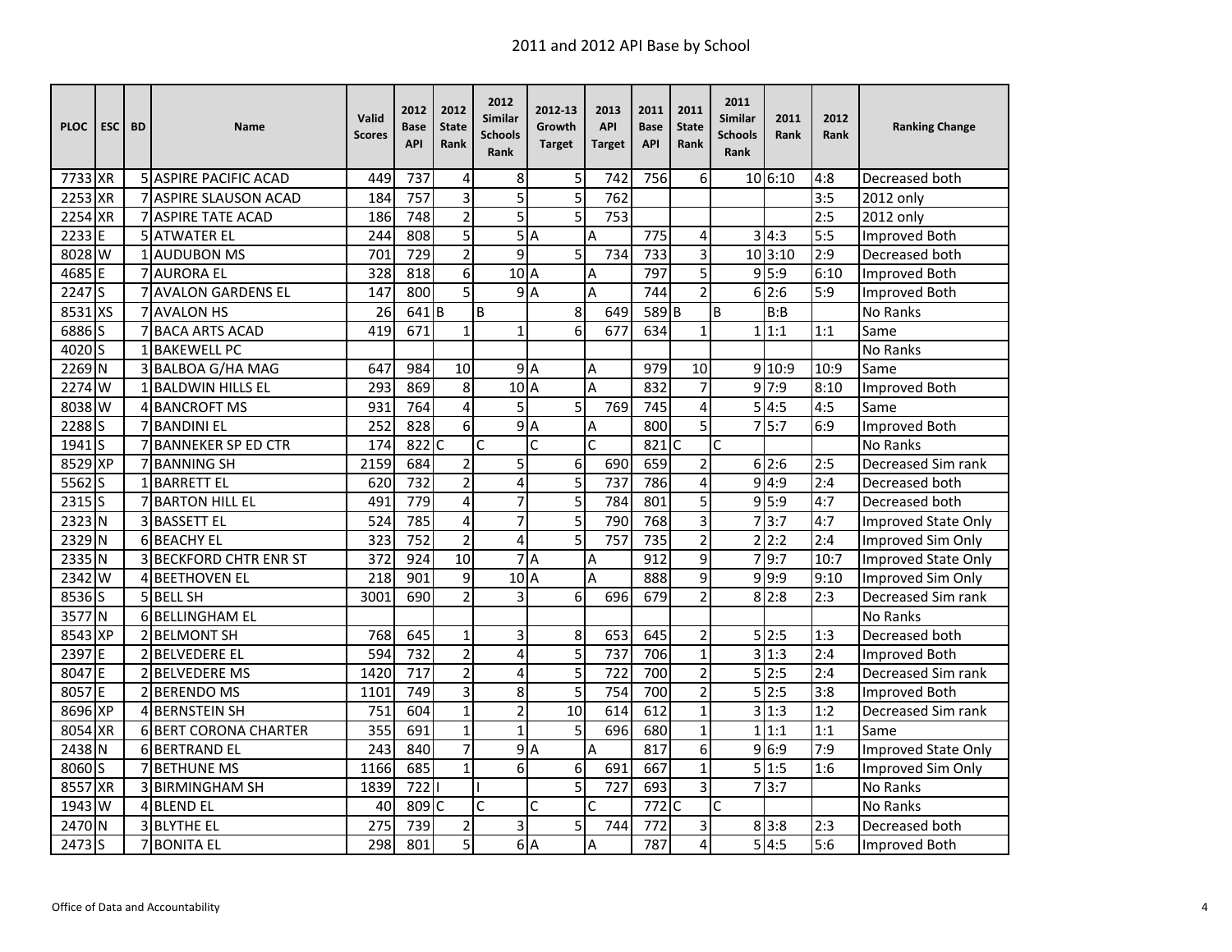# 2011 and 2012 API Base by School

| PLOC | ESC | BD | Name | Valid Scores | 2012 Base API | 2012 State Rank | 2012 Similar Schools Rank | 2012-13 Growth Target | 2013 API Target | 2011 Base API | 2011 State Rank | 2011 Similar Schools Rank | 2011 Rank | 2012 Rank | Ranking Change |
|---|---|---|---|---|---|---|---|---|---|---|---|---|---|---|---|
| 7733 | XR | 5 | ASPIRE PACIFIC ACAD | 449 | 737 | 4 | 8 | 5 | 742 | 756 | 6 | 10 | 6:10 | 4:8 | Decreased both |
| 2253 | XR | 7 | ASPIRE SLAUSON ACAD | 184 | 757 | 3 | 5 | 5 | 762 | | | | | 3:5 | 2012 only |
| 2254 | XR | 7 | ASPIRE TATE ACAD | 186 | 748 | 2 | 5 | 5 | 753 | | | | | 2:5 | 2012 only |
| 2233 | E | 5 | ATWATER EL | 244 | 808 | 5 | 5 | A | A | 775 | 4 | 3 | 4:3 | 5:5 | Improved Both |
| 8028 | W | 1 | AUDUBON MS | 701 | 729 | 2 | 9 | 5 | 734 | 733 | 3 | 10 | 3:10 | 2:9 | Decreased both |
| 4685 | E | 7 | AURORA EL | 328 | 818 | 6 | 10 | A | A | 797 | 5 | 9 | 5:9 | 6:10 | Improved Both |
| 2247 | S | 7 | AVALON GARDENS EL | 147 | 800 | 5 | 9 | A | A | 744 | 2 | 6 | 2:6 | 5:9 | Improved Both |
| 8531 | XS | 7 | AVALON HS | 26 | 641 | B | B | 8 | 649 | 589 | B | B | B:B | | No Ranks |
| 6886 | S | 7 | BACA ARTS ACAD | 419 | 671 | 1 | 1 | 6 | 677 | 634 | 1 | 1 | 1:1 | 1:1 | Same |
| 4020 | S | 1 | BAKEWELL PC | | | | | | | | | | | | No Ranks |
| 2269 | N | 3 | BALBOA G/HA MAG | 647 | 984 | 10 | 9 | A | A | 979 | 10 | 9 | 10:9 | 10:9 | Same |
| 2274 | W | 1 | BALDWIN HILLS EL | 293 | 869 | 8 | 10 | A | A | 832 | 7 | 9 | 7:9 | 8:10 | Improved Both |
| 8038 | W | 4 | BANCROFT MS | 931 | 764 | 4 | 5 | 5 | 769 | 745 | 4 | 5 | 4:5 | 4:5 | Same |
| 2288 | S | 7 | BANDINI EL | 252 | 828 | 6 | 9 | A | A | 800 | 5 | 7 | 5:7 | 6:9 | Improved Both |
| 1941 | S | 7 | BANNEKER SP ED CTR | 174 | 822 | C | C | C | C | 821 | C | C | | | No Ranks |
| 8529 | XP | 7 | BANNING SH | 2159 | 684 | 2 | 5 | 6 | 690 | 659 | 2 | 6 | 2:6 | 2:5 | Decreased Sim rank |
| 5562 | S | 1 | BARRETT EL | 620 | 732 | 2 | 4 | 5 | 737 | 786 | 4 | 9 | 4:9 | 2:4 | Decreased both |
| 2315 | S | 7 | BARTON HILL EL | 491 | 779 | 4 | 7 | 5 | 784 | 801 | 5 | 9 | 5:9 | 4:7 | Decreased both |
| 2323 | N | 3 | BASSETT EL | 524 | 785 | 4 | 7 | 5 | 790 | 768 | 3 | 7 | 3:7 | 4:7 | Improved State Only |
| 2329 | N | 6 | BEACHY EL | 323 | 752 | 2 | 4 | 5 | 757 | 735 | 2 | 2 | 2:2 | 2:4 | Improved Sim Only |
| 2335 | N | 3 | BECKFORD CHTR ENR ST | 372 | 924 | 10 | 7 | A | A | 912 | 9 | 7 | 9:7 | 10:7 | Improved State Only |
| 2342 | W | 4 | BEETHOVEN EL | 218 | 901 | 9 | 10 | A | A | 888 | 9 | 9 | 9:9 | 9:10 | Improved Sim Only |
| 8536 | S | 5 | BELL SH | 3001 | 690 | 2 | 3 | 6 | 696 | 679 | 2 | 8 | 2:8 | 2:3 | Decreased Sim rank |
| 3577 | N | 6 | BELLINGHAM EL | | | | | | | | | | | | No Ranks |
| 8543 | XP | 2 | BELMONT SH | 768 | 645 | 1 | 3 | 8 | 653 | 645 | 2 | 5 | 2:5 | 1:3 | Decreased both |
| 2397 | E | 2 | BELVEDERE EL | 594 | 732 | 2 | 4 | 5 | 737 | 706 | 1 | 3 | 1:3 | 2:4 | Improved Both |
| 8047 | E | 2 | BELVEDERE MS | 1420 | 717 | 2 | 4 | 5 | 722 | 700 | 2 | 5 | 2:5 | 2:4 | Decreased Sim rank |
| 8057 | E | 2 | BERENDO MS | 1101 | 749 | 3 | 8 | 5 | 754 | 700 | 2 | 5 | 2:5 | 3:8 | Improved Both |
| 8696 | XP | 4 | BERNSTEIN SH | 751 | 604 | 1 | 2 | 10 | 614 | 612 | 1 | 3 | 1:3 | 1:2 | Decreased Sim rank |
| 8054 | XR | 6 | BERT CORONA CHARTER | 355 | 691 | 1 | 1 | 5 | 696 | 680 | 1 | 1 | 1:1 | 1:1 | Same |
| 2438 | N | 6 | BERTRAND EL | 243 | 840 | 7 | 9 | A | A | 817 | 6 | 9 | 6:9 | 7:9 | Improved State Only |
| 8060 | S | 7 | BETHUNE MS | 1166 | 685 | 1 | 6 | 6 | 691 | 667 | 1 | 5 | 1:5 | 1:6 | Improved Sim Only |
| 8557 | XR | 3 | BIRMINGHAM SH | 1839 | 722 | I | I | 5 | 727 | 693 | 3 | 7 | 3:7 | | No Ranks |
| 1943 | W | 4 | BLEND EL | 40 | 809 | C | C | C | C | 772 | C | C | | | No Ranks |
| 2470 | N | 3 | BLYTHE EL | 275 | 739 | 2 | 3 | 5 | 744 | 772 | 3 | 8 | 3:8 | 2:3 | Decreased both |
| 2473 | S | 7 | BONITA EL | 298 | 801 | 5 | 6 | A | A | 787 | 4 | 5 | 4:5 | 5:6 | Improved Both |

Office of Data and Accountability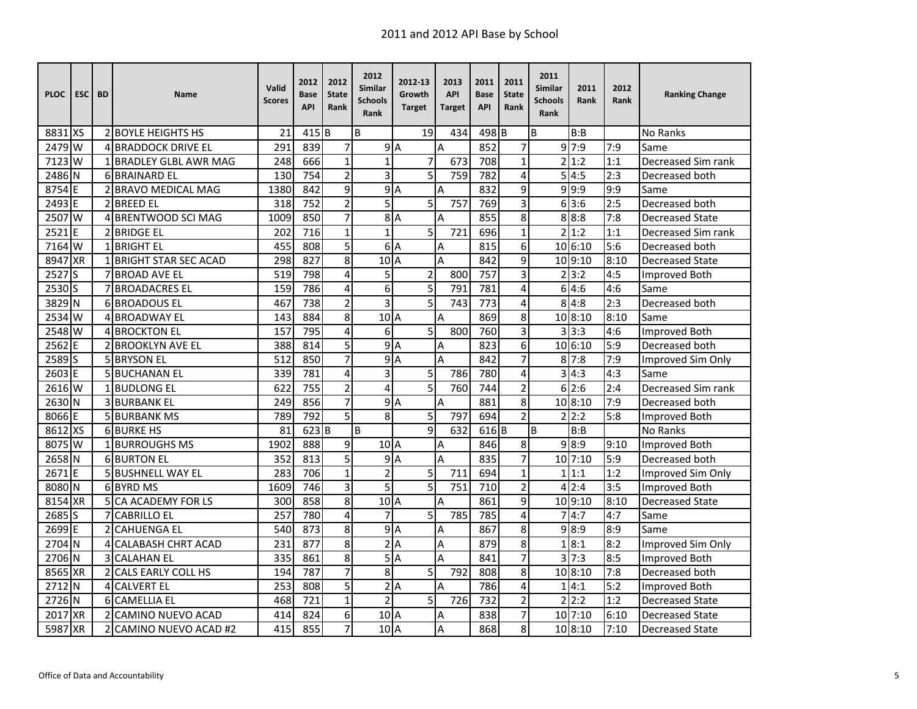# 2011 and 2012 API Base by School

| PLOC | ESC | BD | Name | Valid Scores | 2012 Base API | 2012 State Rank | 2012 Similar Schools Rank | 2012-13 Growth Target | 2013 API Target | 2011 Base API | 2011 State Rank | 2011 Similar Schools Rank | 2011 Rank | 2012 Rank | Ranking Change |
|---|---|---|---|---|---|---|---|---|---|---|---|---|---|---|---|
| 8831 | XS | 2 | BOYLE HEIGHTS HS | 21 | 415 | B | B | 19 | 434 | 498 | B | B | B:B | | No Ranks |
| 2479 | W | 4 | BRADDOCK DRIVE EL | 291 | 839 | 7 | 9 | A | A | 852 | 7 | 9 | 7:9 | 7:9 | Same |
| 7123 | W | 1 | BRADLEY GLBL AWR MAG | 248 | 666 | 1 | 1 | 7 | 673 | 708 | 1 | 2 | 1:2 | 1:1 | Decreased Sim rank |
| 2486 | N | 6 | BRAINARD EL | 130 | 754 | 2 | 3 | 5 | 759 | 782 | 4 | 5 | 4:5 | 2:3 | Decreased both |
| 8754 | E | 2 | BRAVO MEDICAL MAG | 1380 | 842 | 9 | 9 | A | A | 832 | 9 | 9 | 9:9 | 9:9 | Same |
| 2493 | E | 2 | BREED EL | 318 | 752 | 2 | 5 | 5 | 757 | 769 | 3 | 6 | 3:6 | 2:5 | Decreased both |
| 2507 | W | 4 | BRENTWOOD SCI MAG | 1009 | 850 | 7 | 8 | A | A | 855 | 8 | 8 | 8:8 | 7:8 | Decreased State |
| 2521 | E | 2 | BRIDGE EL | 202 | 716 | 1 | 1 | 5 | 721 | 696 | 1 | 2 | 1:2 | 1:1 | Decreased Sim rank |
| 7164 | W | 1 | BRIGHT EL | 455 | 808 | 5 | 6 | A | A | 815 | 6 | 10 | 6:10 | 5:6 | Decreased both |
| 8947 | XR | 1 | BRIGHT STAR SEC ACAD | 298 | 827 | 8 | 10 | A | A | 842 | 9 | 10 | 9:10 | 8:10 | Decreased State |
| 2527 | S | 7 | BROAD AVE EL | 519 | 798 | 4 | 5 | 2 | 800 | 757 | 3 | 2 | 3:2 | 4:5 | Improved Both |
| 2530 | S | 7 | BROADACRES EL | 159 | 786 | 4 | 6 | 5 | 791 | 781 | 4 | 6 | 4:6 | 4:6 | Same |
| 3829 | N | 6 | BROADOUS EL | 467 | 738 | 2 | 3 | 5 | 743 | 773 | 4 | 8 | 4:8 | 2:3 | Decreased both |
| 2534 | W | 4 | BROADWAY EL | 143 | 884 | 8 | 10 | A | A | 869 | 8 | 10 | 8:10 | 8:10 | Same |
| 2548 | W | 4 | BROCKTON EL | 157 | 795 | 4 | 6 | 5 | 800 | 760 | 3 | 3 | 3:3 | 4:6 | Improved Both |
| 2562 | E | 2 | BROOKLYN AVE EL | 388 | 814 | 5 | 9 | A | A | 823 | 6 | 10 | 6:10 | 5:9 | Decreased both |
| 2589 | S | 5 | BRYSON EL | 512 | 850 | 7 | 9 | A | A | 842 | 7 | 8 | 7:8 | 7:9 | Improved Sim Only |
| 2603 | E | 5 | BUCHANAN EL | 339 | 781 | 4 | 3 | 5 | 786 | 780 | 4 | 3 | 4:3 | 4:3 | Same |
| 2616 | W | 1 | BUDLONG EL | 622 | 755 | 2 | 4 | 5 | 760 | 744 | 2 | 6 | 2:6 | 2:4 | Decreased Sim rank |
| 2630 | N | 3 | BURBANK EL | 249 | 856 | 7 | 9 | A | A | 881 | 8 | 10 | 8:10 | 7:9 | Decreased both |
| 8066 | E | 5 | BURBANK MS | 789 | 792 | 5 | 8 | 5 | 797 | 694 | 2 | 2 | 2:2 | 5:8 | Improved Both |
| 8612 | XS | 6 | BURKE HS | 81 | 623 | B | B | 9 | 632 | 616 | B | B | B:B | | No Ranks |
| 8075 | W | 1 | BURROUGHS MS | 1902 | 888 | 9 | 10 | A | A | 846 | 8 | 9 | 8:9 | 9:10 | Improved Both |
| 2658 | N | 6 | BURTON EL | 352 | 813 | 5 | 9 | A | A | 835 | 7 | 10 | 7:10 | 5:9 | Decreased both |
| 2671 | E | 5 | BUSHNELL WAY EL | 283 | 706 | 1 | 2 | 5 | 711 | 694 | 1 | 1 | 1:1 | 1:2 | Improved Sim Only |
| 8080 | N | 6 | BYRD MS | 1609 | 746 | 3 | 5 | 5 | 751 | 710 | 2 | 4 | 2:4 | 3:5 | Improved Both |
| 8154 | XR | 5 | CA ACADEMY FOR LS | 300 | 858 | 8 | 10 | A | A | 861 | 9 | 10 | 9:10 | 8:10 | Decreased State |
| 2685 | S | 7 | CABRILLO EL | 257 | 780 | 4 | 7 | 5 | 785 | 785 | 4 | 7 | 4:7 | 4:7 | Same |
| 2699 | E | 2 | CAHUENGA EL | 540 | 873 | 8 | 9 | A | A | 867 | 8 | 9 | 8:9 | 8:9 | Same |
| 2704 | N | 4 | CALABASH CHRT ACAD | 231 | 877 | 8 | 2 | A | A | 879 | 8 | 1 | 8:1 | 8:2 | Improved Sim Only |
| 2706 | N | 3 | CALAHAN EL | 335 | 861 | 8 | 5 | A | A | 841 | 7 | 3 | 7:3 | 8:5 | Improved Both |
| 8565 | XR | 2 | CALS EARLY COLL HS | 194 | 787 | 7 | 8 | 5 | 792 | 808 | 8 | 10 | 8:10 | 7:8 | Decreased both |
| 2712 | N | 4 | CALVERT EL | 253 | 808 | 5 | 2 | A | A | 786 | 4 | 1 | 4:1 | 5:2 | Improved Both |
| 2726 | N | 6 | CAMELLIA EL | 468 | 721 | 1 | 2 | 5 | 726 | 732 | 2 | 2 | 2:2 | 1:2 | Decreased State |
| 2017 | XR | 2 | CAMINO NUEVO ACAD | 414 | 824 | 6 | 10 | A | A | 838 | 7 | 10 | 7:10 | 6:10 | Decreased State |
| 5987 | XR | 2 | CAMINO NUEVO ACAD #2 | 415 | 855 | 7 | 10 | A | A | 868 | 8 | 10 | 8:10 | 7:10 | Decreased State |

Office of Data and Accountability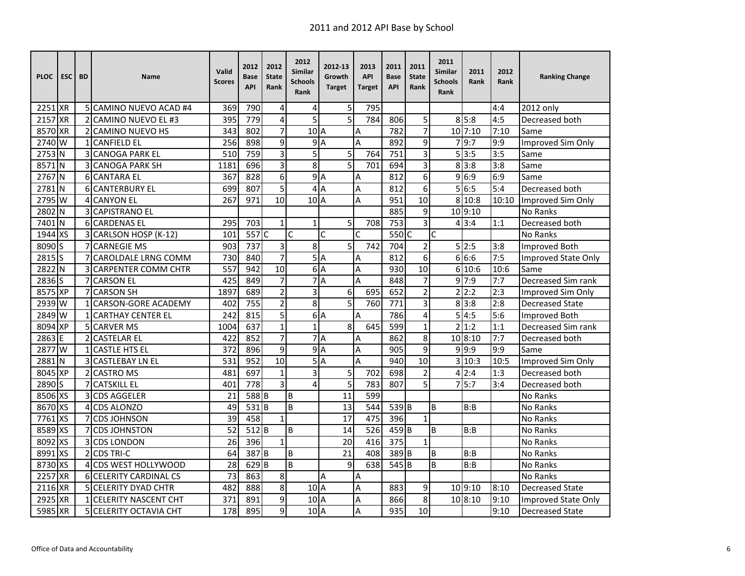# 2011 and 2012 API Base by School

| PLOC | ESC | BD | Name | Valid Scores | 2012 Base API | 2012 State Rank | 2012 Similar Schools Rank | 2012-13 Growth Target | 2013 API Target | 2011 Base API | 2011 State Rank | 2011 Similar Schools Rank | 2011 Rank | 2012 Rank | Ranking Change |
|---|---|---|---|---|---|---|---|---|---|---|---|---|---|---|---|
| 2251 | XR | 5 | CAMINO NUEVO ACAD #4 | 369 | 790 | 4 | 4 | 5 | 795 | | | | | 4:4 | 2012 only |
| 2157 | XR | 2 | CAMINO NUEVO EL #3 | 395 | 779 | 4 | 5 | 5 | 784 | 806 | 5 | 8 | 5:8 | 4:5 | Decreased both |
| 8570 | XR | 2 | CAMINO NUEVO HS | 343 | 802 | 7 | 10 | A | A | 782 | 7 | 10 | 7:10 | 7:10 | Same |
| 2740 | W | 1 | CANFIELD EL | 256 | 898 | 9 | 9 | A | A | 892 | 9 | 7 | 9:7 | 9:9 | Improved Sim Only |
| 2753 | N | 3 | CANOGA PARK EL | 510 | 759 | 3 | 5 | 5 | 764 | 751 | 3 | 5 | 3:5 | 3:5 | Same |
| 8571 | N | 3 | CANOGA PARK SH | 1181 | 696 | 3 | 8 | 5 | 701 | 694 | 3 | 8 | 3:8 | 3:8 | Same |
| 2767 | N | 6 | CANTARA EL | 367 | 828 | 6 | 9 | A | A | 812 | 6 | 9 | 6:9 | 6:9 | Same |
| 2781 | N | 6 | CANTERBURY EL | 699 | 807 | 5 | 4 | A | A | 812 | 6 | 5 | 6:5 | 5:4 | Decreased both |
| 2795 | W | 4 | CANYON EL | 267 | 971 | 10 | 10 | A | A | 951 | 10 | 8 | 10:8 | 10:10 | Improved Sim Only |
| 2802 | N | 3 | CAPISTRANO EL | | | | | | | 885 | 9 | 10 | 9:10 | | No Ranks |
| 7401 | N | 6 | CARDENAS EL | 295 | 703 | 1 | 1 | 5 | 708 | 753 | 3 | 4 | 3:4 | 1:1 | Decreased both |
| 1944 | XS | 3 | CARLSON HOSP (K-12) | 101 | 557 | C | C | C | C | 550 | C | C | | | No Ranks |
| 8090 | S | 7 | CARNEGIE MS | 903 | 737 | 3 | 8 | 5 | 742 | 704 | 2 | 5 | 2:5 | 3:8 | Improved Both |
| 2815 | S | 7 | CAROLDALE LRNG COMM | 730 | 840 | 7 | 5 | A | A | 812 | 6 | 6 | 6:6 | 7:5 | Improved State Only |
| 2822 | N | 3 | CARPENTER COMM CHTR | 557 | 942 | 10 | 6 | A | A | 930 | 10 | 6 | 10:6 | 10:6 | Same |
| 2836 | S | 7 | CARSON EL | 425 | 849 | 7 | 7 | A | A | 848 | 7 | 9 | 7:9 | 7:7 | Decreased Sim rank |
| 8575 | XP | 7 | CARSON SH | 1897 | 689 | 2 | 3 | 6 | 695 | 652 | 2 | 2 | 2:2 | 2:3 | Improved Sim Only |
| 2939 | W | 1 | CARSON-GORE ACADEMY | 402 | 755 | 2 | 8 | 5 | 760 | 771 | 3 | 8 | 3:8 | 2:8 | Decreased State |
| 2849 | W | 1 | CARTHAY CENTER EL | 242 | 815 | 5 | 6 | A | A | 786 | 4 | 5 | 4:5 | 5:6 | Improved Both |
| 8094 | XP | 5 | CARVER MS | 1004 | 637 | 1 | 1 | 8 | 645 | 599 | 1 | 2 | 1:2 | 1:1 | Decreased Sim rank |
| 2863 | E | 2 | CASTELAR EL | 422 | 852 | 7 | 7 | A | A | 862 | 8 | 10 | 8:10 | 7:7 | Decreased both |
| 2877 | W | 1 | CASTLE HTS EL | 372 | 896 | 9 | 9 | A | A | 905 | 9 | 9 | 9:9 | 9:9 | Same |
| 2881 | N | 3 | CASTLEBAY LN EL | 531 | 952 | 10 | 5 | A | A | 940 | 10 | 3 | 10:3 | 10:5 | Improved Sim Only |
| 8045 | XP | 2 | CASTRO MS | 481 | 697 | 1 | 3 | 5 | 702 | 698 | 2 | 4 | 2:4 | 1:3 | Decreased both |
| 2890 | S | 7 | CATSKILL EL | 401 | 778 | 3 | 4 | 5 | 783 | 807 | 5 | 7 | 5:7 | 3:4 | Decreased both |
| 8506 | XS | 3 | CDS AGGELER | 21 | 588 | B | B | 11 | 599 | | | | | | No Ranks |
| 8670 | XS | 4 | CDS ALONZO | 49 | 531 | B | B | 13 | 544 | 539 | B | B | B:B | | No Ranks |
| 7761 | XS | 7 | CDS JOHNSON | 39 | 458 | 1 | | 17 | 475 | 396 | 1 | | | | No Ranks |
| 8589 | XS | 7 | CDS JOHNSTON | 52 | 512 | B | B | 14 | 526 | 459 | B | B | B:B | | No Ranks |
| 8092 | XS | 3 | CDS LONDON | 26 | 396 | 1 | | 20 | 416 | 375 | 1 | | | | No Ranks |
| 8991 | XS | 2 | CDS TRI-C | 64 | 387 | B | B | 21 | 408 | 389 | B | B | B:B | | No Ranks |
| 8730 | XS | 4 | CDS WEST HOLLYWOOD | 28 | 629 | B | B | 9 | 638 | 545 | B | B | B:B | | No Ranks |
| 2257 | XR | 6 | CELERITY CARDINAL CS | 73 | 863 | 8 | | A | A | | | | | | No Ranks |
| 2116 | XR | 5 | CELERITY DYAD CHTR | 482 | 888 | 8 | 10 | A | A | 883 | 9 | 10 | 9:10 | 8:10 | Decreased State |
| 2925 | XR | 1 | CELERITY NASCENT CHT | 371 | 891 | 9 | 10 | A | A | 866 | 8 | 10 | 8:10 | 9:10 | Improved State Only |
| 5985 | XR | 5 | CELERITY OCTAVIA CHT | 178 | 895 | 9 | 10 | A | A | 935 | 10 | | | 9:10 | Decreased State |

Office of Data and Accountability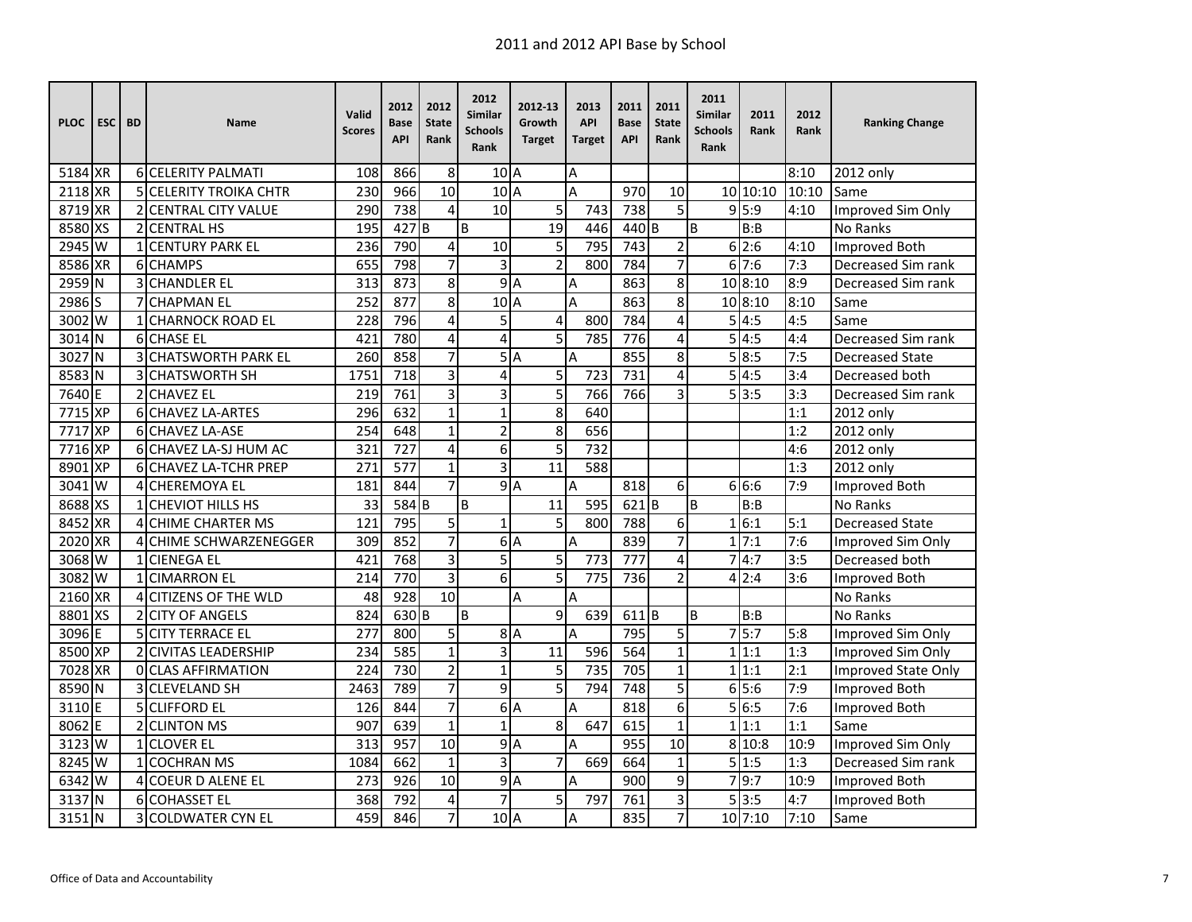# 2011 and 2012 API Base by School

| PLOC | ESC | BD | Name | Valid Scores | 2012 Base API | 2012 State Rank | 2012 Similar Schools Rank | 2012-13 Growth Target | 2013 API Target | 2011 Base API | 2011 State Rank | 2011 Similar Schools Rank | 2011 Rank | 2012 Rank | Ranking Change |
|---|---|---|---|---|---|---|---|---|---|---|---|---|---|---|---|
| 5184 | XR | 6 | CELERITY PALMATI | 108 | 866 | 8 | 10 | A | A | | | | | 8:10 | 2012 only |
| 2118 | XR | 5 | CELERITY TROIKA CHTR | 230 | 966 | 10 | 10 | A | A | 970 | 10 | 10 | 10:10 | 10:10 | Same |
| 8719 | XR | 2 | CENTRAL CITY VALUE | 290 | 738 | 4 | 10 | 5 | 743 | 738 | 5 | 9 | 5:9 | 4:10 | Improved Sim Only |
| 8580 | XS | 2 | CENTRAL HS | 195 | 427 | B | B | 19 | 446 | 440 | B | B | B:B | | No Ranks |
| 2945 | W | 1 | CENTURY PARK EL | 236 | 790 | 4 | 10 | 5 | 795 | 743 | 2 | 6 | 2:6 | 4:10 | Improved Both |
| 8586 | XR | 6 | CHAMPS | 655 | 798 | 7 | 3 | 2 | 800 | 784 | 7 | 6 | 7:6 | 7:3 | Decreased Sim rank |
| 2959 | N | 3 | CHANDLER EL | 313 | 873 | 8 | 9 | A | A | 863 | 8 | 10 | 8:10 | 8:9 | Decreased Sim rank |
| 2986 | S | 7 | CHAPMAN EL | 252 | 877 | 8 | 10 | A | A | 863 | 8 | 10 | 8:10 | 8:10 | Same |
| 3002 | W | 1 | CHARNOCK ROAD EL | 228 | 796 | 4 | 5 | 4 | 800 | 784 | 4 | 5 | 4:5 | 4:5 | Same |
| 3014 | N | 6 | CHASE EL | 421 | 780 | 4 | 4 | 5 | 785 | 776 | 4 | 5 | 4:5 | 4:4 | Decreased Sim rank |
| 3027 | N | 3 | CHATSWORTH PARK EL | 260 | 858 | 7 | 5 | A | A | 855 | 8 | 5 | 8:5 | 7:5 | Decreased State |
| 8583 | N | 3 | CHATSWORTH SH | 1751 | 718 | 3 | 4 | 5 | 723 | 731 | 4 | 5 | 4:5 | 3:4 | Decreased both |
| 7640 | E | 2 | CHAVEZ EL | 219 | 761 | 3 | 3 | 5 | 766 | 766 | 3 | 5 | 3:5 | 3:3 | Decreased Sim rank |
| 7715 | XP | 6 | CHAVEZ LA-ARTES | 296 | 632 | 1 | 1 | 8 | 640 | | | | | 1:1 | 2012 only |
| 7717 | XP | 6 | CHAVEZ LA-ASE | 254 | 648 | 1 | 2 | 8 | 656 | | | | | 1:2 | 2012 only |
| 7716 | XP | 6 | CHAVEZ LA-SJ HUM AC | 321 | 727 | 4 | 6 | 5 | 732 | | | | | 4:6 | 2012 only |
| 8901 | XP | 6 | CHAVEZ LA-TCHR PREP | 271 | 577 | 1 | 3 | 11 | 588 | | | | | 1:3 | 2012 only |
| 3041 | W | 4 | CHEREMOYA EL | 181 | 844 | 7 | 9 | A | A | 818 | 6 | 6 | 6:6 | 7:9 | Improved Both |
| 8688 | XS | 1 | CHEVIOT HILLS HS | 33 | 584 | B | B | 11 | 595 | 621 | B | B | B:B | | No Ranks |
| 8452 | XR | 4 | CHIME CHARTER MS | 121 | 795 | 5 | 1 | 5 | 800 | 788 | 6 | 1 | 6:1 | 5:1 | Decreased State |
| 2020 | XR | 4 | CHIME SCHWARZENEGGER | 309 | 852 | 7 | 6 | A | A | 839 | 7 | 1 | 7:1 | 7:6 | Improved Sim Only |
| 3068 | W | 1 | CIENEGA EL | 421 | 768 | 3 | 5 | 5 | 773 | 777 | 4 | 7 | 4:7 | 3:5 | Decreased both |
| 3082 | W | 1 | CIMARRON EL | 214 | 770 | 3 | 6 | 5 | 775 | 736 | 2 | 4 | 2:4 | 3:6 | Improved Both |
| 2160 | XR | 4 | CITIZENS OF THE WLD | 48 | 928 | 10 | | A | A | | | | | | No Ranks |
| 8801 | XS | 2 | CITY OF ANGELS | 824 | 630 | B | B | 9 | 639 | 611 | B | B | B:B | | No Ranks |
| 3096 | E | 5 | CITY TERRACE EL | 277 | 800 | 5 | 8 | A | A | 795 | 5 | 7 | 5:7 | 5:8 | Improved Sim Only |
| 8500 | XP | 2 | CIVITAS LEADERSHIP | 234 | 585 | 1 | 3 | 11 | 596 | 564 | 1 | 1 | 1:1 | 1:3 | Improved Sim Only |
| 7028 | XR | 0 | CLAS AFFIRMATION | 224 | 730 | 2 | 1 | 5 | 735 | 705 | 1 | 1 | 1:1 | 2:1 | Improved State Only |
| 8590 | N | 3 | CLEVELAND SH | 2463 | 789 | 7 | 9 | 5 | 794 | 748 | 5 | 6 | 5:6 | 7:9 | Improved Both |
| 3110 | E | 5 | CLIFFORD EL | 126 | 844 | 7 | 6 | A | A | 818 | 6 | 5 | 6:5 | 7:6 | Improved Both |
| 8062 | E | 2 | CLINTON MS | 907 | 639 | 1 | 1 | 8 | 647 | 615 | 1 | 1 | 1:1 | 1:1 | Same |
| 3123 | W | 1 | CLOVER EL | 313 | 957 | 10 | 9 | A | A | 955 | 10 | 8 | 10:8 | 10:9 | Improved Sim Only |
| 8245 | W | 1 | COCHRAN MS | 1084 | 662 | 1 | 3 | 7 | 669 | 664 | 1 | 5 | 1:5 | 1:3 | Decreased Sim rank |
| 6342 | W | 4 | COEUR D ALENE EL | 273 | 926 | 10 | 9 | A | A | 900 | 9 | 7 | 9:7 | 10:9 | Improved Both |
| 3137 | N | 6 | COHASSET EL | 368 | 792 | 4 | 7 | 5 | 797 | 761 | 3 | 5 | 3:5 | 4:7 | Improved Both |
| 3151 | N | 3 | COLDWATER CYN EL | 459 | 846 | 7 | 10 | A | A | 835 | 7 | 10 | 7:10 | 7:10 | Same |

Office of Data and Accountability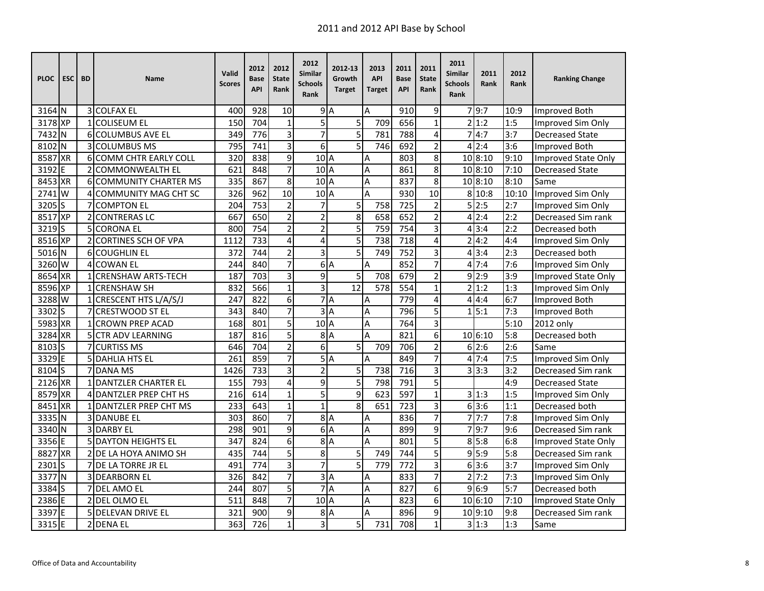# 2011 and 2012 API Base by School

| PLOC | ESC | BD | Name | Valid Scores | 2012 Base API | 2012 State Rank | 2012 Similar Schools Rank | 2012-13 Growth Target | 2013 API Target | 2011 Base API | 2011 State Rank | 2011 Similar Schools Rank | 2011 Rank | 2012 Rank | Ranking Change |
|---|---|---|---|---|---|---|---|---|---|---|---|---|---|---|---|
| 3164 | N | 3 | COLFAX EL | 400 | 928 | 10 | 9 | A | A | 910 | 9 | 7 | 9:7 | 10:9 | Improved Both |
| 3178 | XP | 1 | COLISEUM EL | 150 | 704 | 1 | 5 | 5 | 709 | 656 | 1 | 2 | 1:2 | 1:5 | Improved Sim Only |
| 7432 | N | 6 | COLUMBUS AVE EL | 349 | 776 | 3 | 7 | 5 | 781 | 788 | 4 | 7 | 4:7 | 3:7 | Decreased State |
| 8102 | N | 3 | COLUMBUS MS | 795 | 741 | 3 | 6 | 5 | 746 | 692 | 2 | 4 | 2:4 | 3:6 | Improved Both |
| 8587 | XR | 6 | COMM CHTR EARLY COLL | 320 | 838 | 9 | 10 | A | A | 803 | 8 | 10 | 8:10 | 9:10 | Improved State Only |
| 3192 | E | 2 | COMMONWEALTH EL | 621 | 848 | 7 | 10 | A | A | 861 | 8 | 10 | 8:10 | 7:10 | Decreased State |
| 8453 | XR | 6 | COMMUNITY CHARTER MS | 335 | 867 | 8 | 10 | A | A | 837 | 8 | 10 | 8:10 | 8:10 | Same |
| 2741 | W | 4 | COMMUNITY MAG CHT SC | 326 | 962 | 10 | 10 | A | A | 930 | 10 | 8 | 10:8 | 10:10 | Improved Sim Only |
| 3205 | S | 7 | COMPTON EL | 204 | 753 | 2 | 7 | 5 | 758 | 725 | 2 | 5 | 2:5 | 2:7 | Improved Sim Only |
| 8517 | XP | 2 | CONTRERAS LC | 667 | 650 | 2 | 2 | 8 | 658 | 652 | 2 | 4 | 2:4 | 2:2 | Decreased Sim rank |
| 3219 | S | 5 | CORONA EL | 800 | 754 | 2 | 2 | 5 | 759 | 754 | 3 | 4 | 3:4 | 2:2 | Decreased both |
| 8516 | XP | 2 | CORTINES SCH OF VPA | 1112 | 733 | 4 | 4 | 5 | 738 | 718 | 4 | 2 | 4:2 | 4:4 | Improved Sim Only |
| 5016 | N | 6 | COUGHLIN EL | 372 | 744 | 2 | 3 | 5 | 749 | 752 | 3 | 4 | 3:4 | 2:3 | Decreased both |
| 3260 | W | 4 | COWAN EL | 244 | 840 | 7 | 6 | A | A | 852 | 7 | 4 | 7:4 | 7:6 | Improved Sim Only |
| 8654 | XR | 1 | CRENSHAW ARTS-TECH | 187 | 703 | 3 | 9 | 5 | 708 | 679 | 2 | 9 | 2:9 | 3:9 | Improved State Only |
| 8596 | XP | 1 | CRENSHAW SH | 832 | 566 | 1 | 3 | 12 | 578 | 554 | 1 | 2 | 1:2 | 1:3 | Improved Sim Only |
| 3288 | W | 1 | CRESCENT HTS L/A/S/J | 247 | 822 | 6 | 7 | A | A | 779 | 4 | 4 | 4:4 | 6:7 | Improved Both |
| 3302 | S | 7 | CRESTWOOD ST EL | 343 | 840 | 7 | 3 | A | A | 796 | 5 | 1 | 5:1 | 7:3 | Improved Both |
| 5983 | XR | 1 | CROWN PREP ACAD | 168 | 801 | 5 | 10 | A | A | 764 | 3 | | | 5:10 | 2012 only |
| 3284 | XR | 5 | CTR ADV LEARNING | 187 | 816 | 5 | 8 | A | A | 821 | 6 | 10 | 6:10 | 5:8 | Decreased both |
| 8103 | S | 7 | CURTISS MS | 646 | 704 | 2 | 6 | 5 | 709 | 706 | 2 | 6 | 2:6 | 2:6 | Same |
| 3329 | E | 5 | DAHLIA HTS EL | 261 | 859 | 7 | 5 | A | A | 849 | 7 | 4 | 7:4 | 7:5 | Improved Sim Only |
| 8104 | S | 7 | DANA MS | 1426 | 733 | 3 | 2 | 5 | 738 | 716 | 3 | 3 | 3:3 | 3:2 | Decreased Sim rank |
| 2126 | XR | 1 | DANTZLER CHARTER EL | 155 | 793 | 4 | 9 | 5 | 798 | 791 | 5 | | | 4:9 | Decreased State |
| 8579 | XR | 4 | DANTZLER PREP CHT HS | 216 | 614 | 1 | 5 | 9 | 623 | 597 | 1 | 3 | 1:3 | 1:5 | Improved Sim Only |
| 8451 | XR | 1 | DANTZLER PREP CHT MS | 233 | 643 | 1 | 1 | 8 | 651 | 723 | 3 | 6 | 3:6 | 1:1 | Decreased both |
| 3335 | N | 3 | DANUBE EL | 303 | 860 | 7 | 8 | A | A | 836 | 7 | 7 | 7:7 | 7:8 | Improved Sim Only |
| 3340 | N | 3 | DARBY EL | 298 | 901 | 9 | 6 | A | A | 899 | 9 | 7 | 9:7 | 9:6 | Decreased Sim rank |
| 3356 | E | 5 | DAYTON HEIGHTS EL | 347 | 824 | 6 | 8 | A | A | 801 | 5 | 8 | 5:8 | 6:8 | Improved State Only |
| 8827 | XR | 2 | DE LA HOYA ANIMO SH | 435 | 744 | 5 | 8 | 5 | 749 | 744 | 5 | 9 | 5:9 | 5:8 | Decreased Sim rank |
| 2301 | S | 7 | DE LA TORRE JR EL | 491 | 774 | 3 | 7 | 5 | 779 | 772 | 3 | 6 | 3:6 | 3:7 | Improved Sim Only |
| 3377 | N | 3 | DEARBORN EL | 326 | 842 | 7 | 3 | A | A | 833 | 7 | 2 | 7:2 | 7:3 | Improved Sim Only |
| 3384 | S | 7 | DEL AMO EL | 244 | 807 | 5 | 7 | A | A | 827 | 6 | 9 | 6:9 | 5:7 | Decreased both |
| 2386 | E | 2 | DEL OLMO EL | 511 | 848 | 7 | 10 | A | A | 823 | 6 | 10 | 6:10 | 7:10 | Improved State Only |
| 3397 | E | 5 | DELEVAN DRIVE EL | 321 | 900 | 9 | 8 | A | A | 896 | 9 | 10 | 9:10 | 9:8 | Decreased Sim rank |
| 3315 | E | 2 | DENA EL | 363 | 726 | 1 | 3 | 5 | 731 | 708 | 1 | 3 | 1:3 | 1:3 | Same |

Office of Data and Accountability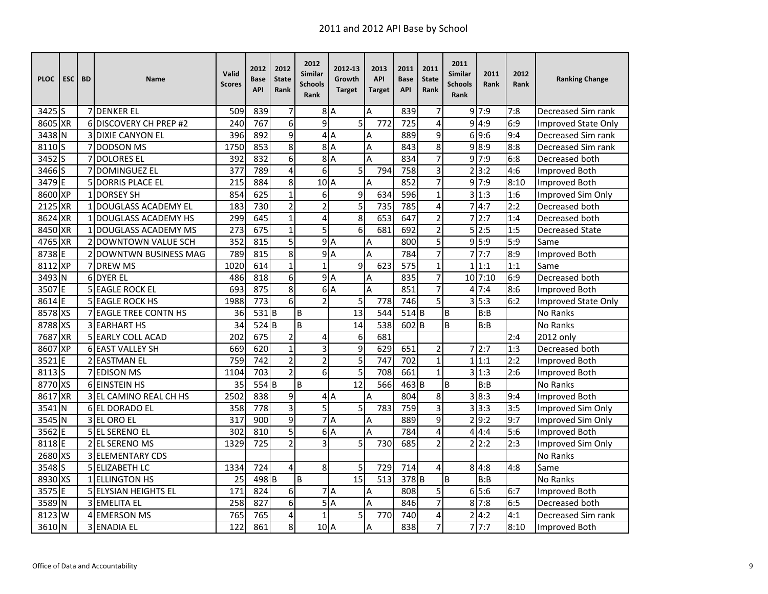# 2011 and 2012 API Base by School

| PLOC | ESC | BD | Name | Valid Scores | 2012 Base API | 2012 State Rank | 2012 Similar Schools Rank | 2012-13 Growth Target | 2013 API Target | 2011 Base API | 2011 State Rank | 2011 Similar Schools Rank | 2011 Rank | 2012 Rank | Ranking Change |
|---|---|---|---|---|---|---|---|---|---|---|---|---|---|---|---|
| 3425 | S | 7 | DENKER EL | 509 | 839 | 7 | 8 | A | A | 839 | 7 | 9 | 7:9 | 7:8 | Decreased Sim rank |
| 8605 | XR | 6 | DISCOVERY CH PREP #2 | 240 | 767 | 6 | 9 | 5 | 772 | 725 | 4 | 9 | 4:9 | 6:9 | Improved State Only |
| 3438 | N | 3 | DIXIE CANYON EL | 396 | 892 | 9 | 4 | A | A | 889 | 9 | 6 | 9:6 | 9:4 | Decreased Sim rank |
| 8110 | S | 7 | DODSON MS | 1750 | 853 | 8 | 8 | A | A | 843 | 8 | 9 | 8:9 | 8:8 | Decreased Sim rank |
| 3452 | S | 7 | DOLORES EL | 392 | 832 | 6 | 8 | A | A | 834 | 7 | 9 | 7:9 | 6:8 | Decreased both |
| 3466 | S | 7 | DOMINGUEZ EL | 377 | 789 | 4 | 6 | 5 | 794 | 758 | 3 | 2 | 3:2 | 4:6 | Improved Both |
| 3479 | E | 5 | DORRIS PLACE EL | 215 | 884 | 8 | 10 | A | A | 852 | 7 | 9 | 7:9 | 8:10 | Improved Both |
| 8600 | XP | 1 | DORSEY SH | 854 | 625 | 1 | 6 | 9 | 634 | 596 | 1 | 3 | 1:3 | 1:6 | Improved Sim Only |
| 2125 | XR | 1 | DOUGLASS ACADEMY EL | 183 | 730 | 2 | 2 | 5 | 735 | 785 | 4 | 7 | 4:7 | 2:2 | Decreased both |
| 8624 | XR | 1 | DOUGLASS ACADEMY HS | 299 | 645 | 1 | 4 | 8 | 653 | 647 | 2 | 7 | 2:7 | 1:4 | Decreased both |
| 8450 | XR | 1 | DOUGLASS ACADEMY MS | 273 | 675 | 1 | 5 | 6 | 681 | 692 | 2 | 5 | 2:5 | 1:5 | Decreased State |
| 4765 | XR | 2 | DOWNTOWN VALUE SCH | 352 | 815 | 5 | 9 | A | A | 800 | 5 | 9 | 5:9 | 5:9 | Same |
| 8738 | E | 2 | DOWNTWN BUSINESS MAG | 789 | 815 | 8 | 9 | A | A | 784 | 7 | 7 | 7:7 | 8:9 | Improved Both |
| 8112 | XP | 7 | DREW MS | 1020 | 614 | 1 | 1 | 9 | 623 | 575 | 1 | 1 | 1:1 | 1:1 | Same |
| 3493 | N | 6 | DYER EL | 486 | 818 | 6 | 9 | A | A | 835 | 7 | 10 | 7:10 | 6:9 | Decreased both |
| 3507 | E | 5 | EAGLE ROCK EL | 693 | 875 | 8 | 6 | A | A | 851 | 7 | 4 | 7:4 | 8:6 | Improved Both |
| 8614 | E | 5 | EAGLE ROCK HS | 1988 | 773 | 6 | 2 | 5 | 778 | 746 | 5 | 3 | 5:3 | 6:2 | Improved State Only |
| 8578 | XS | 7 | EAGLE TREE CONTN HS | 36 | 531 | B | B | 13 | 544 | 514 | B | B | B:B | | No Ranks |
| 8788 | XS | 3 | EARHART HS | 34 | 524 | B | B | 14 | 538 | 602 | B | B | B:B | | No Ranks |
| 7687 | XR | 5 | EARLY COLL ACAD | 202 | 675 | 2 | 4 | 6 | 681 | | | | | 2:4 | 2012 only |
| 8607 | XP | 6 | EAST VALLEY SH | 669 | 620 | 1 | 3 | 9 | 629 | 651 | 2 | 7 | 2:7 | 1:3 | Decreased both |
| 3521 | E | 2 | EASTMAN EL | 759 | 742 | 2 | 2 | 5 | 747 | 702 | 1 | 1 | 1:1 | 2:2 | Improved Both |
| 8113 | S | 7 | EDISON MS | 1104 | 703 | 2 | 6 | 5 | 708 | 661 | 1 | 3 | 1:3 | 2:6 | Improved Both |
| 8770 | XS | 6 | EINSTEIN HS | 35 | 554 | B | B | 12 | 566 | 463 | B | B | B:B | | No Ranks |
| 8617 | XR | 3 | EL CAMINO REAL CH HS | 2502 | 838 | 9 | 4 | A | A | 804 | 8 | 3 | 8:3 | 9:4 | Improved Both |
| 3541 | N | 6 | EL DORADO EL | 358 | 778 | 3 | 5 | 5 | 783 | 759 | 3 | 3 | 3:3 | 3:5 | Improved Sim Only |
| 3545 | N | 3 | EL ORO EL | 317 | 900 | 9 | 7 | A | A | 889 | 9 | 2 | 9:2 | 9:7 | Improved Sim Only |
| 3562 | E | 5 | EL SERENO EL | 302 | 810 | 5 | 6 | A | A | 784 | 4 | 4 | 4:4 | 5:6 | Improved Both |
| 8118 | E | 2 | EL SERENO MS | 1329 | 725 | 2 | 3 | 5 | 730 | 685 | 2 | 2 | 2:2 | 2:3 | Improved Sim Only |
| 2680 | XS | 3 | ELEMENTARY CDS | | | | | | | | | | | | No Ranks |
| 3548 | S | 5 | ELIZABETH LC | 1334 | 724 | 4 | 8 | 5 | 729 | 714 | 4 | 8 | 4:8 | 4:8 | Same |
| 8930 | XS | 1 | ELLINGTON HS | 25 | 498 | B | B | 15 | 513 | 378 | B | B | B:B | | No Ranks |
| 3575 | E | 5 | ELYSIAN HEIGHTS EL | 171 | 824 | 6 | 7 | A | A | 808 | 5 | 6 | 5:6 | 6:7 | Improved Both |
| 3589 | N | 3 | EMELITA EL | 258 | 827 | 6 | 5 | A | A | 846 | 7 | 8 | 7:8 | 6:5 | Decreased both |
| 8123 | W | 4 | EMERSON MS | 765 | 765 | 4 | 1 | 5 | 770 | 740 | 4 | 2 | 4:2 | 4:1 | Decreased Sim rank |
| 3610 | N | 3 | ENADIA EL | 122 | 861 | 8 | 10 | A | A | 838 | 7 | 7 | 7:7 | 8:10 | Improved Both |

Office of Data and Accountability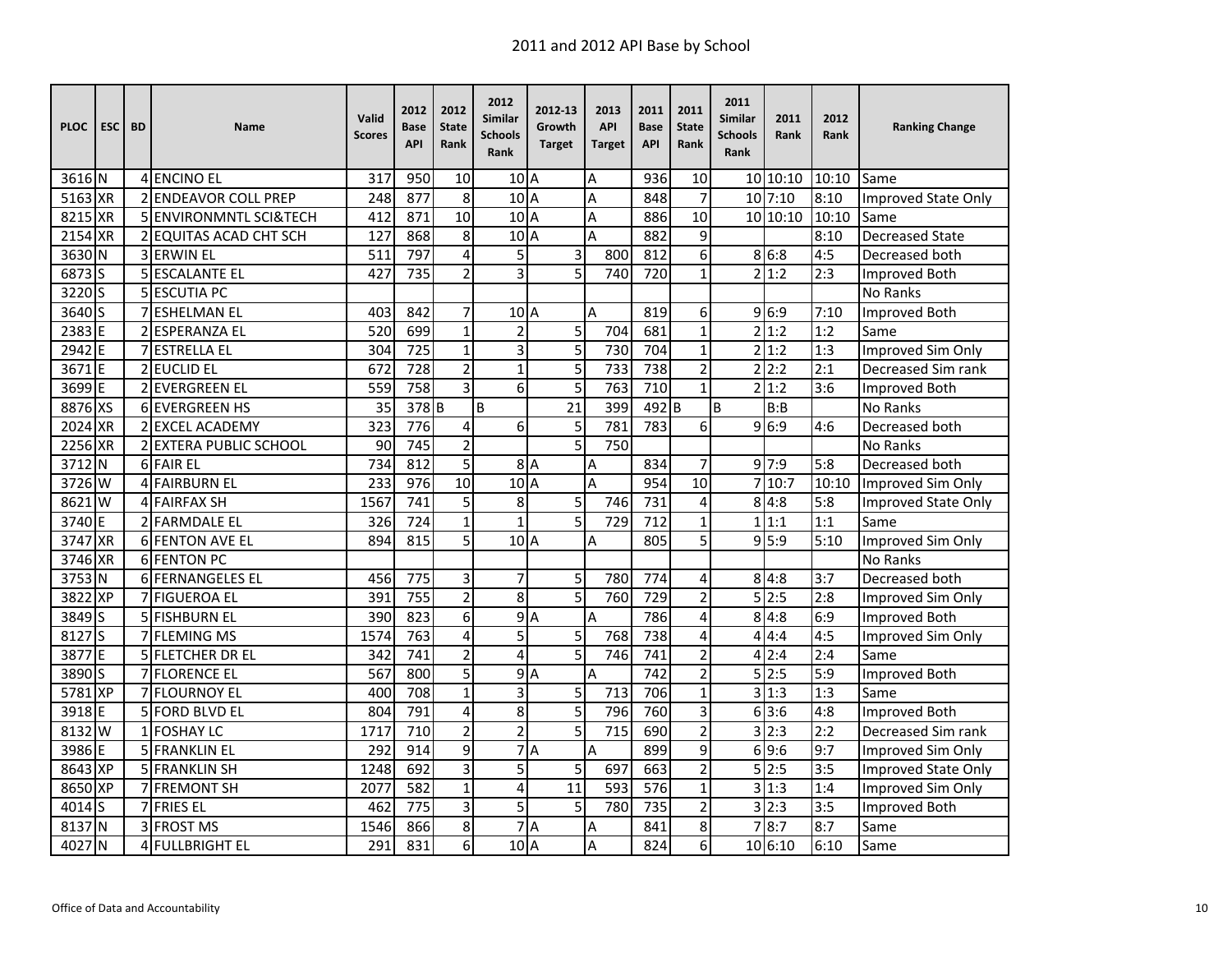# 2011 and 2012 API Base by School

| PLOC | ESC | BD | Name | Valid Scores | 2012 Base API | 2012 State Rank | 2012 Similar Schools Rank | 2012-13 Growth Target | 2013 API Target | 2011 Base API | 2011 State Rank | 2011 Similar Schools Rank | 2011 Rank | 2012 Rank | Ranking Change |
|---|---|---|---|---|---|---|---|---|---|---|---|---|---|---|---|
| 3616 | N | 4 | ENCINO EL | 317 | 950 | 10 | 10 | A | A | 936 | 10 | 10 | 10:10 | 10:10 | Same |
| 5163 | XR | 2 | ENDEAVOR COLL PREP | 248 | 877 | 8 | 10 | A | A | 848 | 7 | 10 | 7:10 | 8:10 | Improved State Only |
| 8215 | XR | 5 | ENVIRONMNTL SCI&TECH | 412 | 871 | 10 | 10 | A | A | 886 | 10 | 10 | 10:10 | 10:10 | Same |
| 2154 | XR | 2 | EQUITAS ACAD CHT SCH | 127 | 868 | 8 | 10 | A | A | 882 | 9 | | | 8:10 | Decreased State |
| 3630 | N | 3 | ERWIN EL | 511 | 797 | 4 | 5 | 3 | 800 | 812 | 6 | 8 | 6:8 | 4:5 | Decreased both |
| 6873 | S | 5 | ESCALANTE EL | 427 | 735 | 2 | 3 | 5 | 740 | 720 | 1 | 2 | 1:2 | 2:3 | Improved Both |
| 3220 | S | 5 | ESCUTIA PC | | | | | | | | | | | | No Ranks |
| 3640 | S | 7 | ESHELMAN EL | 403 | 842 | 7 | 10 | A | A | 819 | 6 | 9 | 6:9 | 7:10 | Improved Both |
| 2383 | E | 2 | ESPERANZA EL | 520 | 699 | 1 | 2 | 5 | 704 | 681 | 1 | 2 | 1:2 | 1:2 | Same |
| 2942 | E | 7 | ESTRELLA EL | 304 | 725 | 1 | 3 | 5 | 730 | 704 | 1 | 2 | 1:2 | 1:3 | Improved Sim Only |
| 3671 | E | 2 | EUCLID EL | 672 | 728 | 2 | 1 | 5 | 733 | 738 | 2 | 2 | 2:2 | 2:1 | Decreased Sim rank |
| 3699 | E | 2 | EVERGREEN EL | 559 | 758 | 3 | 6 | 5 | 763 | 710 | 1 | 2 | 1:2 | 3:6 | Improved Both |
| 8876 | XS | 6 | EVERGREEN HS | 35 | 378 | B | B | 21 | 399 | 492 | B | B | B:B | | No Ranks |
| 2024 | XR | 2 | EXCEL ACADEMY | 323 | 776 | 4 | 6 | 5 | 781 | 783 | 6 | 9 | 6:9 | 4:6 | Decreased both |
| 2256 | XR | 2 | EXTERA PUBLIC SCHOOL | 90 | 745 | 2 | | 5 | 750 | | | | | | No Ranks |
| 3712 | N | 6 | FAIR EL | 734 | 812 | 5 | 8 | A | A | 834 | 7 | 9 | 7:9 | 5:8 | Decreased both |
| 3726 | W | 4 | FAIRBURN EL | 233 | 976 | 10 | 10 | A | A | 954 | 10 | 7 | 10:7 | 10:10 | Improved Sim Only |
| 8621 | W | 4 | FAIRFAX SH | 1567 | 741 | 5 | 8 | 5 | 746 | 731 | 4 | 8 | 4:8 | 5:8 | Improved State Only |
| 3740 | E | 2 | FARMDALE EL | 326 | 724 | 1 | 1 | 5 | 729 | 712 | 1 | 1 | 1:1 | 1:1 | Same |
| 3747 | XR | 6 | FENTON AVE EL | 894 | 815 | 5 | 10 | A | A | 805 | 5 | 9 | 5:9 | 5:10 | Improved Sim Only |
| 3746 | XR | 6 | FENTON PC | | | | | | | | | | | | No Ranks |
| 3753 | N | 6 | FERNANGELES EL | 456 | 775 | 3 | 7 | 5 | 780 | 774 | 4 | 8 | 4:8 | 3:7 | Decreased both |
| 3822 | XP | 7 | FIGUEROA EL | 391 | 755 | 2 | 8 | 5 | 760 | 729 | 2 | 5 | 2:5 | 2:8 | Improved Sim Only |
| 3849 | S | 5 | FISHBURN EL | 390 | 823 | 6 | 9 | A | A | 786 | 4 | 8 | 4:8 | 6:9 | Improved Both |
| 8127 | S | 7 | FLEMING MS | 1574 | 763 | 4 | 5 | 5 | 768 | 738 | 4 | 4 | 4:4 | 4:5 | Improved Sim Only |
| 3877 | E | 5 | FLETCHER DR EL | 342 | 741 | 2 | 4 | 5 | 746 | 741 | 2 | 4 | 2:4 | 2:4 | Same |
| 3890 | S | 7 | FLORENCE EL | 567 | 800 | 5 | 9 | A | A | 742 | 2 | 5 | 2:5 | 5:9 | Improved Both |
| 5781 | XP | 7 | FLOURNOY EL | 400 | 708 | 1 | 3 | 5 | 713 | 706 | 1 | 3 | 1:3 | 1:3 | Same |
| 3918 | E | 5 | FORD BLVD EL | 804 | 791 | 4 | 8 | 5 | 796 | 760 | 3 | 6 | 3:6 | 4:8 | Improved Both |
| 8132 | W | 1 | FOSHAY LC | 1717 | 710 | 2 | 2 | 5 | 715 | 690 | 2 | 3 | 2:3 | 2:2 | Decreased Sim rank |
| 3986 | E | 5 | FRANKLIN EL | 292 | 914 | 9 | 7 | A | A | 899 | 9 | 6 | 9:6 | 9:7 | Improved Sim Only |
| 8643 | XP | 5 | FRANKLIN SH | 1248 | 692 | 3 | 5 | 5 | 697 | 663 | 2 | 5 | 2:5 | 3:5 | Improved State Only |
| 8650 | XP | 7 | FREMONT SH | 2077 | 582 | 1 | 4 | 11 | 593 | 576 | 1 | 3 | 1:3 | 1:4 | Improved Sim Only |
| 4014 | S | 7 | FRIES EL | 462 | 775 | 3 | 5 | 5 | 780 | 735 | 2 | 3 | 2:3 | 3:5 | Improved Both |
| 8137 | N | 3 | FROST MS | 1546 | 866 | 8 | 7 | A | A | 841 | 8 | 7 | 8:7 | 8:7 | Same |
| 4027 | N | 4 | FULLBRIGHT EL | 291 | 831 | 6 | 10 | A | A | 824 | 6 | 10 | 6:10 | 6:10 | Same |

Office of Data and Accountability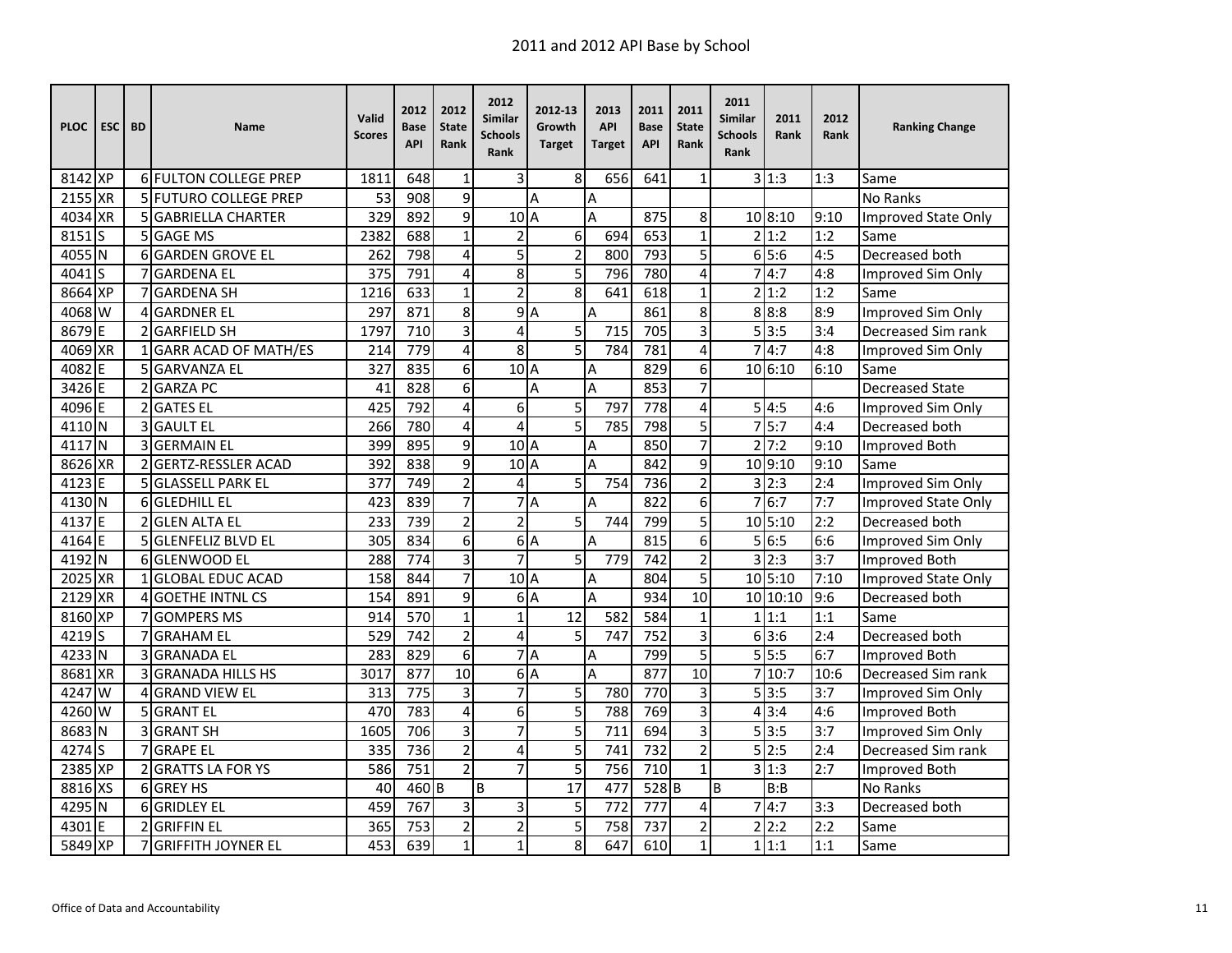| PLOC | ESC | BD | Name | Valid Scores | 2012 Base API | 2012 State Rank | 2012 Similar Schools Rank | 2012-13 Growth Target | 2013 API Target | 2011 Base API | 2011 State Rank | 2011 Similar Schools Rank | 2011 Rank | 2012 Rank | Ranking Change |
|---|---|---|---|---|---|---|---|---|---|---|---|---|---|---|---|
| 8142 | XP | 6 | FULTON COLLEGE PREP | 1811 | 648 | 1 | 3 | 8 | 656 | 641 | 1 | 3 | 1:3 | 1:3 | Same |
| 2155 | XR | 5 | FUTURO COLLEGE PREP | 53 | 908 | 9 | | A | A | | | | | | No Ranks |
| 4034 | XR | 5 | GABRIELLA CHARTER | 329 | 892 | 9 | 10 | A | A | 875 | 8 | 10 | 8:10 | 9:10 | Improved State Only |
| 8151 | S | 5 | GAGE MS | 2382 | 688 | 1 | 2 | 6 | 694 | 653 | 1 | 2 | 1:2 | 1:2 | Same |
| 4055 | N | 6 | GARDEN GROVE EL | 262 | 798 | 4 | 5 | 2 | 800 | 793 | 5 | 6 | 5:6 | 4:5 | Decreased both |
| 4041 | S | 7 | GARDENA EL | 375 | 791 | 4 | 8 | 5 | 796 | 780 | 4 | 7 | 4:7 | 4:8 | Improved Sim Only |
| 8664 | XP | 7 | GARDENA SH | 1216 | 633 | 1 | 2 | 8 | 641 | 618 | 1 | 2 | 1:2 | 1:2 | Same |
| 4068 | W | 4 | GARDNER EL | 297 | 871 | 8 | 9 | A | A | 861 | 8 | 8 | 8:8 | 8:9 | Improved Sim Only |
| 8679 | E | 2 | GARFIELD SH | 1797 | 710 | 3 | 4 | 5 | 715 | 705 | 3 | 5 | 3:5 | 3:4 | Decreased Sim rank |
| 4069 | XR | 1 | GARR ACAD OF MATH/ES | 214 | 779 | 4 | 8 | 5 | 784 | 781 | 4 | 7 | 4:7 | 4:8 | Improved Sim Only |
| 4082 | E | 5 | GARVANZA EL | 327 | 835 | 6 | 10 | A | A | 829 | 6 | 10 | 6:10 | 6:10 | Same |
| 3426 | E | 2 | GARZA PC | 41 | 828 | 6 | | A | A | 853 | 7 | | | | Decreased State |
| 4096 | E | 2 | GATES EL | 425 | 792 | 4 | 6 | 5 | 797 | 778 | 4 | 5 | 4:5 | 4:6 | Improved Sim Only |
| 4110 | N | 3 | GAULT EL | 266 | 780 | 4 | 4 | 5 | 785 | 798 | 5 | 7 | 5:7 | 4:4 | Decreased both |
| 4117 | N | 3 | GERMAIN EL | 399 | 895 | 9 | 10 | A | A | 850 | 7 | 2 | 7:2 | 9:10 | Improved Both |
| 8626 | XR | 2 | GERTZ-RESSLER ACAD | 392 | 838 | 9 | 10 | A | A | 842 | 9 | 10 | 9:10 | 9:10 | Same |
| 4123 | E | 5 | GLASSELL PARK EL | 377 | 749 | 2 | 4 | 5 | 754 | 736 | 2 | 3 | 2:3 | 2:4 | Improved Sim Only |
| 4130 | N | 6 | GLEDHILL EL | 423 | 839 | 7 | 7 | A | A | 822 | 6 | 7 | 6:7 | 7:7 | Improved State Only |
| 4137 | E | 2 | GLEN ALTA EL | 233 | 739 | 2 | 2 | 5 | 744 | 799 | 5 | 10 | 5:10 | 2:2 | Decreased both |
| 4164 | E | 5 | GLENFELIZ BLVD EL | 305 | 834 | 6 | 6 | A | A | 815 | 6 | 5 | 6:5 | 6:6 | Improved Sim Only |
| 4192 | N | 6 | GLENWOOD EL | 288 | 774 | 3 | 7 | 5 | 779 | 742 | 2 | 3 | 2:3 | 3:7 | Improved Both |
| 2025 | XR | 1 | GLOBAL EDUC ACAD | 158 | 844 | 7 | 10 | A | A | 804 | 5 | 10 | 5:10 | 7:10 | Improved State Only |
| 2129 | XR | 4 | GOETHE INTNL CS | 154 | 891 | 9 | 6 | A | A | 934 | 10 | 10 | 10:10 | 9:6 | Decreased both |
| 8160 | XP | 7 | GOMPERS MS | 914 | 570 | 1 | 1 | 12 | 582 | 584 | 1 | 1 | 1:1 | 1:1 | Same |
| 4219 | S | 7 | GRAHAM EL | 529 | 742 | 2 | 4 | 5 | 747 | 752 | 3 | 6 | 3:6 | 2:4 | Decreased both |
| 4233 | N | 3 | GRANADA EL | 283 | 829 | 6 | 7 | A | A | 799 | 5 | 5 | 5:5 | 6:7 | Improved Both |
| 8681 | XR | 3 | GRANADA HILLS HS | 3017 | 877 | 10 | 6 | A | A | 877 | 10 | 7 | 10:7 | 10:6 | Decreased Sim rank |
| 4247 | W | 4 | GRAND VIEW EL | 313 | 775 | 3 | 7 | 5 | 780 | 770 | 3 | 5 | 3:5 | 3:7 | Improved Sim Only |
| 4260 | W | 5 | GRANT EL | 470 | 783 | 4 | 6 | 5 | 788 | 769 | 3 | 4 | 3:4 | 4:6 | Improved Both |
| 8683 | N | 3 | GRANT SH | 1605 | 706 | 3 | 7 | 5 | 711 | 694 | 3 | 5 | 3:5 | 3:7 | Improved Sim Only |
| 4274 | S | 7 | GRAPE EL | 335 | 736 | 2 | 4 | 5 | 741 | 732 | 2 | 5 | 2:5 | 2:4 | Decreased Sim rank |
| 2385 | XP | 2 | GRATTS LA FOR YS | 586 | 751 | 2 | 7 | 5 | 756 | 710 | 1 | 3 | 1:3 | 2:7 | Improved Both |
| 8816 | XS | 6 | GREY HS | 40 | 460 | B | B | 17 | 477 | 528 | B | B | B:B | | No Ranks |
| 4295 | N | 6 | GRIDLEY EL | 459 | 767 | 3 | 3 | 5 | 772 | 777 | 4 | 7 | 4:7 | 3:3 | Decreased both |
| 4301 | E | 2 | GRIFFIN EL | 365 | 753 | 2 | 2 | 5 | 758 | 737 | 2 | 2 | 2:2 | 2:2 | Same |
| 5849 | XP | 7 | GRIFFITH JOYNER EL | 453 | 639 | 1 | 1 | 8 | 647 | 610 | 1 | 1 | 1:1 | 1:1 | Same |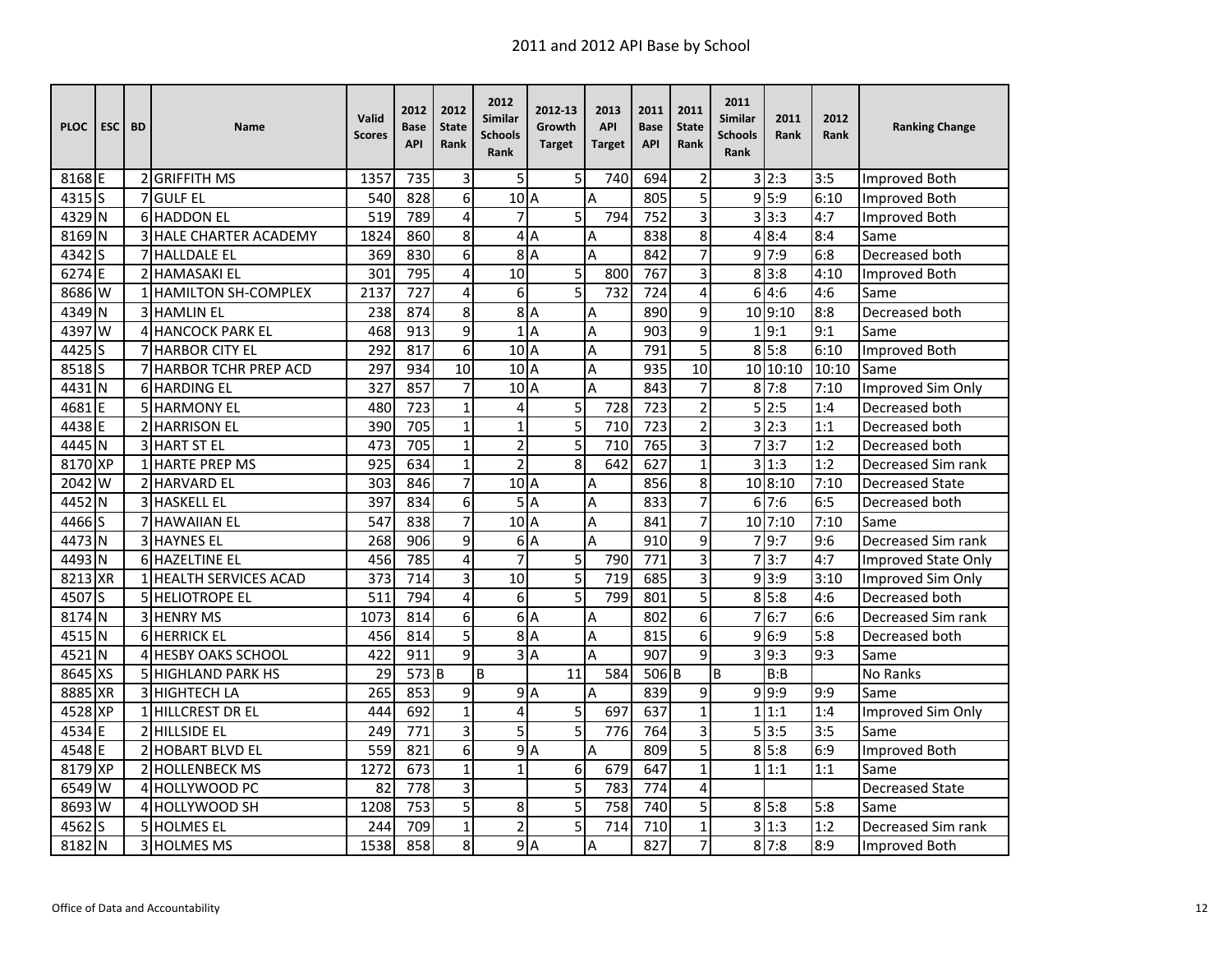# 2011 and 2012 API Base by School

| PLOC | ESC | BD | Name | Valid Scores | 2012 Base API | 2012 State Rank | 2012 Similar Schools Rank | 2012-13 Growth Target | 2013 API Target | 2011 Base API | 2011 State Rank | 2011 Similar Schools Rank | 2011 Rank | 2012 Rank | Ranking Change |
|---|---|---|---|---|---|---|---|---|---|---|---|---|---|---|---|
| 8168 | E | 2 | GRIFFITH MS | 1357 | 735 | 3 | 5 | 5 | 740 | 694 | 2 | 3 | 2:3 | 3:5 | Improved Both |
| 4315 | S | 7 | GULF EL | 540 | 828 | 6 | 10 | A | A | 805 | 5 | 9 | 5:9 | 6:10 | Improved Both |
| 4329 | N | 6 | HADDON EL | 519 | 789 | 4 | 7 | 5 | 794 | 752 | 3 | 3 | 3:3 | 4:7 | Improved Both |
| 8169 | N | 3 | HALE CHARTER ACADEMY | 1824 | 860 | 8 | 4 | A | A | 838 | 8 | 4 | 8:4 | 8:4 | Same |
| 4342 | S | 7 | HALLDALE EL | 369 | 830 | 6 | 8 | A | A | 842 | 7 | 9 | 7:9 | 6:8 | Decreased both |
| 6274 | E | 2 | HAMASAKI EL | 301 | 795 | 4 | 10 | 5 | 800 | 767 | 3 | 8 | 3:8 | 4:10 | Improved Both |
| 8686 | W | 1 | HAMILTON SH-COMPLEX | 2137 | 727 | 4 | 6 | 5 | 732 | 724 | 4 | 6 | 4:6 | 4:6 | Same |
| 4349 | N | 3 | HAMLIN EL | 238 | 874 | 8 | 8 | A | A | 890 | 9 | 10 | 9:10 | 8:8 | Decreased both |
| 4397 | W | 4 | HANCOCK PARK EL | 468 | 913 | 9 | 1 | A | A | 903 | 9 | 1 | 9:1 | 9:1 | Same |
| 4425 | S | 7 | HARBOR CITY EL | 292 | 817 | 6 | 10 | A | A | 791 | 5 | 8 | 5:8 | 6:10 | Improved Both |
| 8518 | S | 7 | HARBOR TCHR PREP ACD | 297 | 934 | 10 | 10 | A | A | 935 | 10 | 10 | 10:10 | 10:10 | Same |
| 4431 | N | 6 | HARDING EL | 327 | 857 | 7 | 10 | A | A | 843 | 7 | 8 | 7:8 | 7:10 | Improved Sim Only |
| 4681 | E | 5 | HARMONY EL | 480 | 723 | 1 | 4 | 5 | 728 | 723 | 2 | 5 | 2:5 | 1:4 | Decreased both |
| 4438 | E | 2 | HARRISON EL | 390 | 705 | 1 | 1 | 5 | 710 | 723 | 2 | 3 | 2:3 | 1:1 | Decreased both |
| 4445 | N | 3 | HART ST EL | 473 | 705 | 1 | 2 | 5 | 710 | 765 | 3 | 7 | 3:7 | 1:2 | Decreased both |
| 8170 | XP | 1 | HARTE PREP MS | 925 | 634 | 1 | 2 | 8 | 642 | 627 | 1 | 3 | 1:3 | 1:2 | Decreased Sim rank |
| 2042 | W | 2 | HARVARD EL | 303 | 846 | 7 | 10 | A | A | 856 | 8 | 10 | 8:10 | 7:10 | Decreased State |
| 4452 | N | 3 | HASKELL EL | 397 | 834 | 6 | 5 | A | A | 833 | 7 | 6 | 7:6 | 6:5 | Decreased both |
| 4466 | S | 7 | HAWAIIAN EL | 547 | 838 | 7 | 10 | A | A | 841 | 7 | 10 | 7:10 | 7:10 | Same |
| 4473 | N | 3 | HAYNES EL | 268 | 906 | 9 | 6 | A | A | 910 | 9 | 7 | 9:7 | 9:6 | Decreased Sim rank |
| 4493 | N | 6 | HAZELTINE EL | 456 | 785 | 4 | 7 | 5 | 790 | 771 | 3 | 7 | 3:7 | 4:7 | Improved State Only |
| 8213 | XR | 1 | HEALTH SERVICES ACAD | 373 | 714 | 3 | 10 | 5 | 719 | 685 | 3 | 9 | 3:9 | 3:10 | Improved Sim Only |
| 4507 | S | 5 | HELIOTROPE EL | 511 | 794 | 4 | 6 | 5 | 799 | 801 | 5 | 8 | 5:8 | 4:6 | Decreased both |
| 8174 | N | 3 | HENRY MS | 1073 | 814 | 6 | 6 | A | A | 802 | 6 | 7 | 6:7 | 6:6 | Decreased Sim rank |
| 4515 | N | 6 | HERRICK EL | 456 | 814 | 5 | 8 | A | A | 815 | 6 | 9 | 6:9 | 5:8 | Decreased both |
| 4521 | N | 4 | HESBY OAKS SCHOOL | 422 | 911 | 9 | 3 | A | A | 907 | 9 | 3 | 9:3 | 9:3 | Same |
| 8645 | XS | 5 | HIGHLAND PARK HS | 29 | 573 | B | B | 11 | 584 | 506 | B | B | B:B | | No Ranks |
| 8885 | XR | 3 | HIGHTECH LA | 265 | 853 | 9 | 9 | A | A | 839 | 9 | 9 | 9:9 | 9:9 | Same |
| 4528 | XP | 1 | HILLCREST DR EL | 444 | 692 | 1 | 4 | 5 | 697 | 637 | 1 | 1 | 1:1 | 1:4 | Improved Sim Only |
| 4534 | E | 2 | HILLSIDE EL | 249 | 771 | 3 | 5 | 5 | 776 | 764 | 3 | 5 | 3:5 | 3:5 | Same |
| 4548 | E | 2 | HOBART BLVD EL | 559 | 821 | 6 | 9 | A | A | 809 | 5 | 8 | 5:8 | 6:9 | Improved Both |
| 8179 | XP | 2 | HOLLENBECK MS | 1272 | 673 | 1 | 1 | 6 | 679 | 647 | 1 | 1 | 1:1 | 1:1 | Same |
| 6549 | W | 4 | HOLLYWOOD PC | 82 | 778 | 3 | | 5 | 783 | 774 | 4 | | | | Decreased State |
| 8693 | W | 4 | HOLLYWOOD SH | 1208 | 753 | 5 | 8 | 5 | 758 | 740 | 5 | 8 | 5:8 | 5:8 | Same |
| 4562 | S | 5 | HOLMES EL | 244 | 709 | 1 | 2 | 5 | 714 | 710 | 1 | 3 | 1:3 | 1:2 | Decreased Sim rank |
| 8182 | N | 3 | HOLMES MS | 1538 | 858 | 8 | 9 | A | A | 827 | 7 | 8 | 7:8 | 8:9 | Improved Both |

Office of Data and Accountability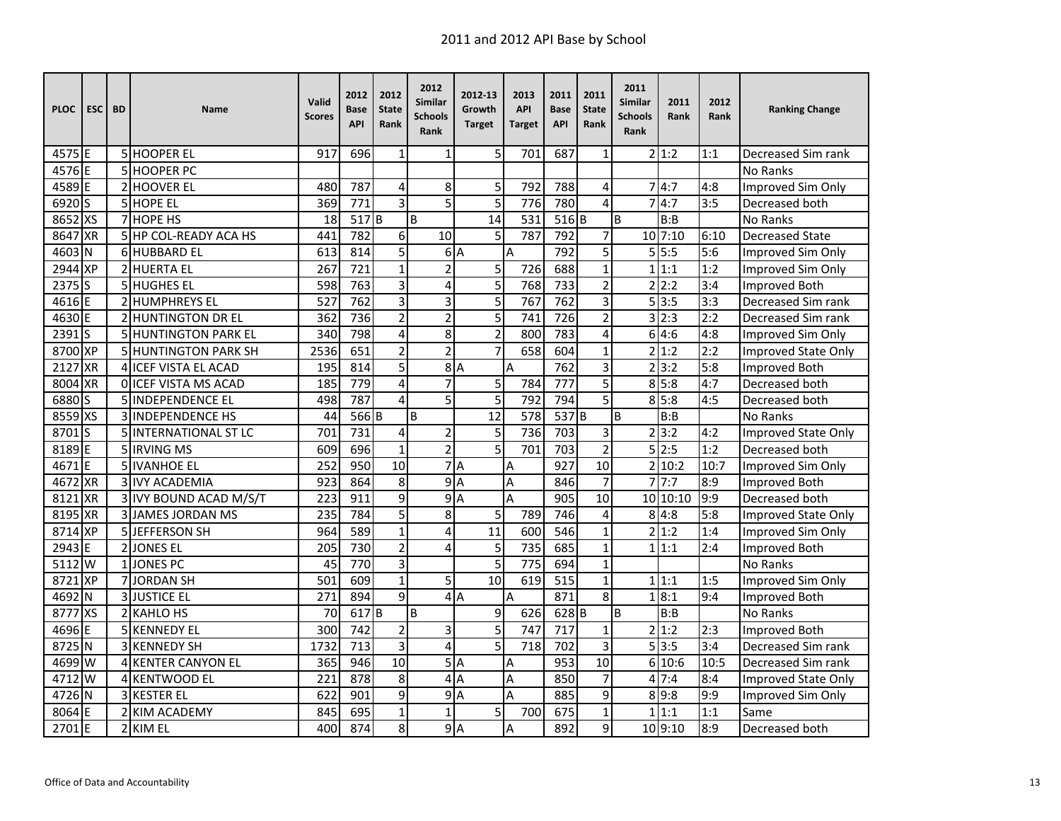# 2011 and 2012 API Base by School

| PLOC | ESC | BD | Name | Valid Scores | 2012 Base API | 2012 State Rank | 2012 Similar Schools Rank | 2012-13 Growth Target | 2013 API Target | 2011 Base API | 2011 State Rank | 2011 Similar Schools Rank | 2011 Rank | 2012 Rank | Ranking Change |
|---|---|---|---|---|---|---|---|---|---|---|---|---|---|---|---|
| 4575 | E | 5 | HOOPER EL | 917 | 696 | 1 | 1 | 5 | 701 | 687 | 1 | 2 | 1:2 | 1:1 | Decreased Sim rank |
| 4576 | E | 5 | HOOPER PC | | | | | | | | | | | | No Ranks |
| 4589 | E | 2 | HOOVER EL | 480 | 787 | 4 | 8 | 5 | 792 | 788 | 4 | 7 | 4:7 | 4:8 | Improved Sim Only |
| 6920 | S | 5 | HOPE EL | 369 | 771 | 3 | 5 | 5 | 776 | 780 | 4 | 7 | 4:7 | 3:5 | Decreased both |
| 8652 | XS | 7 | HOPE HS | 18 | 517 | B | B | 14 | 531 | 516 | B | B | B:B | | No Ranks |
| 8647 | XR | 5 | HP COL-READY ACA HS | 441 | 782 | 6 | 10 | 5 | 787 | 792 | 7 | 10 | 7:10 | 6:10 | Decreased State |
| 4603 | N | 6 | HUBBARD EL | 613 | 814 | 5 | 6 | A | A | 792 | 5 | 5 | 5:5 | 5:6 | Improved Sim Only |
| 2944 | XP | 2 | HUERTA EL | 267 | 721 | 1 | 2 | 5 | 726 | 688 | 1 | 1 | 1:1 | 1:2 | Improved Sim Only |
| 2375 | S | 5 | HUGHES EL | 598 | 763 | 3 | 4 | 5 | 768 | 733 | 2 | 2 | 2:2 | 3:4 | Improved Both |
| 4616 | E | 2 | HUMPHREYS EL | 527 | 762 | 3 | 3 | 5 | 767 | 762 | 3 | 5 | 3:5 | 3:3 | Decreased Sim rank |
| 4630 | E | 2 | HUNTINGTON DR EL | 362 | 736 | 2 | 2 | 5 | 741 | 726 | 2 | 3 | 2:3 | 2:2 | Decreased Sim rank |
| 2391 | S | 5 | HUNTINGTON PARK EL | 340 | 798 | 4 | 8 | 2 | 800 | 783 | 4 | 6 | 4:6 | 4:8 | Improved Sim Only |
| 8700 | XP | 5 | HUNTINGTON PARK SH | 2536 | 651 | 2 | 2 | 7 | 658 | 604 | 1 | 2 | 1:2 | 2:2 | Improved State Only |
| 2127 | XR | 4 | ICEF VISTA EL ACAD | 195 | 814 | 5 | 8 | A | A | 762 | 3 | 2 | 3:2 | 5:8 | Improved Both |
| 8004 | XR | 0 | ICEF VISTA MS ACAD | 185 | 779 | 4 | 7 | 5 | 784 | 777 | 5 | 8 | 5:8 | 4:7 | Decreased both |
| 6880 | S | 5 | INDEPENDENCE EL | 498 | 787 | 4 | 5 | 5 | 792 | 794 | 5 | 8 | 5:8 | 4:5 | Decreased both |
| 8559 | XS | 3 | INDEPENDENCE HS | 44 | 566 | B | B | 12 | 578 | 537 | B | B | B:B | | No Ranks |
| 8701 | S | 5 | INTERNATIONAL ST LC | 701 | 731 | 4 | 2 | 5 | 736 | 703 | 3 | 2 | 3:2 | 4:2 | Improved State Only |
| 8189 | E | 5 | IRVING MS | 609 | 696 | 1 | 2 | 5 | 701 | 703 | 2 | 5 | 2:5 | 1:2 | Decreased both |
| 4671 | E | 5 | IVANHOE EL | 252 | 950 | 10 | 7 | A | A | 927 | 10 | 2 | 10:2 | 10:7 | Improved Sim Only |
| 4672 | XR | 3 | IVY ACADEMIA | 923 | 864 | 8 | 9 | A | A | 846 | 7 | 7 | 7:7 | 8:9 | Improved Both |
| 8121 | XR | 3 | IVY BOUND ACAD M/S/T | 223 | 911 | 9 | 9 | A | A | 905 | 10 | 10 | 10:10 | 9:9 | Decreased both |
| 8195 | XR | 3 | JAMES JORDAN MS | 235 | 784 | 5 | 8 | 5 | 789 | 746 | 4 | 8 | 4:8 | 5:8 | Improved State Only |
| 8714 | XP | 5 | JEFFERSON SH | 964 | 589 | 1 | 4 | 11 | 600 | 546 | 1 | 2 | 1:2 | 1:4 | Improved Sim Only |
| 2943 | E | 2 | JONES EL | 205 | 730 | 2 | 4 | 5 | 735 | 685 | 1 | 1 | 1:1 | 2:4 | Improved Both |
| 5112 | W | 1 | JONES PC | 45 | 770 | 3 | | 5 | 775 | 694 | 1 | | | | No Ranks |
| 8721 | XP | 7 | JORDAN SH | 501 | 609 | 1 | 5 | 10 | 619 | 515 | 1 | 1 | 1:1 | 1:5 | Improved Sim Only |
| 4692 | N | 3 | JUSTICE EL | 271 | 894 | 9 | 4 | A | A | 871 | 8 | 1 | 8:1 | 9:4 | Improved Both |
| 8777 | XS | 2 | KAHLO HS | 70 | 617 | B | B | 9 | 626 | 628 | B | B | B:B | | No Ranks |
| 4696 | E | 5 | KENNEDY EL | 300 | 742 | 2 | 3 | 5 | 747 | 717 | 1 | 2 | 1:2 | 2:3 | Improved Both |
| 8725 | N | 3 | KENNEDY SH | 1732 | 713 | 3 | 4 | 5 | 718 | 702 | 3 | 5 | 3:5 | 3:4 | Decreased Sim rank |
| 4699 | W | 4 | KENTER CANYON EL | 365 | 946 | 10 | 5 | A | A | 953 | 10 | 6 | 10:6 | 10:5 | Decreased Sim rank |
| 4712 | W | 4 | KENTWOOD EL | 221 | 878 | 8 | 4 | A | A | 850 | 7 | 4 | 7:4 | 8:4 | Improved State Only |
| 4726 | N | 3 | KESTER EL | 622 | 901 | 9 | 9 | A | A | 885 | 9 | 8 | 9:8 | 9:9 | Improved Sim Only |
| 8064 | E | 2 | KIM ACADEMY | 845 | 695 | 1 | 1 | 5 | 700 | 675 | 1 | 1 | 1:1 | 1:1 | Same |
| 2701 | E | 2 | KIM EL | 400 | 874 | 8 | 9 | A | A | 892 | 9 | 10 | 9:10 | 8:9 | Decreased both |

Office of Data and Accountability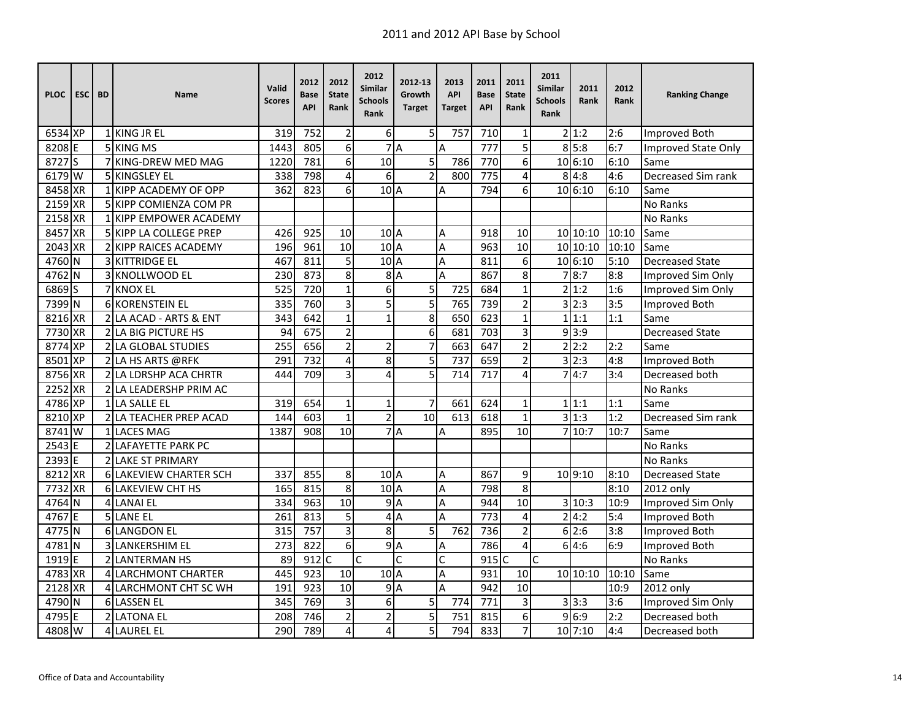# 2011 and 2012 API Base by School

| PLOC | ESC | BD | Name | Valid Scores | 2012 Base API | 2012 State Rank | 2012 Similar Schools Rank | 2012-13 Growth Target | 2013 API Target | 2011 Base API | 2011 State Rank | 2011 Similar Schools Rank | 2011 Rank | 2012 Rank | Ranking Change |
|---|---|---|---|---|---|---|---|---|---|---|---|---|---|---|---|
| 6534 | XP | 1 | KING JR EL | 319 | 752 | 2 | 6 | 5 | 757 | 710 | 1 | 2 | 1:2 | 2:6 | Improved Both |
| 8208 | E | 5 | KING MS | 1443 | 805 | 6 | 7 | A | A | 777 | 5 | 8 | 5:8 | 6:7 | Improved State Only |
| 8727 | S | 7 | KING-DREW MED MAG | 1220 | 781 | 6 | 10 | 5 | 786 | 770 | 6 | 10 | 6:10 | 6:10 | Same |
| 6179 | W | 5 | KINGSLEY EL | 338 | 798 | 4 | 6 | 2 | 800 | 775 | 4 | 8 | 4:8 | 4:6 | Decreased Sim rank |
| 8458 | XR | 1 | KIPP ACADEMY OF OPP | 362 | 823 | 6 | 10 | A | A | 794 | 6 | 10 | 6:10 | 6:10 | Same |
| 2159 | XR | 5 | KIPP COMIENZA COM PR | | | | | | | | | | | | No Ranks |
| 2158 | XR | 1 | KIPP EMPOWER ACADEMY | | | | | | | | | | | | No Ranks |
| 8457 | XR | 5 | KIPP LA COLLEGE PREP | 426 | 925 | 10 | 10 | A | A | 918 | 10 | 10 | 10:10 | 10:10 | Same |
| 2043 | XR | 2 | KIPP RAICES ACADEMY | 196 | 961 | 10 | 10 | A | A | 963 | 10 | 10 | 10:10 | 10:10 | Same |
| 4760 | N | 3 | KITTRIDGE EL | 467 | 811 | 5 | 10 | A | A | 811 | 6 | 10 | 6:10 | 5:10 | Decreased State |
| 4762 | N | 3 | KNOLLWOOD EL | 230 | 873 | 8 | 8 | A | A | 867 | 8 | 7 | 8:7 | 8:8 | Improved Sim Only |
| 6869 | S | 7 | KNOX EL | 525 | 720 | 1 | 6 | 5 | 725 | 684 | 1 | 2 | 1:2 | 1:6 | Improved Sim Only |
| 7399 | N | 6 | KORENSTEIN EL | 335 | 760 | 3 | 5 | 5 | 765 | 739 | 2 | 3 | 2:3 | 3:5 | Improved Both |
| 8216 | XR | 2 | LA ACAD - ARTS & ENT | 343 | 642 | 1 | 1 | 8 | 650 | 623 | 1 | 1 | 1:1 | 1:1 | Same |
| 7730 | XR | 2 | LA BIG PICTURE HS | 94 | 675 | 2 | | 6 | 681 | 703 | 3 | 9 | 3:9 | | Decreased State |
| 8774 | XP | 2 | LA GLOBAL STUDIES | 255 | 656 | 2 | 2 | 7 | 663 | 647 | 2 | 2 | 2:2 | 2:2 | Same |
| 8501 | XP | 2 | LA HS ARTS @RFK | 291 | 732 | 4 | 8 | 5 | 737 | 659 | 2 | 3 | 2:3 | 4:8 | Improved Both |
| 8756 | XR | 2 | LA LDRSHP ACA CHRTR | 444 | 709 | 3 | 4 | 5 | 714 | 717 | 4 | 7 | 4:7 | 3:4 | Decreased both |
| 2252 | XR | 2 | LA LEADERSHP PRIM AC | | | | | | | | | | | | No Ranks |
| 4786 | XP | 1 | LA SALLE EL | 319 | 654 | 1 | 1 | 7 | 661 | 624 | 1 | 1 | 1:1 | 1:1 | Same |
| 8210 | XP | 2 | LA TEACHER PREP ACAD | 144 | 603 | 1 | 2 | 10 | 613 | 618 | 1 | 3 | 1:3 | 1:2 | Decreased Sim rank |
| 8741 | W | 1 | LACES MAG | 1387 | 908 | 10 | 7 | A | A | 895 | 10 | 7 | 10:7 | 10:7 | Same |
| 2543 | E | 2 | LAFAYETTE PARK PC | | | | | | | | | | | | No Ranks |
| 2393 | E | 2 | LAKE ST PRIMARY | | | | | | | | | | | | No Ranks |
| 8212 | XR | 6 | LAKEVIEW CHARTER SCH | 337 | 855 | 8 | 10 | A | A | 867 | 9 | 10 | 9:10 | 8:10 | Decreased State |
| 7732 | XR | 6 | LAKEVIEW CHT HS | 165 | 815 | 8 | 10 | A | A | 798 | 8 | | | 8:10 | 2012 only |
| 4764 | N | 4 | LANAI EL | 334 | 963 | 10 | 9 | A | A | 944 | 10 | 3 | 10:3 | 10:9 | Improved Sim Only |
| 4767 | E | 5 | LANE EL | 261 | 813 | 5 | 4 | A | A | 773 | 4 | 2 | 4:2 | 5:4 | Improved Both |
| 4775 | N | 6 | LANGDON EL | 315 | 757 | 3 | 8 | 5 | 762 | 736 | 2 | 6 | 2:6 | 3:8 | Improved Both |
| 4781 | N | 3 | LANKERSHIM EL | 273 | 822 | 6 | 9 | A | A | 786 | 4 | 6 | 4:6 | 6:9 | Improved Both |
| 1919 | E | 2 | LANTERMAN HS | 89 | 912 | C | C | C | C | 915 | C | C | | | No Ranks |
| 4783 | XR | 4 | LARCHMONT CHARTER | 445 | 923 | 10 | 10 | A | A | 931 | 10 | 10 | 10:10 | 10:10 | Same |
| 2128 | XR | 4 | LARCHMONT CHT SC WH | 191 | 923 | 10 | 9 | A | A | 942 | 10 | | | 10:9 | 2012 only |
| 4790 | N | 6 | LASSEN EL | 345 | 769 | 3 | 6 | 5 | 774 | 771 | 3 | 3 | 3:3 | 3:6 | Improved Sim Only |
| 4795 | E | 2 | LATONA EL | 208 | 746 | 2 | 2 | 5 | 751 | 815 | 6 | 9 | 6:9 | 2:2 | Decreased both |
| 4808 | W | 4 | LAUREL EL | 290 | 789 | 4 | 4 | 5 | 794 | 833 | 7 | 10 | 7:10 | 4:4 | Decreased both |

Office of Data and Accountability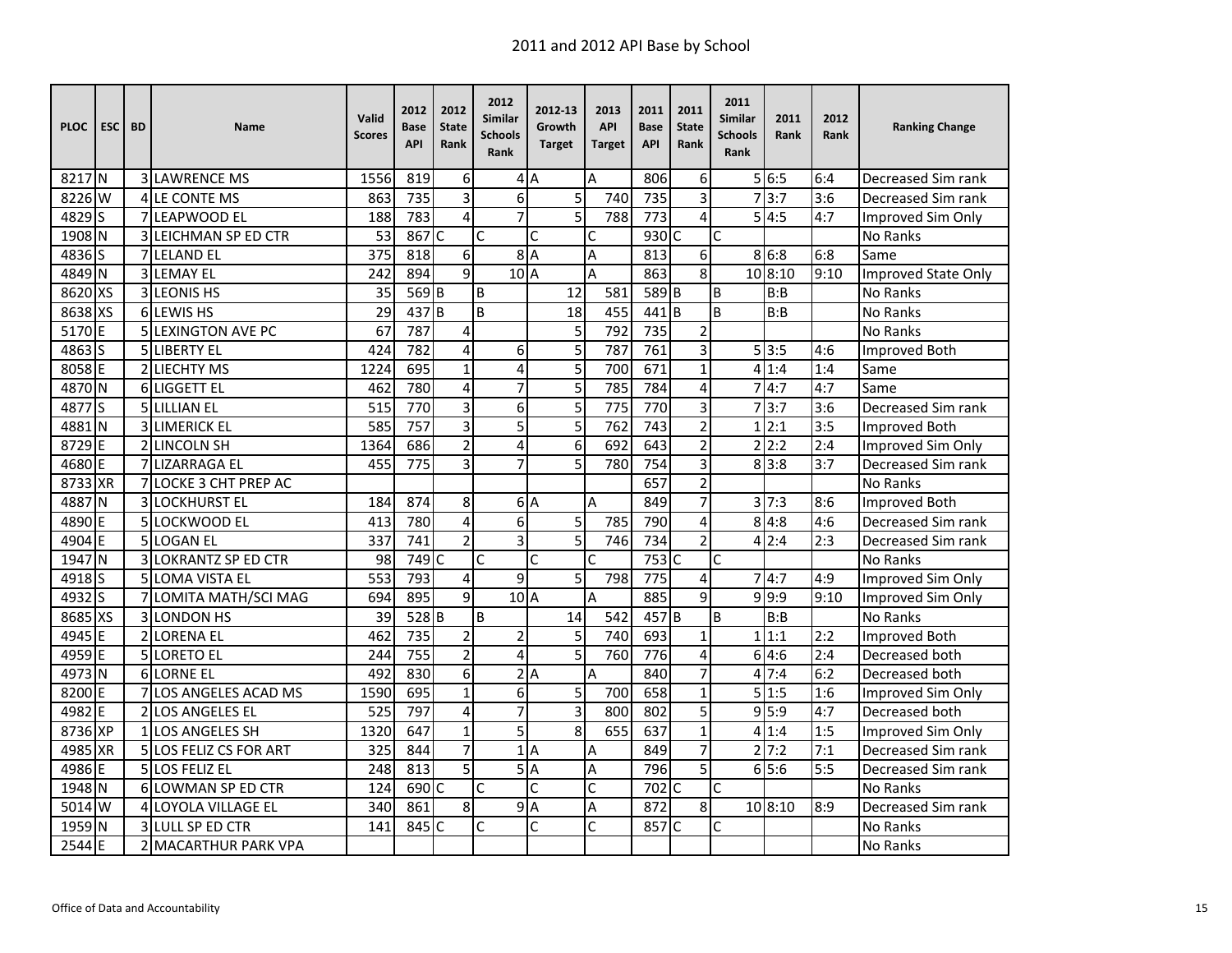# 2011 and 2012 API Base by School

| PLOC | ESC | BD | Name | Valid Scores | 2012 Base API | 2012 State Rank | 2012 Similar Schools Rank | 2012-13 Growth Target | 2013 API Target | 2011 Base API | 2011 State Rank | 2011 Similar Schools Rank | 2011 Rank | 2012 Rank | Ranking Change |
|---|---|---|---|---|---|---|---|---|---|---|---|---|---|---|---|
| 8217 | N | 3 | LAWRENCE MS | 1556 | 819 | 6 | 4 | A | A | 806 | 6 | 5 | 6:5 | 6:4 | Decreased Sim rank |
| 8226 | W | 4 | LE CONTE MS | 863 | 735 | 3 | 6 | 5 | 740 | 735 | 3 | 7 | 3:7 | 3:6 | Decreased Sim rank |
| 4829 | S | 7 | LEAPWOOD EL | 188 | 783 | 4 | 7 | 5 | 788 | 773 | 4 | 5 | 4:5 | 4:7 | Improved Sim Only |
| 1908 | N | 3 | LEICHMAN SP ED CTR | 53 | 867 | C | C | C | C | 930 | C | C | | | No Ranks |
| 4836 | S | 7 | LELAND EL | 375 | 818 | 6 | 8 | A | A | 813 | 6 | 8 | 6:8 | 6:8 | Same |
| 4849 | N | 3 | LEMAY EL | 242 | 894 | 9 | 10 | A | A | 863 | 8 | 10 | 8:10 | 9:10 | Improved State Only |
| 8620 | XS | 3 | LEONIS HS | 35 | 569 | B | B | 12 | 581 | 589 | B | B | B:B | | No Ranks |
| 8638 | XS | 6 | LEWIS HS | 29 | 437 | B | B | 18 | 455 | 441 | B | B | B:B | | No Ranks |
| 5170 | E | 5 | LEXINGTON AVE PC | 67 | 787 | 4 | | 5 | 792 | 735 | 2 | | | | No Ranks |
| 4863 | S | 5 | LIBERTY EL | 424 | 782 | 4 | 6 | 5 | 787 | 761 | 3 | 5 | 3:5 | 4:6 | Improved Both |
| 8058 | E | 2 | LIECHTY MS | 1224 | 695 | 1 | 4 | 5 | 700 | 671 | 1 | 4 | 1:4 | 1:4 | Same |
| 4870 | N | 6 | LIGGETT EL | 462 | 780 | 4 | 7 | 5 | 785 | 784 | 4 | 7 | 4:7 | 4:7 | Same |
| 4877 | S | 5 | LILLIAN EL | 515 | 770 | 3 | 6 | 5 | 775 | 770 | 3 | 7 | 3:7 | 3:6 | Decreased Sim rank |
| 4881 | N | 3 | LIMERICK EL | 585 | 757 | 3 | 5 | 5 | 762 | 743 | 2 | 1 | 2:1 | 3:5 | Improved Both |
| 8729 | E | 2 | LINCOLN SH | 1364 | 686 | 2 | 4 | 6 | 692 | 643 | 2 | 2 | 2:2 | 2:4 | Improved Sim Only |
| 4680 | E | 7 | LIZARRAGA EL | 455 | 775 | 3 | 7 | 5 | 780 | 754 | 3 | 8 | 3:8 | 3:7 | Decreased Sim rank |
| 8733 | XR | 7 | LOCKE 3 CHT PREP AC | | | | | | | 657 | 2 | | | | No Ranks |
| 4887 | N | 3 | LOCKHURST EL | 184 | 874 | 8 | 6 | A | A | 849 | 7 | 3 | 7:3 | 8:6 | Improved Both |
| 4890 | E | 5 | LOCKWOOD EL | 413 | 780 | 4 | 6 | 5 | 785 | 790 | 4 | 8 | 4:8 | 4:6 | Decreased Sim rank |
| 4904 | E | 5 | LOGAN EL | 337 | 741 | 2 | 3 | 5 | 746 | 734 | 2 | 4 | 2:4 | 2:3 | Decreased Sim rank |
| 1947 | N | 3 | LOKRANTZ SP ED CTR | 98 | 749 | C | C | C | C | 753 | C | C | | | No Ranks |
| 4918 | S | 5 | LOMA VISTA EL | 553 | 793 | 4 | 9 | 5 | 798 | 775 | 4 | 7 | 4:7 | 4:9 | Improved Sim Only |
| 4932 | S | 7 | LOMITA MATH/SCI MAG | 694 | 895 | 9 | 10 | A | A | 885 | 9 | 9 | 9:9 | 9:10 | Improved Sim Only |
| 8685 | XS | 3 | LONDON HS | 39 | 528 | B | B | 14 | 542 | 457 | B | B | B:B | | No Ranks |
| 4945 | E | 2 | LORENA EL | 462 | 735 | 2 | 2 | 5 | 740 | 693 | 1 | 1 | 1:1 | 2:2 | Improved Both |
| 4959 | E | 5 | LORETO EL | 244 | 755 | 2 | 4 | 5 | 760 | 776 | 4 | 6 | 4:6 | 2:4 | Decreased both |
| 4973 | N | 6 | LORNE EL | 492 | 830 | 6 | 2 | A | A | 840 | 7 | 4 | 7:4 | 6:2 | Decreased both |
| 8200 | E | 7 | LOS ANGELES ACAD MS | 1590 | 695 | 1 | 6 | 5 | 700 | 658 | 1 | 5 | 1:5 | 1:6 | Improved Sim Only |
| 4982 | E | 2 | LOS ANGELES EL | 525 | 797 | 4 | 7 | 3 | 800 | 802 | 5 | 9 | 5:9 | 4:7 | Decreased both |
| 8736 | XP | 1 | LOS ANGELES SH | 1320 | 647 | 1 | 5 | 8 | 655 | 637 | 1 | 4 | 1:4 | 1:5 | Improved Sim Only |
| 4985 | XR | 5 | LOS FELIZ CS FOR ART | 325 | 844 | 7 | 1 | A | A | 849 | 7 | 2 | 7:2 | 7:1 | Decreased Sim rank |
| 4986 | E | 5 | LOS FELIZ EL | 248 | 813 | 5 | 5 | A | A | 796 | 5 | 6 | 5:6 | 5:5 | Decreased Sim rank |
| 1948 | N | 6 | LOWMAN SP ED CTR | 124 | 690 | C | C | C | C | 702 | C | C | | | No Ranks |
| 5014 | W | 4 | LOYOLA VILLAGE EL | 340 | 861 | 8 | 9 | A | A | 872 | 8 | 10 | 8:10 | 8:9 | Decreased Sim rank |
| 1959 | N | 3 | LULL SP ED CTR | 141 | 845 | C | C | C | C | 857 | C | C | | | No Ranks |
| 2544 | E | 2 | MACARTHUR PARK VPA | | | | | | | | | | | | No Ranks |

Office of Data and Accountability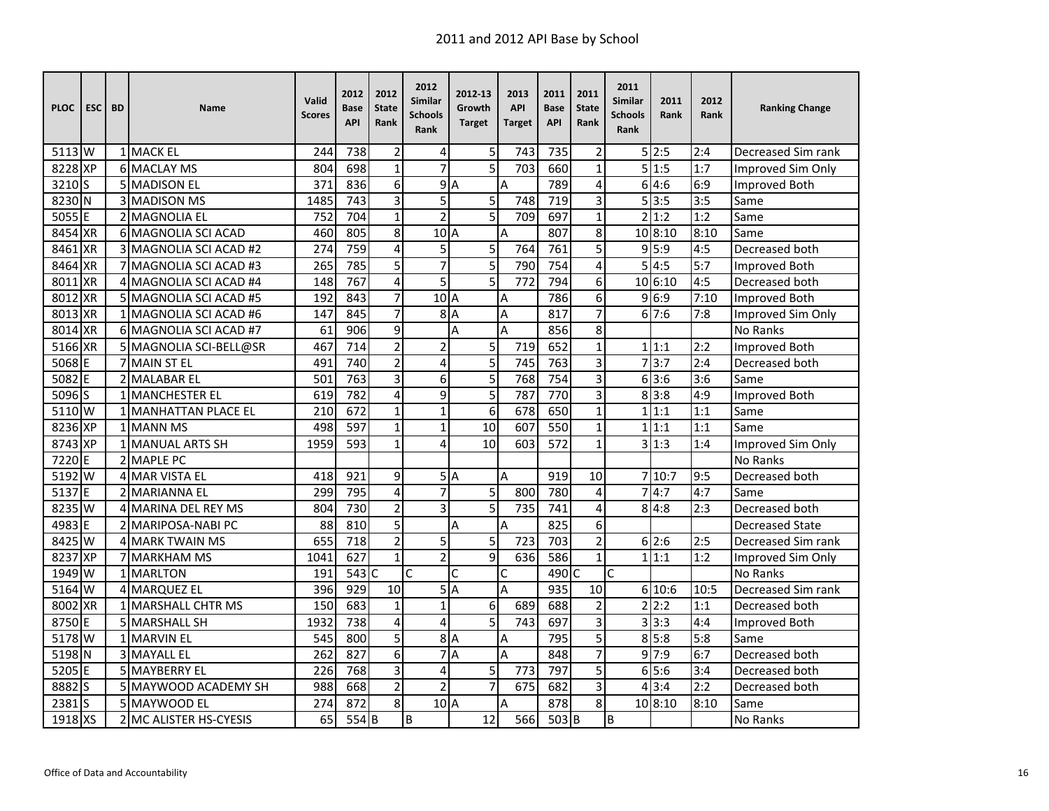# 2011 and 2012 API Base by School

| PLOC | ESC | BD | Name | Valid Scores | 2012 Base API | 2012 State Rank | 2012 Similar Schools Rank | 2012-13 Growth Target | 2013 API Target | 2011 Base API | 2011 State Rank | 2011 Similar Schools Rank | 2011 Rank | 2012 Rank | Ranking Change |
|---|---|---|---|---|---|---|---|---|---|---|---|---|---|---|---|
| 5113 | W | 1 | MACK EL | 244 | 738 | 2 | 4 | 5 | 743 | 735 | 2 | 5 | 2:5 | 2:4 | Decreased Sim rank |
| 8228 | XP | 6 | MACLAY MS | 804 | 698 | 1 | 7 | 5 | 703 | 660 | 1 | 5 | 1:5 | 1:7 | Improved Sim Only |
| 3210 | S | 5 | MADISON EL | 371 | 836 | 6 | 9 | A | A | 789 | 4 | 6 | 4:6 | 6:9 | Improved Both |
| 8230 | N | 3 | MADISON MS | 1485 | 743 | 3 | 5 | 5 | 748 | 719 | 3 | 5 | 3:5 | 3:5 | Same |
| 5055 | E | 2 | MAGNOLIA EL | 752 | 704 | 1 | 2 | 5 | 709 | 697 | 1 | 2 | 1:2 | 1:2 | Same |
| 8454 | XR | 6 | MAGNOLIA SCI ACAD | 460 | 805 | 8 | 10 | A | A | 807 | 8 | 10 | 8:10 | 8:10 | Same |
| 8461 | XR | 3 | MAGNOLIA SCI ACAD #2 | 274 | 759 | 4 | 5 | 5 | 764 | 761 | 5 | 9 | 5:9 | 4:5 | Decreased both |
| 8464 | XR | 7 | MAGNOLIA SCI ACAD #3 | 265 | 785 | 5 | 7 | 5 | 790 | 754 | 4 | 5 | 4:5 | 5:7 | Improved Both |
| 8011 | XR | 4 | MAGNOLIA SCI ACAD #4 | 148 | 767 | 4 | 5 | 5 | 772 | 794 | 6 | 10 | 6:10 | 4:5 | Decreased both |
| 8012 | XR | 5 | MAGNOLIA SCI ACAD #5 | 192 | 843 | 7 | 10 | A | A | 786 | 6 | 9 | 6:9 | 7:10 | Improved Both |
| 8013 | XR | 1 | MAGNOLIA SCI ACAD #6 | 147 | 845 | 7 | 8 | A | A | 817 | 7 | 6 | 7:6 | 7:8 | Improved Sim Only |
| 8014 | XR | 6 | MAGNOLIA SCI ACAD #7 | 61 | 906 | 9 |  | A | A | 856 | 8 |  |  |  | No Ranks |
| 5166 | XR | 5 | MAGNOLIA SCI-BELL@SR | 467 | 714 | 2 | 2 | 5 | 719 | 652 | 1 | 1 | 1:1 | 2:2 | Improved Both |
| 5068 | E | 7 | MAIN ST EL | 491 | 740 | 2 | 4 | 5 | 745 | 763 | 3 | 7 | 3:7 | 2:4 | Decreased both |
| 5082 | E | 2 | MALABAR EL | 501 | 763 | 3 | 6 | 5 | 768 | 754 | 3 | 6 | 3:6 | 3:6 | Same |
| 5096 | S | 1 | MANCHESTER EL | 619 | 782 | 4 | 9 | 5 | 787 | 770 | 3 | 8 | 3:8 | 4:9 | Improved Both |
| 5110 | W | 1 | MANHATTAN PLACE EL | 210 | 672 | 1 | 1 | 6 | 678 | 650 | 1 | 1 | 1:1 | 1:1 | Same |
| 8236 | XP | 1 | MANN MS | 498 | 597 | 1 | 1 | 10 | 607 | 550 | 1 | 1 | 1:1 | 1:1 | Same |
| 8743 | XP | 1 | MANUAL ARTS SH | 1959 | 593 | 1 | 4 | 10 | 603 | 572 | 1 | 3 | 1:3 | 1:4 | Improved Sim Only |
| 7220 | E | 2 | MAPLE PC |  |  |  |  |  |  |  |  |  |  |  | No Ranks |
| 5192 | W | 4 | MAR VISTA EL | 418 | 921 | 9 | 5 | A | A | 919 | 10 | 7 | 10:7 | 9:5 | Decreased both |
| 5137 | E | 2 | MARIANNA EL | 299 | 795 | 4 | 7 | 5 | 800 | 780 | 4 | 7 | 4:7 | 4:7 | Same |
| 8235 | W | 4 | MARINA DEL REY MS | 804 | 730 | 2 | 3 | 5 | 735 | 741 | 4 | 8 | 4:8 | 2:3 | Decreased both |
| 4983 | E | 2 | MARIPOSA-NABI PC | 88 | 810 | 5 |  | A | A | 825 | 6 |  |  |  | Decreased State |
| 8425 | W | 4 | MARK TWAIN MS | 655 | 718 | 2 | 5 | 5 | 723 | 703 | 2 | 6 | 2:6 | 2:5 | Decreased Sim rank |
| 8237 | XP | 7 | MARKHAM MS | 1041 | 627 | 1 | 2 | 9 | 636 | 586 | 1 | 1 | 1:1 | 1:2 | Improved Sim Only |
| 1949 | W | 1 | MARLTON | 191 | 543 | C | C | C | C | 490 | C | C |  |  | No Ranks |
| 5164 | W | 4 | MARQUEZ EL | 396 | 929 | 10 | 5 | A | A | 935 | 10 | 6 | 10:6 | 10:5 | Decreased Sim rank |
| 8002 | XR | 1 | MARSHALL CHTR MS | 150 | 683 | 1 | 1 | 6 | 689 | 688 | 2 | 2 | 2:2 | 1:1 | Decreased both |
| 8750 | E | 5 | MARSHALL SH | 1932 | 738 | 4 | 4 | 5 | 743 | 697 | 3 | 3 | 3:3 | 4:4 | Improved Both |
| 5178 | W | 1 | MARVIN EL | 545 | 800 | 5 | 8 | A | A | 795 | 5 | 8 | 5:8 | 5:8 | Same |
| 5198 | N | 3 | MAYALL EL | 262 | 827 | 6 | 7 | A | A | 848 | 7 | 9 | 7:9 | 6:7 | Decreased both |
| 5205 | E | 5 | MAYBERRY EL | 226 | 768 | 3 | 4 | 5 | 773 | 797 | 5 | 6 | 5:6 | 3:4 | Decreased both |
| 8882 | S | 5 | MAYWOOD ACADEMY SH | 988 | 668 | 2 | 2 | 7 | 675 | 682 | 3 | 4 | 3:4 | 2:2 | Decreased both |
| 2381 | S | 5 | MAYWOOD EL | 274 | 872 | 8 | 10 | A | A | 878 | 8 | 10 | 8:10 | 8:10 | Same |
| 1918 | XS | 2 | MC ALISTER HS-CYESIS | 65 | 554 | B | B | 12 | 566 | 503 | B | B |  |  | No Ranks |

Office of Data and Accountability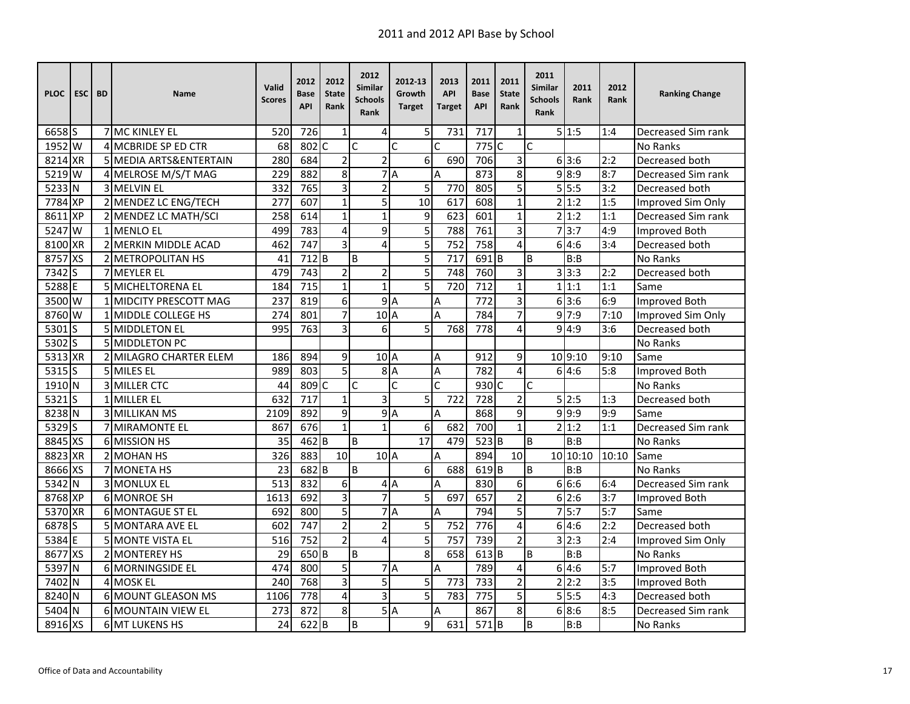# 2011 and 2012 API Base by School

| PLOC | ESC | BD | Name | Valid Scores | 2012 Base API | 2012 State Rank | 2012 Similar Schools Rank | 2012-13 Growth Target | 2013 API Target | 2011 Base API | 2011 State Rank | 2011 Similar Schools Rank | 2011 Rank | 2012 Rank | Ranking Change |
|---|---|---|---|---|---|---|---|---|---|---|---|---|---|---|---|
| 6658 | S | 7 | MC KINLEY EL | 520 | 726 | 1 | 4 | 5 | 731 | 717 | 1 | 5 | 1:5 | 1:4 | Decreased Sim rank |
| 1952 | W | 4 | MCBRIDE SP ED CTR | 68 | 802 | C | C | C | C | 775 | C | C | | | No Ranks |
| 8214 | XR | 5 | MEDIA ARTS&ENTERTAIN | 280 | 684 | 2 | 2 | 6 | 690 | 706 | 3 | 6 | 3:6 | 2:2 | Decreased both |
| 5219 | W | 4 | MELROSE M/S/T MAG | 229 | 882 | 8 | 7 | A | A | 873 | 8 | 9 | 8:9 | 8:7 | Decreased Sim rank |
| 5233 | N | 3 | MELVIN EL | 332 | 765 | 3 | 2 | 5 | 770 | 805 | 5 | 5 | 5:5 | 3:2 | Decreased both |
| 7784 | XP | 2 | MENDEZ LC ENG/TECH | 277 | 607 | 1 | 5 | 10 | 617 | 608 | 1 | 2 | 1:2 | 1:5 | Improved Sim Only |
| 8611 | XP | 2 | MENDEZ LC MATH/SCI | 258 | 614 | 1 | 1 | 9 | 623 | 601 | 1 | 2 | 1:2 | 1:1 | Decreased Sim rank |
| 5247 | W | 1 | MENLO EL | 499 | 783 | 4 | 9 | 5 | 788 | 761 | 3 | 7 | 3:7 | 4:9 | Improved Both |
| 8100 | XR | 2 | MERKIN MIDDLE ACAD | 462 | 747 | 3 | 4 | 5 | 752 | 758 | 4 | 6 | 4:6 | 3:4 | Decreased both |
| 8757 | XS | 2 | METROPOLITAN HS | 41 | 712 | B | B | 5 | 717 | 691 | B | B | B:B | | No Ranks |
| 7342 | S | 7 | MEYLER EL | 479 | 743 | 2 | 2 | 5 | 748 | 760 | 3 | 3 | 3:3 | 2:2 | Decreased both |
| 5288 | E | 5 | MICHELTORENA EL | 184 | 715 | 1 | 1 | 5 | 720 | 712 | 1 | 1 | 1:1 | 1:1 | Same |
| 3500 | W | 1 | MIDCITY PRESCOTT MAG | 237 | 819 | 6 | 9 | A | A | 772 | 3 | 6 | 3:6 | 6:9 | Improved Both |
| 8760 | W | 1 | MIDDLE COLLEGE HS | 274 | 801 | 7 | 10 | A | A | 784 | 7 | 9 | 7:9 | 7:10 | Improved Sim Only |
| 5301 | S | 5 | MIDDLETON EL | 995 | 763 | 3 | 6 | 5 | 768 | 778 | 4 | 9 | 4:9 | 3:6 | Decreased both |
| 5302 | S | 5 | MIDDLETON PC | | | | | | | | | | | | No Ranks |
| 5313 | XR | 2 | MILAGRO CHARTER ELEM | 186 | 894 | 9 | 10 | A | A | 912 | 9 | 10 | 9:10 | 9:10 | Same |
| 5315 | S | 5 | MILES EL | 989 | 803 | 5 | 8 | A | A | 782 | 4 | 6 | 4:6 | 5:8 | Improved Both |
| 1910 | N | 3 | MILLER CTC | 44 | 809 | C | C | C | C | 930 | C | C | | | No Ranks |
| 5321 | S | 1 | MILLER EL | 632 | 717 | 1 | 3 | 5 | 722 | 728 | 2 | 5 | 2:5 | 1:3 | Decreased both |
| 8238 | N | 3 | MILLIKAN MS | 2109 | 892 | 9 | 9 | A | A | 868 | 9 | 9 | 9:9 | 9:9 | Same |
| 5329 | S | 7 | MIRAMONTE EL | 867 | 676 | 1 | 1 | 6 | 682 | 700 | 1 | 2 | 1:2 | 1:1 | Decreased Sim rank |
| 8845 | XS | 6 | MISSION HS | 35 | 462 | B | B | 17 | 479 | 523 | B | B | B:B | | No Ranks |
| 8823 | XR | 2 | MOHAN HS | 326 | 883 | 10 | 10 | A | A | 894 | 10 | 10 | 10:10 | 10:10 | Same |
| 8666 | XS | 7 | MONETA HS | 23 | 682 | B | B | 6 | 688 | 619 | B | B | B:B | | No Ranks |
| 5342 | N | 3 | MONLUX EL | 513 | 832 | 6 | 4 | A | A | 830 | 6 | 6 | 6:6 | 6:4 | Decreased Sim rank |
| 8768 | XP | 6 | MONROE SH | 1613 | 692 | 3 | 7 | 5 | 697 | 657 | 2 | 6 | 2:6 | 3:7 | Improved Both |
| 5370 | XR | 6 | MONTAGUE ST EL | 692 | 800 | 5 | 7 | A | A | 794 | 5 | 7 | 5:7 | 5:7 | Same |
| 6878 | S | 5 | MONTARA AVE EL | 602 | 747 | 2 | 2 | 5 | 752 | 776 | 4 | 6 | 4:6 | 2:2 | Decreased both |
| 5384 | E | 5 | MONTE VISTA EL | 516 | 752 | 2 | 4 | 5 | 757 | 739 | 2 | 3 | 2:3 | 2:4 | Improved Sim Only |
| 8677 | XS | 2 | MONTEREY HS | 29 | 650 | B | B | 8 | 658 | 613 | B | B | B:B | | No Ranks |
| 5397 | N | 6 | MORNINGSIDE EL | 474 | 800 | 5 | 7 | A | A | 789 | 4 | 6 | 4:6 | 5:7 | Improved Both |
| 7402 | N | 4 | MOSK EL | 240 | 768 | 3 | 5 | 5 | 773 | 733 | 2 | 2 | 2:2 | 3:5 | Improved Both |
| 8240 | N | 6 | MOUNT GLEASON MS | 1106 | 778 | 4 | 3 | 5 | 783 | 775 | 5 | 5 | 5:5 | 4:3 | Decreased both |
| 5404 | N | 6 | MOUNTAIN VIEW EL | 273 | 872 | 8 | 5 | A | A | 867 | 8 | 6 | 8:6 | 8:5 | Decreased Sim rank |
| 8916 | XS | 6 | MT LUKENS HS | 24 | 622 | B | B | 9 | 631 | 571 | B | B | B:B | | No Ranks |

Office of Data and Accountability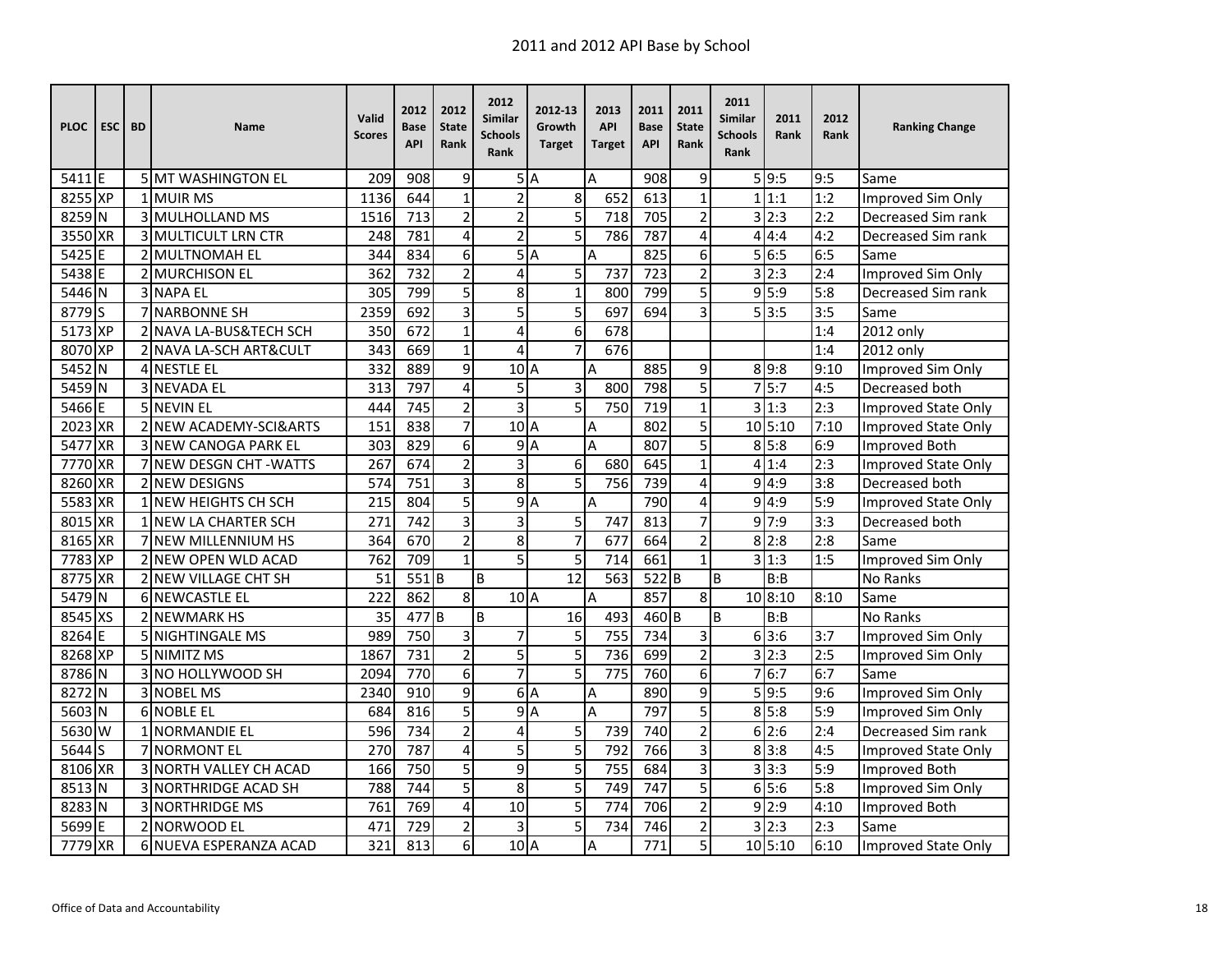# 2011 and 2012 API Base by School

| PLOC | ESC | BD | Name | Valid Scores | 2012 Base API | 2012 State Rank | 2012 Similar Schools Rank | 2012-13 Growth Target | 2013 API Target | 2011 Base API | 2011 State Rank | 2011 Similar Schools Rank | 2011 Rank | 2012 Rank | Ranking Change |
|---|---|---|---|---|---|---|---|---|---|---|---|---|---|---|---|
| 5411 | E | 5 | MT WASHINGTON EL | 209 | 908 | 9 | 5 | A | A | 908 | 9 | 5 | 9:5 | 9:5 | Same |
| 8255 | XP | 1 | MUIR MS | 1136 | 644 | 1 | 2 | 8 | 652 | 613 | 1 | 1 | 1:1 | 1:2 | Improved Sim Only |
| 8259 | N | 3 | MULHOLLAND MS | 1516 | 713 | 2 | 2 | 5 | 718 | 705 | 2 | 3 | 2:3 | 2:2 | Decreased Sim rank |
| 3550 | XR | 3 | MULTICULT LRN CTR | 248 | 781 | 4 | 2 | 5 | 786 | 787 | 4 | 4 | 4:4 | 4:2 | Decreased Sim rank |
| 5425 | E | 2 | MULTNOMAH EL | 344 | 834 | 6 | 5 | A | A | 825 | 6 | 5 | 6:5 | 6:5 | Same |
| 5438 | E | 2 | MURCHISON EL | 362 | 732 | 2 | 4 | 5 | 737 | 723 | 2 | 3 | 2:3 | 2:4 | Improved Sim Only |
| 5446 | N | 3 | NAPA EL | 305 | 799 | 5 | 8 | 1 | 800 | 799 | 5 | 9 | 5:9 | 5:8 | Decreased Sim rank |
| 8779 | S | 7 | NARBONNE SH | 2359 | 692 | 3 | 5 | 5 | 697 | 694 | 3 | 5 | 3:5 | 3:5 | Same |
| 5173 | XP | 2 | NAVA LA-BUS&TECH SCH | 350 | 672 | 1 | 4 | 6 | 678 | | | | | 1:4 | 2012 only |
| 8070 | XP | 2 | NAVA LA-SCH ART&CULT | 343 | 669 | 1 | 4 | 7 | 676 | | | | | 1:4 | 2012 only |
| 5452 | N | 4 | NESTLE EL | 332 | 889 | 9 | 10 | A | A | 885 | 9 | 8 | 9:8 | 9:10 | Improved Sim Only |
| 5459 | N | 3 | NEVADA EL | 313 | 797 | 4 | 5 | 3 | 800 | 798 | 5 | 7 | 5:7 | 4:5 | Decreased both |
| 5466 | E | 5 | NEVIN EL | 444 | 745 | 2 | 3 | 5 | 750 | 719 | 1 | 3 | 1:3 | 2:3 | Improved State Only |
| 2023 | XR | 2 | NEW ACADEMY-SCI&ARTS | 151 | 838 | 7 | 10 | A | A | 802 | 5 | 10 | 5:10 | 7:10 | Improved State Only |
| 5477 | XR | 3 | NEW CANOGA PARK EL | 303 | 829 | 6 | 9 | A | A | 807 | 5 | 8 | 5:8 | 6:9 | Improved Both |
| 7770 | XR | 7 | NEW DESGN CHT -WATTS | 267 | 674 | 2 | 3 | 6 | 680 | 645 | 1 | 4 | 1:4 | 2:3 | Improved State Only |
| 8260 | XR | 2 | NEW DESIGNS | 574 | 751 | 3 | 8 | 5 | 756 | 739 | 4 | 9 | 4:9 | 3:8 | Decreased both |
| 5583 | XR | 1 | NEW HEIGHTS CH SCH | 215 | 804 | 5 | 9 | A | A | 790 | 4 | 9 | 4:9 | 5:9 | Improved State Only |
| 8015 | XR | 1 | NEW LA CHARTER SCH | 271 | 742 | 3 | 3 | 5 | 747 | 813 | 7 | 9 | 7:9 | 3:3 | Decreased both |
| 8165 | XR | 7 | NEW MILLENNIUM HS | 364 | 670 | 2 | 8 | 7 | 677 | 664 | 2 | 8 | 2:8 | 2:8 | Same |
| 7783 | XP | 2 | NEW OPEN WLD ACAD | 762 | 709 | 1 | 5 | 5 | 714 | 661 | 1 | 3 | 1:3 | 1:5 | Improved Sim Only |
| 8775 | XR | 2 | NEW VILLAGE CHT SH | 51 | 551 | B | B | 12 | 563 | 522 | B | B | B:B | | No Ranks |
| 5479 | N | 6 | NEWCASTLE EL | 222 | 862 | 8 | 10 | A | A | 857 | 8 | 10 | 8:10 | 8:10 | Same |
| 8545 | XS | 2 | NEWMARK HS | 35 | 477 | B | B | 16 | 493 | 460 | B | B | B:B | | No Ranks |
| 8264 | E | 5 | NIGHTINGALE MS | 989 | 750 | 3 | 7 | 5 | 755 | 734 | 3 | 6 | 3:6 | 3:7 | Improved Sim Only |
| 8268 | XP | 5 | NIMITZ MS | 1867 | 731 | 2 | 5 | 5 | 736 | 699 | 2 | 3 | 2:3 | 2:5 | Improved Sim Only |
| 8786 | N | 3 | NO HOLLYWOOD SH | 2094 | 770 | 6 | 7 | 5 | 775 | 760 | 6 | 7 | 6:7 | 6:7 | Same |
| 8272 | N | 3 | NOBEL MS | 2340 | 910 | 9 | 6 | A | A | 890 | 9 | 5 | 9:5 | 9:6 | Improved Sim Only |
| 5603 | N | 6 | NOBLE EL | 684 | 816 | 5 | 9 | A | A | 797 | 5 | 8 | 5:8 | 5:9 | Improved Sim Only |
| 5630 | W | 1 | NORMANDIE EL | 596 | 734 | 2 | 4 | 5 | 739 | 740 | 2 | 6 | 2:6 | 2:4 | Decreased Sim rank |
| 5644 | S | 7 | NORMONT EL | 270 | 787 | 4 | 5 | 5 | 792 | 766 | 3 | 8 | 3:8 | 4:5 | Improved State Only |
| 8106 | XR | 3 | NORTH VALLEY CH ACAD | 166 | 750 | 5 | 9 | 5 | 755 | 684 | 3 | 3 | 3:3 | 5:9 | Improved Both |
| 8513 | N | 3 | NORTHRIDGE ACAD SH | 788 | 744 | 5 | 8 | 5 | 749 | 747 | 5 | 6 | 5:6 | 5:8 | Improved Sim Only |
| 8283 | N | 3 | NORTHRIDGE MS | 761 | 769 | 4 | 10 | 5 | 774 | 706 | 2 | 9 | 2:9 | 4:10 | Improved Both |
| 5699 | E | 2 | NORWOOD EL | 471 | 729 | 2 | 3 | 5 | 734 | 746 | 2 | 3 | 2:3 | 2:3 | Same |
| 7779 | XR | 6 | NUEVA ESPERANZA ACAD | 321 | 813 | 6 | 10 | A | A | 771 | 5 | 10 | 5:10 | 6:10 | Improved State Only |

Office of Data and Accountability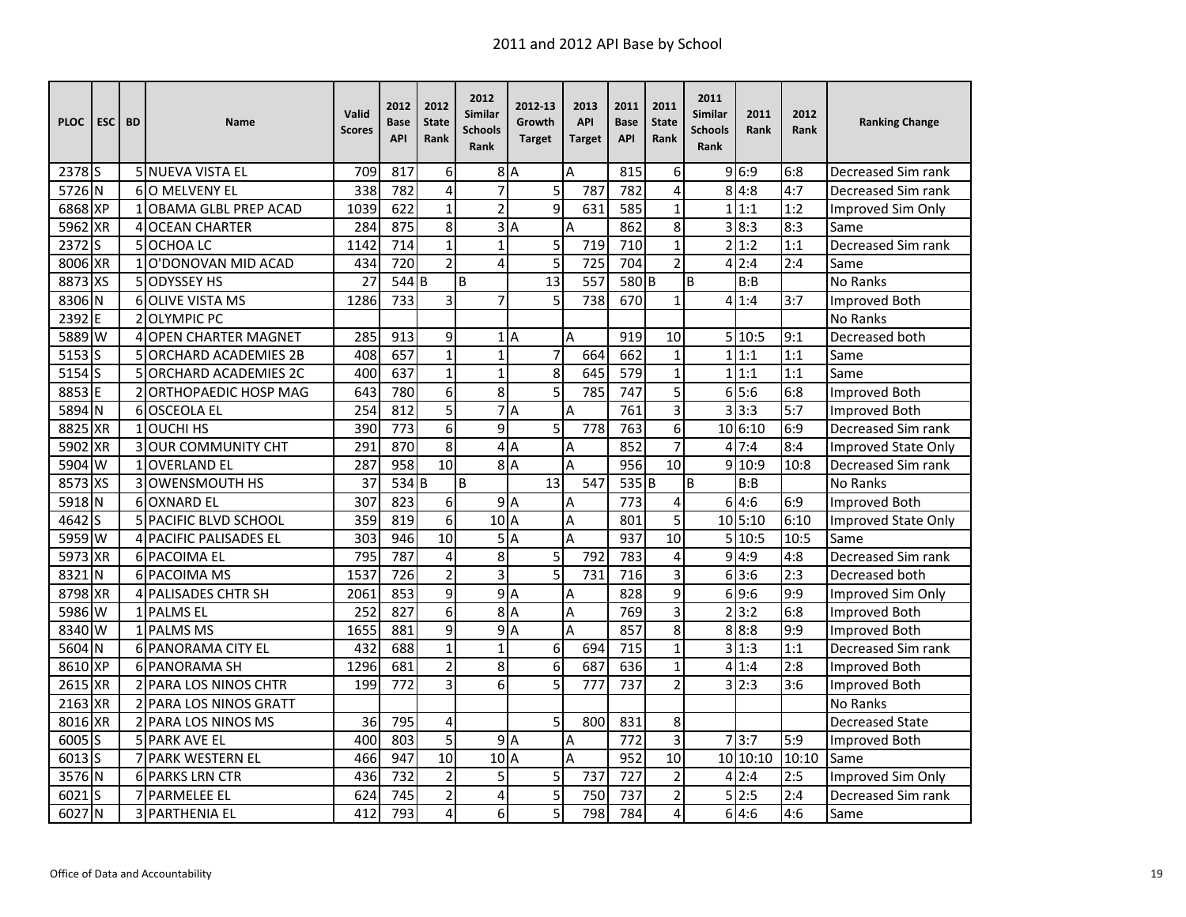# 2011 and 2012 API Base by School

| PLOC | ESC | BD | Name | Valid Scores | 2012 Base API | 2012 State Rank | 2012 Similar Schools Rank | 2012-13 Growth Target | 2013 API Target | 2011 Base API | 2011 State Rank | 2011 Similar Schools Rank | 2011 Rank | 2012 Rank | Ranking Change |
|---|---|---|---|---|---|---|---|---|---|---|---|---|---|---|---|
| 2378 | S | 5 | NUEVA VISTA EL | 709 | 817 | 6 | 8 | A | A | 815 | 6 | 9 | 6:9 | 6:8 | Decreased Sim rank |
| 5726 | N | 6 | O MELVENY EL | 338 | 782 | 4 | 7 | 5 | 787 | 782 | 4 | 8 | 4:8 | 4:7 | Decreased Sim rank |
| 6868 | XP | 1 | OBAMA GLBL PREP ACAD | 1039 | 622 | 1 | 2 | 9 | 631 | 585 | 1 | 1 | 1:1 | 1:2 | Improved Sim Only |
| 5962 | XR | 4 | OCEAN CHARTER | 284 | 875 | 8 | 3 | A | A | 862 | 8 | 3 | 8:3 | 8:3 | Same |
| 2372 | S | 5 | OCHOA LC | 1142 | 714 | 1 | 1 | 5 | 719 | 710 | 1 | 2 | 1:2 | 1:1 | Decreased Sim rank |
| 8006 | XR | 1 | O'DONOVAN MID ACAD | 434 | 720 | 2 | 4 | 5 | 725 | 704 | 2 | 4 | 2:4 | 2:4 | Same |
| 8873 | XS | 5 | ODYSSEY HS | 27 | 544 | B | B | 13 | 557 | 580 | B | B | B:B | | No Ranks |
| 8306 | N | 6 | OLIVE VISTA MS | 1286 | 733 | 3 | 7 | 5 | 738 | 670 | 1 | 4 | 1:4 | 3:7 | Improved Both |
| 2392 | E | 2 | OLYMPIC PC | | | | | | | | | | | | No Ranks |
| 5889 | W | 4 | OPEN CHARTER MAGNET | 285 | 913 | 9 | 1 | A | A | 919 | 10 | 5 | 10:5 | 9:1 | Decreased both |
| 5153 | S | 5 | ORCHARD ACADEMIES 2B | 408 | 657 | 1 | 1 | 7 | 664 | 662 | 1 | 1 | 1:1 | 1:1 | Same |
| 5154 | S | 5 | ORCHARD ACADEMIES 2C | 400 | 637 | 1 | 1 | 8 | 645 | 579 | 1 | 1 | 1:1 | 1:1 | Same |
| 8853 | E | 2 | ORTHOPAEDIC HOSP MAG | 643 | 780 | 6 | 8 | 5 | 785 | 747 | 5 | 6 | 5:6 | 6:8 | Improved Both |
| 5894 | N | 6 | OSCEOLA EL | 254 | 812 | 5 | 7 | A | A | 761 | 3 | 3 | 3:3 | 5:7 | Improved Both |
| 8825 | XR | 1 | OUCHI HS | 390 | 773 | 6 | 9 | 5 | 778 | 763 | 6 | 10 | 6:10 | 6:9 | Decreased Sim rank |
| 5902 | XR | 3 | OUR COMMUNITY CHT | 291 | 870 | 8 | 4 | A | A | 852 | 7 | 4 | 7:4 | 8:4 | Improved State Only |
| 5904 | W | 1 | OVERLAND EL | 287 | 958 | 10 | 8 | A | A | 956 | 10 | 9 | 10:9 | 10:8 | Decreased Sim rank |
| 8573 | XS | 3 | OWENSMOUTH HS | 37 | 534 | B | B | 13 | 547 | 535 | B | B | B:B | | No Ranks |
| 5918 | N | 6 | OXNARD EL | 307 | 823 | 6 | 9 | A | A | 773 | 4 | 6 | 4:6 | 6:9 | Improved Both |
| 4642 | S | 5 | PACIFIC BLVD SCHOOL | 359 | 819 | 6 | 10 | A | A | 801 | 5 | 10 | 5:10 | 6:10 | Improved State Only |
| 5959 | W | 4 | PACIFIC PALISADES EL | 303 | 946 | 10 | 5 | A | A | 937 | 10 | 5 | 10:5 | 10:5 | Same |
| 5973 | XR | 6 | PACOIMA EL | 795 | 787 | 4 | 8 | 5 | 792 | 783 | 4 | 9 | 4:9 | 4:8 | Decreased Sim rank |
| 8321 | N | 6 | PACOIMA MS | 1537 | 726 | 2 | 3 | 5 | 731 | 716 | 3 | 6 | 3:6 | 2:3 | Decreased both |
| 8798 | XR | 4 | PALISADES CHTR SH | 2061 | 853 | 9 | 9 | A | A | 828 | 9 | 6 | 9:6 | 9:9 | Improved Sim Only |
| 5986 | W | 1 | PALMS EL | 252 | 827 | 6 | 8 | A | A | 769 | 3 | 2 | 3:2 | 6:8 | Improved Both |
| 8340 | W | 1 | PALMS MS | 1655 | 881 | 9 | 9 | A | A | 857 | 8 | 8 | 8:8 | 9:9 | Improved Both |
| 5604 | N | 6 | PANORAMA CITY EL | 432 | 688 | 1 | 1 | 6 | 694 | 715 | 1 | 3 | 1:3 | 1:1 | Decreased Sim rank |
| 8610 | XP | 6 | PANORAMA SH | 1296 | 681 | 2 | 8 | 6 | 687 | 636 | 1 | 4 | 1:4 | 2:8 | Improved Both |
| 2615 | XR | 2 | PARA LOS NINOS CHTR | 199 | 772 | 3 | 6 | 5 | 777 | 737 | 2 | 3 | 2:3 | 3:6 | Improved Both |
| 2163 | XR | 2 | PARA LOS NINOS GRATT | | | | | | | | | | | | No Ranks |
| 8016 | XR | 2 | PARA LOS NINOS MS | 36 | 795 | 4 | | 5 | 800 | 831 | 8 | | | | Decreased State |
| 6005 | S | 5 | PARK AVE EL | 400 | 803 | 5 | 9 | A | A | 772 | 3 | 7 | 3:7 | 5:9 | Improved Both |
| 6013 | S | 7 | PARK WESTERN EL | 466 | 947 | 10 | 10 | A | A | 952 | 10 | 10 | 10:10 | 10:10 | Same |
| 3576 | N | 6 | PARKS LRN CTR | 436 | 732 | 2 | 5 | 5 | 737 | 727 | 2 | 4 | 2:4 | 2:5 | Improved Sim Only |
| 6021 | S | 7 | PARMELEE EL | 624 | 745 | 2 | 4 | 5 | 750 | 737 | 2 | 5 | 2:5 | 2:4 | Decreased Sim rank |
| 6027 | N | 3 | PARTHENIA EL | 412 | 793 | 4 | 6 | 5 | 798 | 784 | 4 | 6 | 4:6 | 4:6 | Same |

Office of Data and Accountability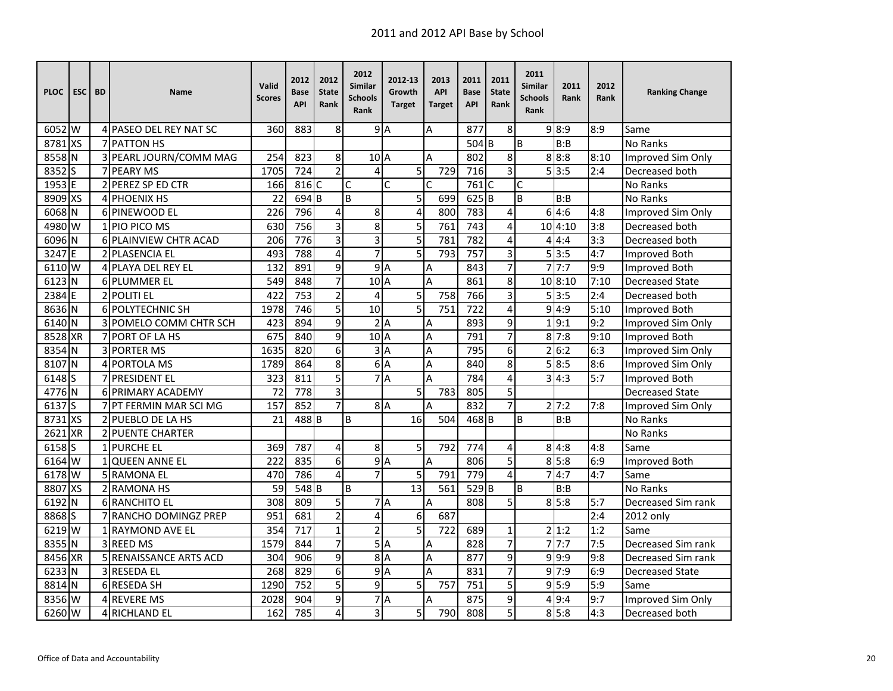# 2011 and 2012 API Base by School

| PLOC | ESC | BD | Name | Valid Scores | 2012 Base API | 2012 State Rank | 2012 Similar Schools Rank | 2012-13 Growth Target | 2013 API Target | 2011 Base API | 2011 State Rank | 2011 Similar Schools Rank | 2011 Rank | 2012 Rank | Ranking Change |
|---|---|---|---|---|---|---|---|---|---|---|---|---|---|---|---|
| 6052 | W | 4 | PASEO DEL REY NAT SC | 360 | 883 | 8 | 9 | A | A | 877 | 8 | 9 | 8:9 | 8:9 | Same |
| 8781 | XS | 7 | PATTON HS | | | | | | | 504 | B | B | B:B | | No Ranks |
| 8558 | N | 3 | PEARL JOURN/COMM MAG | 254 | 823 | 8 | 10 | A | A | 802 | 8 | 8 | 8:8 | 8:10 | Improved Sim Only |
| 8352 | S | 7 | PEARY MS | 1705 | 724 | 2 | 4 | 5 | 729 | 716 | 3 | 5 | 3:5 | 2:4 | Decreased both |
| 1953 | E | 2 | PEREZ SP ED CTR | 166 | 816 | C | C | C | C | 761 | C | C | | | No Ranks |
| 8909 | XS | 4 | PHOENIX HS | 22 | 694 | B | B | 5 | 699 | 625 | B | B | B:B | | No Ranks |
| 6068 | N | 6 | PINEWOOD EL | 226 | 796 | 4 | 8 | 4 | 800 | 783 | 4 | 6 | 4:6 | 4:8 | Improved Sim Only |
| 4980 | W | 1 | PIO PICO MS | 630 | 756 | 3 | 8 | 5 | 761 | 743 | 4 | 10 | 4:10 | 3:8 | Decreased both |
| 6096 | N | 6 | PLAINVIEW CHTR ACAD | 206 | 776 | 3 | 3 | 5 | 781 | 782 | 4 | 4 | 4:4 | 3:3 | Decreased both |
| 3247 | E | 2 | PLASENCIA EL | 493 | 788 | 4 | 7 | 5 | 793 | 757 | 3 | 5 | 3:5 | 4:7 | Improved Both |
| 6110 | W | 4 | PLAYA DEL REY EL | 132 | 891 | 9 | 9 | A | A | 843 | 7 | 7 | 7:7 | 9:9 | Improved Both |
| 6123 | N | 6 | PLUMMER EL | 549 | 848 | 7 | 10 | A | A | 861 | 8 | 10 | 8:10 | 7:10 | Decreased State |
| 2384 | E | 2 | POLITI EL | 422 | 753 | 2 | 4 | 5 | 758 | 766 | 3 | 5 | 3:5 | 2:4 | Decreased both |
| 8636 | N | 6 | POLYTECHNIC SH | 1978 | 746 | 5 | 10 | 5 | 751 | 722 | 4 | 9 | 4:9 | 5:10 | Improved Both |
| 6140 | N | 3 | POMELO COMM CHTR SCH | 423 | 894 | 9 | 2 | A | A | 893 | 9 | 1 | 9:1 | 9:2 | Improved Sim Only |
| 8528 | XR | 7 | PORT OF LA HS | 675 | 840 | 9 | 10 | A | A | 791 | 7 | 8 | 7:8 | 9:10 | Improved Both |
| 8354 | N | 3 | PORTER MS | 1635 | 820 | 6 | 3 | A | A | 795 | 6 | 2 | 6:2 | 6:3 | Improved Sim Only |
| 8107 | N | 4 | PORTOLA MS | 1789 | 864 | 8 | 6 | A | A | 840 | 8 | 5 | 8:5 | 8:6 | Improved Sim Only |
| 6148 | S | 7 | PRESIDENT EL | 323 | 811 | 5 | 7 | A | A | 784 | 4 | 3 | 4:3 | 5:7 | Improved Both |
| 4776 | N | 6 | PRIMARY ACADEMY | 72 | 778 | 3 | | 5 | 783 | 805 | 5 | | | | Decreased State |
| 6137 | S | 7 | PT FERMIN MAR SCI MG | 157 | 852 | 7 | 8 | A | A | 832 | 7 | 2 | 7:2 | 7:8 | Improved Sim Only |
| 8731 | XS | 2 | PUEBLO DE LA HS | 21 | 488 | B | B | 16 | 504 | 468 | B | B | B:B | | No Ranks |
| 2621 | XR | 2 | PUENTE CHARTER | | | | | | | | | | | | No Ranks |
| 6158 | S | 1 | PURCHE EL | 369 | 787 | 4 | 8 | 5 | 792 | 774 | 4 | 8 | 4:8 | 4:8 | Same |
| 6164 | W | 1 | QUEEN ANNE EL | 222 | 835 | 6 | 9 | A | A | 806 | 5 | 8 | 5:8 | 6:9 | Improved Both |
| 6178 | W | 5 | RAMONA EL | 470 | 786 | 4 | 7 | 5 | 791 | 779 | 4 | 7 | 4:7 | 4:7 | Same |
| 8807 | XS | 2 | RAMONA HS | 59 | 548 | B | B | 13 | 561 | 529 | B | B | B:B | | No Ranks |
| 6192 | N | 6 | RANCHITO EL | 308 | 809 | 5 | 7 | A | A | 808 | 5 | 8 | 5:8 | 5:7 | Decreased Sim rank |
| 8868 | S | 7 | RANCHO DOMINGZ PREP | 951 | 681 | 2 | 4 | 6 | 687 | | | | | 2:4 | 2012 only |
| 6219 | W | 1 | RAYMOND AVE EL | 354 | 717 | 1 | 2 | 5 | 722 | 689 | 1 | 2 | 1:2 | 1:2 | Same |
| 8355 | N | 3 | REED MS | 1579 | 844 | 7 | 5 | A | A | 828 | 7 | 7 | 7:7 | 7:5 | Decreased Sim rank |
| 8456 | XR | 5 | RENAISSANCE ARTS ACD | 304 | 906 | 9 | 8 | A | A | 877 | 9 | 9 | 9:9 | 9:8 | Decreased Sim rank |
| 6233 | N | 3 | RESEDA EL | 268 | 829 | 6 | 9 | A | A | 831 | 7 | 9 | 7:9 | 6:9 | Decreased State |
| 8814 | N | 6 | RESEDA SH | 1290 | 752 | 5 | 9 | 5 | 757 | 751 | 5 | 9 | 5:9 | 5:9 | Same |
| 8356 | W | 4 | REVERE MS | 2028 | 904 | 9 | 7 | A | A | 875 | 9 | 4 | 9:4 | 9:7 | Improved Sim Only |
| 6260 | W | 4 | RICHLAND EL | 162 | 785 | 4 | 3 | 5 | 790 | 808 | 5 | 8 | 5:8 | 4:3 | Decreased both |

Office of Data and Accountability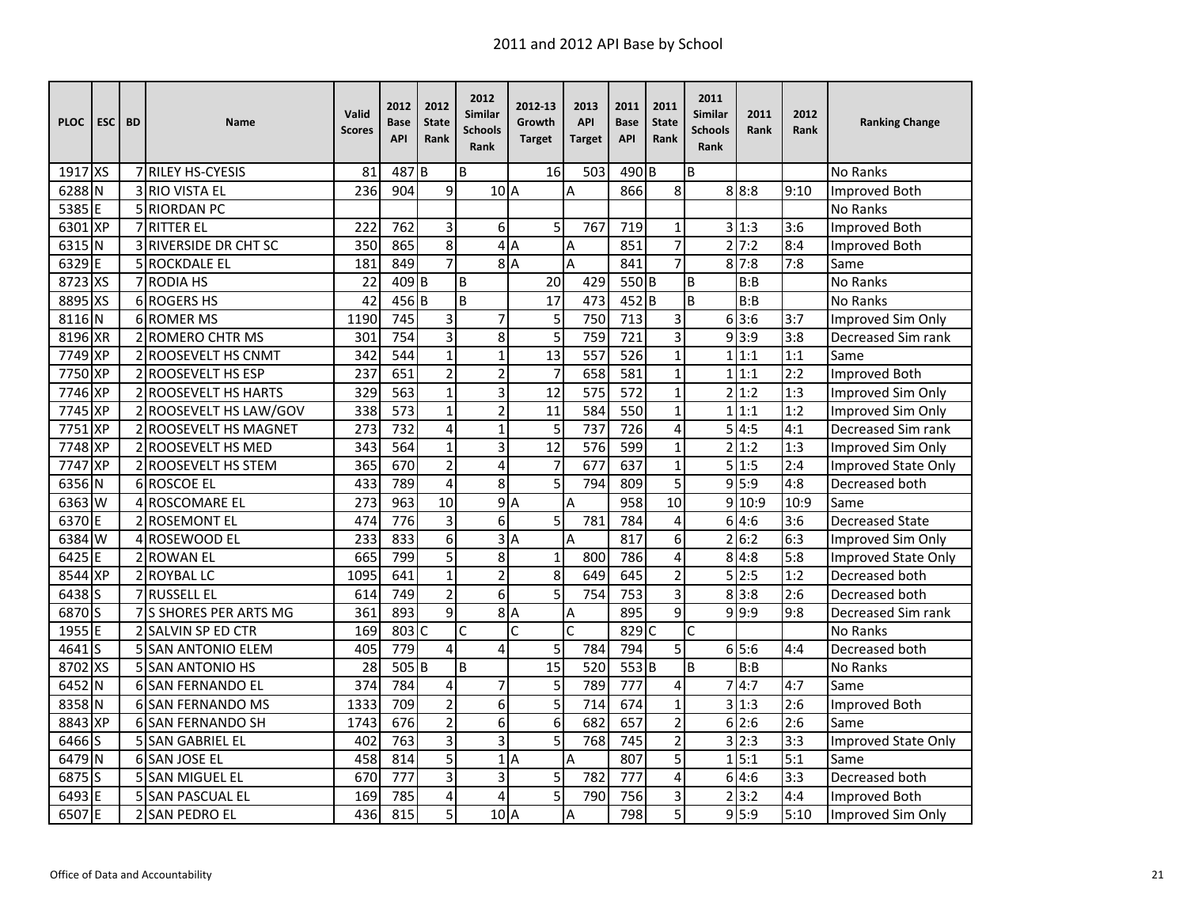# 2011 and 2012 API Base by School

| PLOC | ESC | BD | Name | Valid Scores | 2012 Base API | 2012 State Rank | 2012 Similar Schools Rank | 2012-13 Growth Target | 2013 API Target | 2011 Base API | 2011 State Rank | 2011 Similar Schools Rank | 2011 Rank | 2012 Rank | Ranking Change |
|---|---|---|---|---|---|---|---|---|---|---|---|---|---|---|---|
| 1917 | XS | 7 | RILEY HS-CYESIS | 81 | 487 | B | B | 16 | 503 | 490 | B | B | | | No Ranks |
| 6288 | N | 3 | RIO VISTA EL | 236 | 904 | 9 | 10 | A | A | 866 | 8 | 8 | 8:8 | 9:10 | Improved Both |
| 5385 | E | 5 | RIORDAN PC | | | | | | | | | | | | No Ranks |
| 6301 | XP | 7 | RITTER EL | 222 | 762 | 3 | 6 | 5 | 767 | 719 | 1 | 3 | 1:3 | 3:6 | Improved Both |
| 6315 | N | 3 | RIVERSIDE DR CHT SC | 350 | 865 | 8 | 4 | A | A | 851 | 7 | 2 | 7:2 | 8:4 | Improved Both |
| 6329 | E | 5 | ROCKDALE EL | 181 | 849 | 7 | 8 | A | A | 841 | 7 | 8 | 7:8 | 7:8 | Same |
| 8723 | XS | 7 | RODIA HS | 22 | 409 | B | B | 20 | 429 | 550 | B | B | B:B | | No Ranks |
| 8895 | XS | 6 | ROGERS HS | 42 | 456 | B | B | 17 | 473 | 452 | B | B | B:B | | No Ranks |
| 8116 | N | 6 | ROMER MS | 1190 | 745 | 3 | 7 | 5 | 750 | 713 | 3 | 6 | 3:6 | 3:7 | Improved Sim Only |
| 8196 | XR | 2 | ROMERO CHTR MS | 301 | 754 | 3 | 8 | 5 | 759 | 721 | 3 | 9 | 3:9 | 3:8 | Decreased Sim rank |
| 7749 | XP | 2 | ROOSEVELT HS CNMT | 342 | 544 | 1 | 1 | 13 | 557 | 526 | 1 | 1 | 1:1 | 1:1 | Same |
| 7750 | XP | 2 | ROOSEVELT HS ESP | 237 | 651 | 2 | 2 | 7 | 658 | 581 | 1 | 1 | 1:1 | 2:2 | Improved Both |
| 7746 | XP | 2 | ROOSEVELT HS HARTS | 329 | 563 | 1 | 3 | 12 | 575 | 572 | 1 | 2 | 1:2 | 1:3 | Improved Sim Only |
| 7745 | XP | 2 | ROOSEVELT HS LAW/GOV | 338 | 573 | 1 | 2 | 11 | 584 | 550 | 1 | 1 | 1:1 | 1:2 | Improved Sim Only |
| 7751 | XP | 2 | ROOSEVELT HS MAGNET | 273 | 732 | 4 | 1 | 5 | 737 | 726 | 4 | 5 | 4:5 | 4:1 | Decreased Sim rank |
| 7748 | XP | 2 | ROOSEVELT HS MED | 343 | 564 | 1 | 3 | 12 | 576 | 599 | 1 | 2 | 1:2 | 1:3 | Improved Sim Only |
| 7747 | XP | 2 | ROOSEVELT HS STEM | 365 | 670 | 2 | 4 | 7 | 677 | 637 | 1 | 5 | 1:5 | 2:4 | Improved State Only |
| 6356 | N | 6 | ROSCOE EL | 433 | 789 | 4 | 8 | 5 | 794 | 809 | 5 | 9 | 5:9 | 4:8 | Decreased both |
| 6363 | W | 4 | ROSCOMARE EL | 273 | 963 | 10 | 9 | A | A | 958 | 10 | 9 | 10:9 | 10:9 | Same |
| 6370 | E | 2 | ROSEMONT EL | 474 | 776 | 3 | 6 | 5 | 781 | 784 | 4 | 6 | 4:6 | 3:6 | Decreased State |
| 6384 | W | 4 | ROSEWOOD EL | 233 | 833 | 6 | 3 | A | A | 817 | 6 | 2 | 6:2 | 6:3 | Improved Sim Only |
| 6425 | E | 2 | ROWAN EL | 665 | 799 | 5 | 8 | 1 | 800 | 786 | 4 | 8 | 4:8 | 5:8 | Improved State Only |
| 8544 | XP | 2 | ROYBAL LC | 1095 | 641 | 1 | 2 | 8 | 649 | 645 | 2 | 5 | 2:5 | 1:2 | Decreased both |
| 6438 | S | 7 | RUSSELL EL | 614 | 749 | 2 | 6 | 5 | 754 | 753 | 3 | 8 | 3:8 | 2:6 | Decreased both |
| 6870 | S | 7 | S SHORES PER ARTS MG | 361 | 893 | 9 | 8 | A | A | 895 | 9 | 9 | 9:9 | 9:8 | Decreased Sim rank |
| 1955 | E | 2 | SALVIN SP ED CTR | 169 | 803 | C | C | C | C | 829 | C | C | | | No Ranks |
| 4641 | S | 5 | SAN ANTONIO ELEM | 405 | 779 | 4 | 4 | 5 | 784 | 794 | 5 | 6 | 5:6 | 4:4 | Decreased both |
| 8702 | XS | 5 | SAN ANTONIO HS | 28 | 505 | B | B | 15 | 520 | 553 | B | B | B:B | | No Ranks |
| 6452 | N | 6 | SAN FERNANDO EL | 374 | 784 | 4 | 7 | 5 | 789 | 777 | 4 | 7 | 4:7 | 4:7 | Same |
| 8358 | N | 6 | SAN FERNANDO MS | 1333 | 709 | 2 | 6 | 5 | 714 | 674 | 1 | 3 | 1:3 | 2:6 | Improved Both |
| 8843 | XP | 6 | SAN FERNANDO SH | 1743 | 676 | 2 | 6 | 6 | 682 | 657 | 2 | 6 | 2:6 | 2:6 | Same |
| 6466 | S | 5 | SAN GABRIEL EL | 402 | 763 | 3 | 3 | 5 | 768 | 745 | 2 | 3 | 2:3 | 3:3 | Improved State Only |
| 6479 | N | 6 | SAN JOSE EL | 458 | 814 | 5 | 1 | A | A | 807 | 5 | 1 | 5:1 | 5:1 | Same |
| 6875 | S | 5 | SAN MIGUEL EL | 670 | 777 | 3 | 3 | 5 | 782 | 777 | 4 | 6 | 4:6 | 3:3 | Decreased both |
| 6493 | E | 5 | SAN PASCUAL EL | 169 | 785 | 4 | 4 | 5 | 790 | 756 | 3 | 2 | 3:2 | 4:4 | Improved Both |
| 6507 | E | 2 | SAN PEDRO EL | 436 | 815 | 5 | 10 | A | A | 798 | 5 | 9 | 5:9 | 5:10 | Improved Sim Only |

Office of Data and Accountability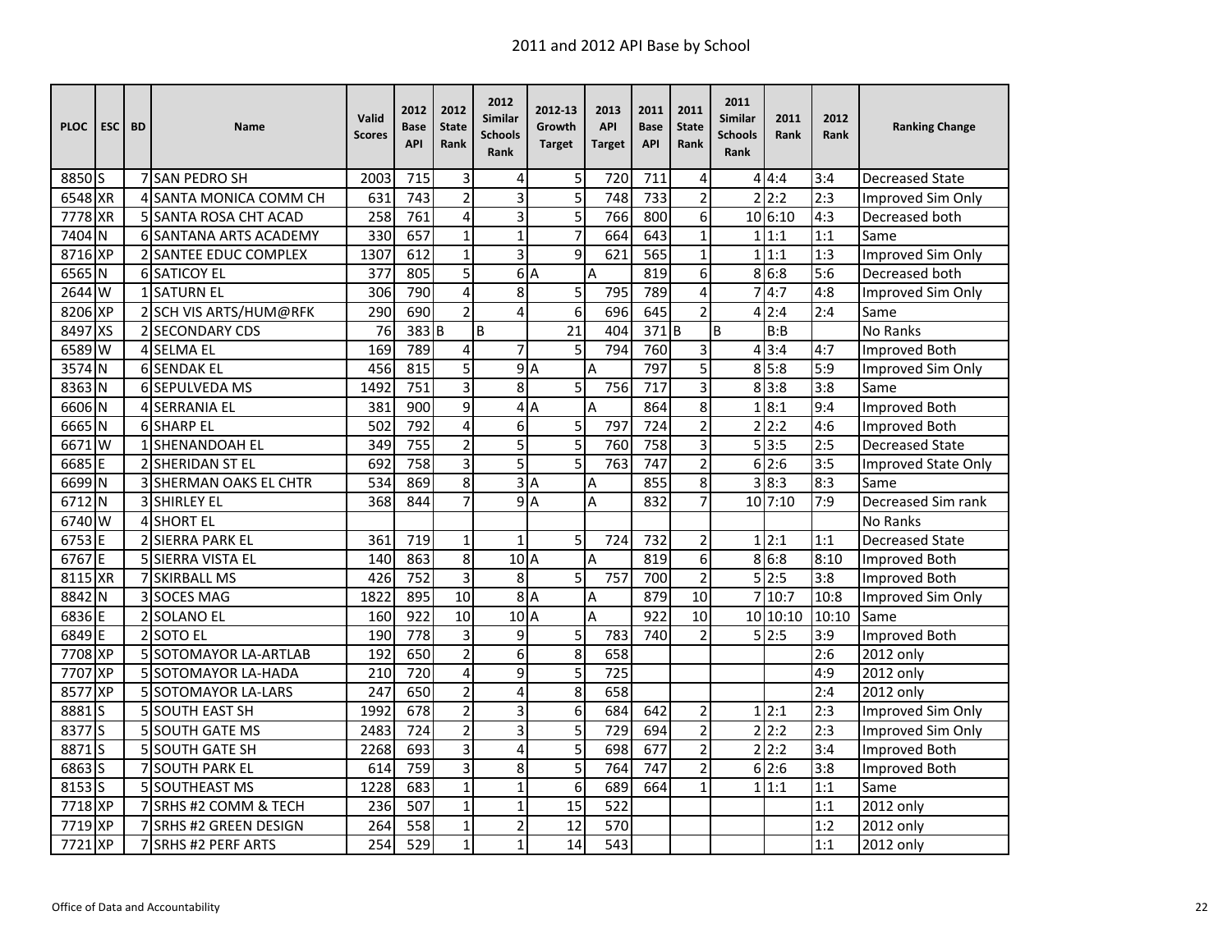# 2011 and 2012 API Base by School

| PLOC | ESC | BD | Name | Valid Scores | 2012 Base API | 2012 State Rank | 2012 Similar Schools Rank | 2012-13 Growth Target | 2013 API Target | 2011 Base API | 2011 State Rank | 2011 Similar Schools Rank | 2011 Rank | 2012 Rank | Ranking Change |
|---|---|---|---|---|---|---|---|---|---|---|---|---|---|---|---|
| 8850 | S | 7 | SAN PEDRO SH | 2003 | 715 | 3 | 4 | 5 | 720 | 711 | 4 | 4 | 4:4 | 3:4 | Decreased State |
| 6548 | XR | 4 | SANTA MONICA COMM CH | 631 | 743 | 2 | 3 | 5 | 748 | 733 | 2 | 2 | 2:2 | 2:3 | Improved Sim Only |
| 7778 | XR | 5 | SANTA ROSA CHT ACAD | 258 | 761 | 4 | 3 | 5 | 766 | 800 | 6 | 10 | 6:10 | 4:3 | Decreased both |
| 7404 | N | 6 | SANTANA ARTS ACADEMY | 330 | 657 | 1 | 1 | 7 | 664 | 643 | 1 | 1 | 1:1 | 1:1 | Same |
| 8716 | XP | 2 | SANTEE EDUC COMPLEX | 1307 | 612 | 1 | 3 | 9 | 621 | 565 | 1 | 1 | 1:1 | 1:3 | Improved Sim Only |
| 6565 | N | 6 | SATICOY EL | 377 | 805 | 5 | 6 | A | A | 819 | 6 | 8 | 6:8 | 5:6 | Decreased both |
| 2644 | W | 1 | SATURN EL | 306 | 790 | 4 | 8 | 5 | 795 | 789 | 4 | 7 | 4:7 | 4:8 | Improved Sim Only |
| 8206 | XP | 2 | SCH VIS ARTS/HUM@RFK | 290 | 690 | 2 | 4 | 6 | 696 | 645 | 2 | 4 | 2:4 | 2:4 | Same |
| 8497 | XS | 2 | SECONDARY CDS | 76 | 383 | B | B | 21 | 404 | 371 | B | B | B:B | | No Ranks |
| 6589 | W | 4 | SELMA EL | 169 | 789 | 4 | 7 | 5 | 794 | 760 | 3 | 4 | 3:4 | 4:7 | Improved Both |
| 3574 | N | 6 | SENDAK EL | 456 | 815 | 5 | 9 | A | A | 797 | 5 | 8 | 5:8 | 5:9 | Improved Sim Only |
| 8363 | N | 6 | SEPULVEDA MS | 1492 | 751 | 3 | 8 | 5 | 756 | 717 | 3 | 8 | 3:8 | 3:8 | Same |
| 6606 | N | 4 | SERRANIA EL | 381 | 900 | 9 | 4 | A | A | 864 | 8 | 1 | 8:1 | 9:4 | Improved Both |
| 6665 | N | 6 | SHARP EL | 502 | 792 | 4 | 6 | 5 | 797 | 724 | 2 | 2 | 2:2 | 4:6 | Improved Both |
| 6671 | W | 1 | SHENANDOAH EL | 349 | 755 | 2 | 5 | 5 | 760 | 758 | 3 | 5 | 3:5 | 2:5 | Decreased State |
| 6685 | E | 2 | SHERIDAN ST EL | 692 | 758 | 3 | 5 | 5 | 763 | 747 | 2 | 6 | 2:6 | 3:5 | Improved State Only |
| 6699 | N | 3 | SHERMAN OAKS EL CHTR | 534 | 869 | 8 | 3 | A | A | 855 | 8 | 3 | 8:3 | 8:3 | Same |
| 6712 | N | 3 | SHIRLEY EL | 368 | 844 | 7 | 9 | A | A | 832 | 7 | 10 | 7:10 | 7:9 | Decreased Sim rank |
| 6740 | W | 4 | SHORT EL | | | | | | | | | | | | No Ranks |
| 6753 | E | 2 | SIERRA PARK EL | 361 | 719 | 1 | 1 | 5 | 724 | 732 | 2 | 1 | 2:1 | 1:1 | Decreased State |
| 6767 | E | 5 | SIERRA VISTA EL | 140 | 863 | 8 | 10 | A | A | 819 | 6 | 8 | 6:8 | 8:10 | Improved Both |
| 8115 | XR | 7 | SKIRBALL MS | 426 | 752 | 3 | 8 | 5 | 757 | 700 | 2 | 5 | 2:5 | 3:8 | Improved Both |
| 8842 | N | 3 | SOCES MAG | 1822 | 895 | 10 | 8 | A | A | 879 | 10 | 7 | 10:7 | 10:8 | Improved Sim Only |
| 6836 | E | 2 | SOLANO EL | 160 | 922 | 10 | 10 | A | A | 922 | 10 | 10 | 10:10 | 10:10 | Same |
| 6849 | E | 2 | SOTO EL | 190 | 778 | 3 | 9 | 5 | 783 | 740 | 2 | 5 | 2:5 | 3:9 | Improved Both |
| 7708 | XP | 5 | SOTOMAYOR LA-ARTLAB | 192 | 650 | 2 | 6 | 8 | 658 | | | | | 2:6 | 2012 only |
| 7707 | XP | 5 | SOTOMAYOR LA-HADA | 210 | 720 | 4 | 9 | 5 | 725 | | | | | 4:9 | 2012 only |
| 8577 | XP | 5 | SOTOMAYOR LA-LARS | 247 | 650 | 2 | 4 | 8 | 658 | | | | | 2:4 | 2012 only |
| 8881 | S | 5 | SOUTH EAST SH | 1992 | 678 | 2 | 3 | 6 | 684 | 642 | 2 | 1 | 2:1 | 2:3 | Improved Sim Only |
| 8377 | S | 5 | SOUTH GATE MS | 2483 | 724 | 2 | 3 | 5 | 729 | 694 | 2 | 2 | 2:2 | 2:3 | Improved Sim Only |
| 8871 | S | 5 | SOUTH GATE SH | 2268 | 693 | 3 | 4 | 5 | 698 | 677 | 2 | 2 | 2:2 | 3:4 | Improved Both |
| 6863 | S | 7 | SOUTH PARK EL | 614 | 759 | 3 | 8 | 5 | 764 | 747 | 2 | 6 | 2:6 | 3:8 | Improved Both |
| 8153 | S | 5 | SOUTHEAST MS | 1228 | 683 | 1 | 1 | 6 | 689 | 664 | 1 | 1 | 1:1 | 1:1 | Same |
| 7718 | XP | 7 | SRHS #2 COMM & TECH | 236 | 507 | 1 | 1 | 15 | 522 | | | | | 1:1 | 2012 only |
| 7719 | XP | 7 | SRHS #2 GREEN DESIGN | 264 | 558 | 1 | 2 | 12 | 570 | | | | | 1:2 | 2012 only |
| 7721 | XP | 7 | SRHS #2 PERF ARTS | 254 | 529 | 1 | 1 | 14 | 543 | | | | | 1:1 | 2012 only |

Office of Data and Accountability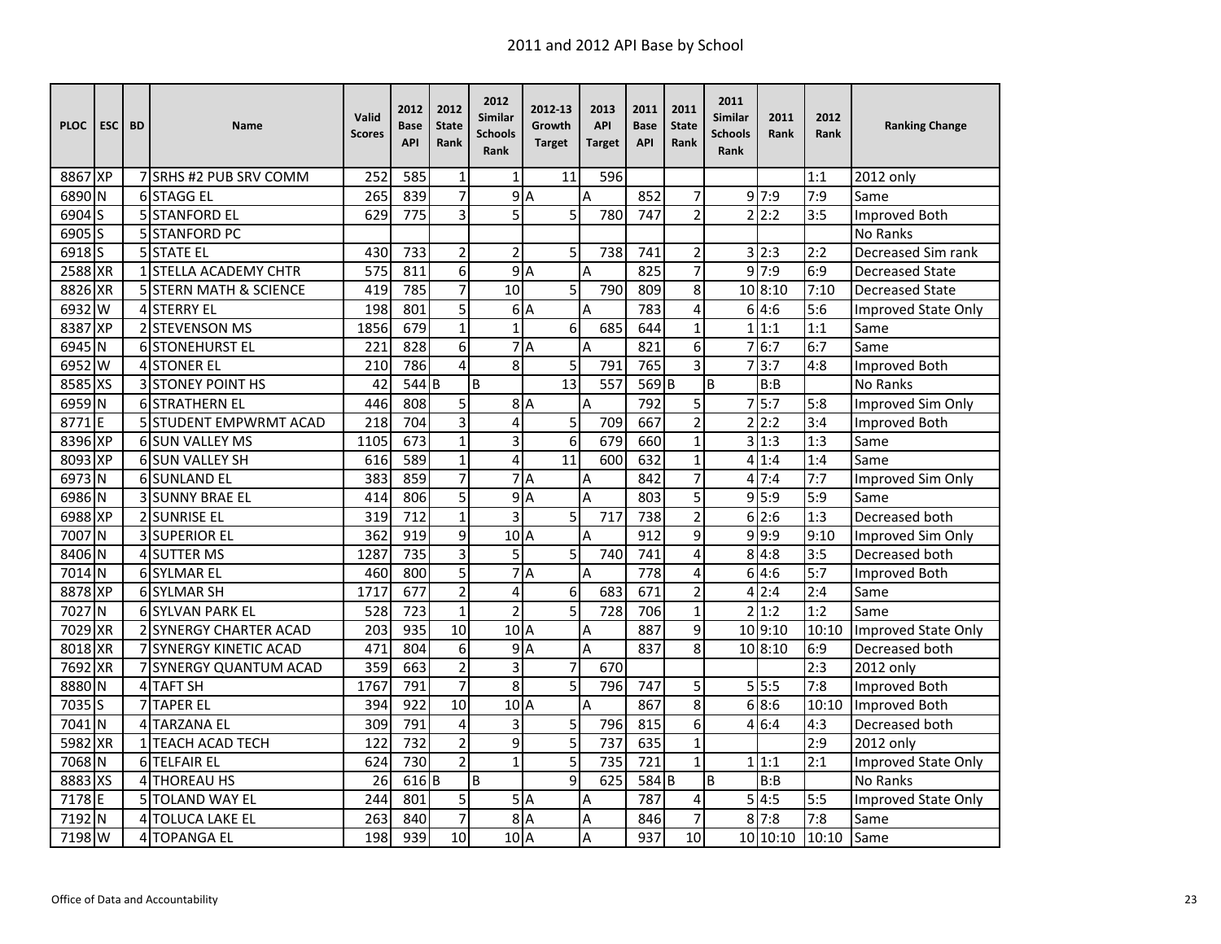# 2011 and 2012 API Base by School

| PLOC | ESC | BD | Name | Valid Scores | 2012 Base API | 2012 State Rank | 2012 Similar Schools Rank | 2012-13 Growth Target | 2013 API Target | 2011 Base API | 2011 State Rank | 2011 Similar Schools Rank | 2011 Rank | 2012 Rank | Ranking Change |
|---|---|---|---|---|---|---|---|---|---|---|---|---|---|---|---|
| 8867 | XP | 7 | SRHS #2 PUB SRV COMM | 252 | 585 | 1 | 1 | 11 | 596 | | | | | 1:1 | 2012 only |
| 6890 | N | 6 | STAGG EL | 265 | 839 | 7 | 9 | A | A | 852 | 7 | 9 | 7:9 | 7:9 | Same |
| 6904 | S | 5 | STANFORD EL | 629 | 775 | 3 | 5 | 5 | 780 | 747 | 2 | 2 | 2:2 | 3:5 | Improved Both |
| 6905 | S | 5 | STANFORD PC | | | | | | | | | | | | No Ranks |
| 6918 | S | 5 | STATE EL | 430 | 733 | 2 | 2 | 5 | 738 | 741 | 2 | 3 | 2:3 | 2:2 | Decreased Sim rank |
| 2588 | XR | 1 | STELLA ACADEMY CHTR | 575 | 811 | 6 | 9 | A | A | 825 | 7 | 9 | 7:9 | 6:9 | Decreased State |
| 8826 | XR | 5 | STERN MATH & SCIENCE | 419 | 785 | 7 | 10 | 5 | 790 | 809 | 8 | 10 | 8:10 | 7:10 | Decreased State |
| 6932 | W | 4 | STERRY EL | 198 | 801 | 5 | 6 | A | A | 783 | 4 | 6 | 4:6 | 5:6 | Improved State Only |
| 8387 | XP | 2 | STEVENSON MS | 1856 | 679 | 1 | 1 | 6 | 685 | 644 | 1 | 1 | 1:1 | 1:1 | Same |
| 6945 | N | 6 | STONEHURST EL | 221 | 828 | 6 | 7 | A | A | 821 | 6 | 7 | 6:7 | 6:7 | Same |
| 6952 | W | 4 | STONER EL | 210 | 786 | 4 | 8 | 5 | 791 | 765 | 3 | 7 | 3:7 | 4:8 | Improved Both |
| 8585 | XS | 3 | STONEY POINT HS | 42 | 544 | B | B | 13 | 557 | 569 | B | B | B:B | | No Ranks |
| 6959 | N | 6 | STRATHERN EL | 446 | 808 | 5 | 8 | A | A | 792 | 5 | 7 | 5:7 | 5:8 | Improved Sim Only |
| 8771 | E | 5 | STUDENT EMPWRMT ACAD | 218 | 704 | 3 | 4 | 5 | 709 | 667 | 2 | 2 | 2:2 | 3:4 | Improved Both |
| 8396 | XP | 6 | SUN VALLEY MS | 1105 | 673 | 1 | 3 | 6 | 679 | 660 | 1 | 3 | 1:3 | 1:3 | Same |
| 8093 | XP | 6 | SUN VALLEY SH | 616 | 589 | 1 | 4 | 11 | 600 | 632 | 1 | 4 | 1:4 | 1:4 | Same |
| 6973 | N | 6 | SUNLAND EL | 383 | 859 | 7 | 7 | A | A | 842 | 7 | 4 | 7:4 | 7:7 | Improved Sim Only |
| 6986 | N | 3 | SUNNY BRAE EL | 414 | 806 | 5 | 9 | A | A | 803 | 5 | 9 | 5:9 | 5:9 | Same |
| 6988 | XP | 2 | SUNRISE EL | 319 | 712 | 1 | 3 | 5 | 717 | 738 | 2 | 6 | 2:6 | 1:3 | Decreased both |
| 7007 | N | 3 | SUPERIOR EL | 362 | 919 | 9 | 10 | A | A | 912 | 9 | 9 | 9:9 | 9:10 | Improved Sim Only |
| 8406 | N | 4 | SUTTER MS | 1287 | 735 | 3 | 5 | 5 | 740 | 741 | 4 | 8 | 4:8 | 3:5 | Decreased both |
| 7014 | N | 6 | SYLMAR EL | 460 | 800 | 5 | 7 | A | A | 778 | 4 | 6 | 4:6 | 5:7 | Improved Both |
| 8878 | XP | 6 | SYLMAR SH | 1717 | 677 | 2 | 4 | 6 | 683 | 671 | 2 | 4 | 2:4 | 2:4 | Same |
| 7027 | N | 6 | SYLVAN PARK EL | 528 | 723 | 1 | 2 | 5 | 728 | 706 | 1 | 2 | 1:2 | 1:2 | Same |
| 7029 | XR | 2 | SYNERGY CHARTER ACAD | 203 | 935 | 10 | 10 | A | A | 887 | 9 | 10 | 9:10 | 10:10 | Improved State Only |
| 8018 | XR | 7 | SYNERGY KINETIC ACAD | 471 | 804 | 6 | 9 | A | A | 837 | 8 | 10 | 8:10 | 6:9 | Decreased both |
| 7692 | XR | 7 | SYNERGY QUANTUM ACAD | 359 | 663 | 2 | 3 | 7 | 670 | | | | | 2:3 | 2012 only |
| 8880 | N | 4 | TAFT SH | 1767 | 791 | 7 | 8 | 5 | 796 | 747 | 5 | 5 | 5:5 | 7:8 | Improved Both |
| 7035 | S | 7 | TAPER EL | 394 | 922 | 10 | 10 | A | A | 867 | 8 | 6 | 8:6 | 10:10 | Improved Both |
| 7041 | N | 4 | TARZANA EL | 309 | 791 | 4 | 3 | 5 | 796 | 815 | 6 | 4 | 6:4 | 4:3 | Decreased both |
| 5982 | XR | 1 | TEACH ACAD TECH | 122 | 732 | 2 | 9 | 5 | 737 | 635 | 1 | | | 2:9 | 2012 only |
| 7068 | N | 6 | TELFAIR EL | 624 | 730 | 2 | 1 | 5 | 735 | 721 | 1 | 1 | 1:1 | 2:1 | Improved State Only |
| 8883 | XS | 4 | THOREAU HS | 26 | 616 | B | B | 9 | 625 | 584 | B | B | B:B | | No Ranks |
| 7178 | E | 5 | TOLAND WAY EL | 244 | 801 | 5 | 5 | A | A | 787 | 4 | 5 | 4:5 | 5:5 | Improved State Only |
| 7192 | N | 4 | TOLUCA LAKE EL | 263 | 840 | 7 | 8 | A | A | 846 | 7 | 8 | 7:8 | 7:8 | Same |
| 7198 | W | 4 | TOPANGA EL | 198 | 939 | 10 | 10 | A | A | 937 | 10 | 10 | 10:10 | 10:10 | Same |

Office of Data and Accountability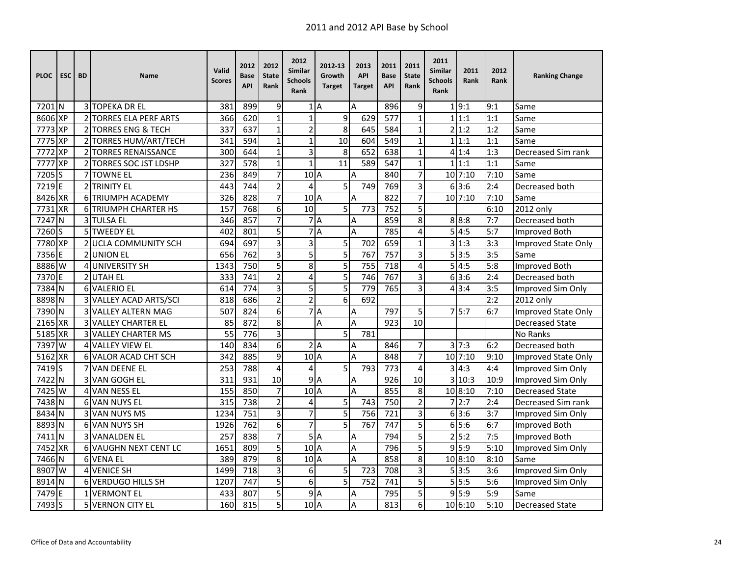# 2011 and 2012 API Base by School

| PLOC | ESC | BD | Name | Valid Scores | 2012 Base API | 2012 State Rank | 2012 Similar Schools Rank | 2012-13 Growth Target | 2013 API Target | 2011 Base API | 2011 State Rank | 2011 Similar Schools Rank | 2011 Rank | 2012 Rank | Ranking Change |
|---|---|---|---|---|---|---|---|---|---|---|---|---|---|---|---|
| 7201 | N | 3 | TOPEKA DR EL | 381 | 899 | 9 | 1 | A | A | 896 | 9 | 1 | 9:1 | 9:1 | Same |
| 8606 | XP | 2 | TORRES ELA PERF ARTS | 366 | 620 | 1 | 1 | 9 | 629 | 577 | 1 | 1 | 1:1 | 1:1 | Same |
| 7773 | XP | 2 | TORRES ENG & TECH | 337 | 637 | 1 | 2 | 8 | 645 | 584 | 1 | 2 | 1:2 | 1:2 | Same |
| 7775 | XP | 2 | TORRES HUM/ART/TECH | 341 | 594 | 1 | 1 | 10 | 604 | 549 | 1 | 1 | 1:1 | 1:1 | Same |
| 7772 | XP | 2 | TORRES RENAISSANCE | 300 | 644 | 1 | 3 | 8 | 652 | 638 | 1 | 4 | 1:4 | 1:3 | Decreased Sim rank |
| 7777 | XP | 2 | TORRES SOC JST LDSHP | 327 | 578 | 1 | 1 | 11 | 589 | 547 | 1 | 1 | 1:1 | 1:1 | Same |
| 7205 | S | 7 | TOWNE EL | 236 | 849 | 7 | 10 | A | A | 840 | 7 | 10 | 7:10 | 7:10 | Same |
| 7219 | E | 2 | TRINITY EL | 443 | 744 | 2 | 4 | 5 | 749 | 769 | 3 | 6 | 3:6 | 2:4 | Decreased both |
| 8426 | XR | 6 | TRIUMPH ACADEMY | 326 | 828 | 7 | 10 | A | A | 822 | 7 | 10 | 7:10 | 7:10 | Same |
| 7731 | XR | 6 | TRIUMPH CHARTER HS | 157 | 768 | 6 | 10 | 5 | 773 | 752 | 5 | | | 6:10 | 2012 only |
| 7247 | N | 3 | TULSA EL | 346 | 857 | 7 | 7 | A | A | 859 | 8 | 8 | 8:8 | 7:7 | Decreased both |
| 7260 | S | 5 | TWEEDY EL | 402 | 801 | 5 | 7 | A | A | 785 | 4 | 5 | 4:5 | 5:7 | Improved Both |
| 7780 | XP | 2 | UCLA COMMUNITY SCH | 694 | 697 | 3 | 3 | 5 | 702 | 659 | 1 | 3 | 1:3 | 3:3 | Improved State Only |
| 7356 | E | 2 | UNION EL | 656 | 762 | 3 | 5 | 5 | 767 | 757 | 3 | 5 | 3:5 | 3:5 | Same |
| 8886 | W | 4 | UNIVERSITY SH | 1343 | 750 | 5 | 8 | 5 | 755 | 718 | 4 | 5 | 4:5 | 5:8 | Improved Both |
| 7370 | E | 2 | UTAH EL | 333 | 741 | 2 | 4 | 5 | 746 | 767 | 3 | 6 | 3:6 | 2:4 | Decreased both |
| 7384 | N | 6 | VALERIO EL | 614 | 774 | 3 | 5 | 5 | 779 | 765 | 3 | 4 | 3:4 | 3:5 | Improved Sim Only |
| 8898 | N | 3 | VALLEY ACAD ARTS/SCI | 818 | 686 | 2 | 2 | 6 | 692 | | | | | 2:2 | 2012 only |
| 7390 | N | 3 | VALLEY ALTERN MAG | 507 | 824 | 6 | 7 | A | A | 797 | 5 | 7 | 5:7 | 6:7 | Improved State Only |
| 2165 | XR | 3 | VALLEY CHARTER EL | 85 | 872 | 8 | | A | A | 923 | 10 | | | | Decreased State |
| 5185 | XR | 3 | VALLEY CHARTER MS | 55 | 776 | 3 | | 5 | 781 | | | | | | No Ranks |
| 7397 | W | 4 | VALLEY VIEW EL | 140 | 834 | 6 | 2 | A | A | 846 | 7 | 3 | 7:3 | 6:2 | Decreased both |
| 5162 | XR | 6 | VALOR ACAD CHT SCH | 342 | 885 | 9 | 10 | A | A | 848 | 7 | 10 | 7:10 | 9:10 | Improved State Only |
| 7419 | S | 7 | VAN DEENE EL | 253 | 788 | 4 | 4 | 5 | 793 | 773 | 4 | 3 | 4:3 | 4:4 | Improved Sim Only |
| 7422 | N | 3 | VAN GOGH EL | 311 | 931 | 10 | 9 | A | A | 926 | 10 | 3 | 10:3 | 10:9 | Improved Sim Only |
| 7425 | W | 4 | VAN NESS EL | 155 | 850 | 7 | 10 | A | A | 855 | 8 | 10 | 8:10 | 7:10 | Decreased State |
| 7438 | N | 6 | VAN NUYS EL | 315 | 738 | 2 | 4 | 5 | 743 | 750 | 2 | 7 | 2:7 | 2:4 | Decreased Sim rank |
| 8434 | N | 3 | VAN NUYS MS | 1234 | 751 | 3 | 7 | 5 | 756 | 721 | 3 | 6 | 3:6 | 3:7 | Improved Sim Only |
| 8893 | N | 6 | VAN NUYS SH | 1926 | 762 | 6 | 7 | 5 | 767 | 747 | 5 | 6 | 5:6 | 6:7 | Improved Both |
| 7411 | N | 3 | VANALDEN EL | 257 | 838 | 7 | 5 | A | A | 794 | 5 | 2 | 5:2 | 7:5 | Improved Both |
| 7452 | XR | 6 | VAUGHN NEXT CENT LC | 1651 | 809 | 5 | 10 | A | A | 796 | 5 | 9 | 5:9 | 5:10 | Improved Sim Only |
| 7466 | N | 6 | VENA EL | 389 | 879 | 8 | 10 | A | A | 858 | 8 | 10 | 8:10 | 8:10 | Same |
| 8907 | W | 4 | VENICE SH | 1499 | 718 | 3 | 6 | 5 | 723 | 708 | 3 | 5 | 3:5 | 3:6 | Improved Sim Only |
| 8914 | N | 6 | VERDUGO HILLS SH | 1207 | 747 | 5 | 6 | 5 | 752 | 741 | 5 | 5 | 5:5 | 5:6 | Improved Sim Only |
| 7479 | E | 1 | VERMONT EL | 433 | 807 | 5 | 9 | A | A | 795 | 5 | 9 | 5:9 | 5:9 | Same |
| 7493 | S | 5 | VERNON CITY EL | 160 | 815 | 5 | 10 | A | A | 813 | 6 | 10 | 6:10 | 5:10 | Decreased State |

Office of Data and Accountability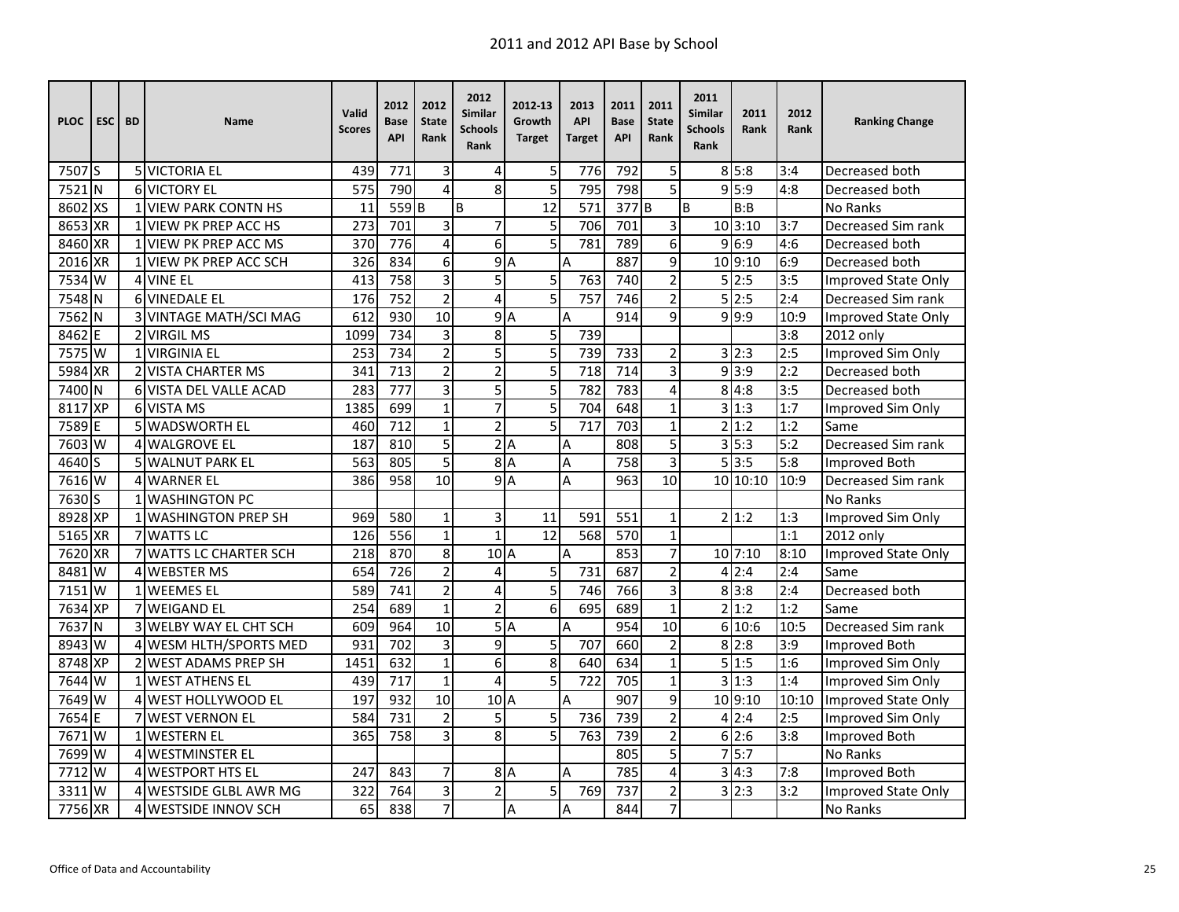# 2011 and 2012 API Base by School

| PLOC | ESC | BD | Name | Valid Scores | 2012 Base API | 2012 State Rank | 2012 Similar Schools Rank | 2012-13 Growth Target | 2013 API Target | 2011 Base API | 2011 State Rank | 2011 Similar Schools Rank | 2011 Rank | 2012 Rank | Ranking Change |
|---|---|---|---|---|---|---|---|---|---|---|---|---|---|---|---|
| 7507 | S | 5 | VICTORIA EL | 439 | 771 | 3 | 4 | 5 | 776 | 792 | 5 | 8 | 5:8 | 3:4 | Decreased both |
| 7521 | N | 6 | VICTORY EL | 575 | 790 | 4 | 8 | 5 | 795 | 798 | 5 | 9 | 5:9 | 4:8 | Decreased both |
| 8602 | XS | 1 | VIEW PARK CONTN HS | 11 | 559 | B | B | 12 | 571 | 377 | B | B | B:B | | No Ranks |
| 8653 | XR | 1 | VIEW PK PREP ACC HS | 273 | 701 | 3 | 7 | 5 | 706 | 701 | 3 | 10 | 3:10 | 3:7 | Decreased Sim rank |
| 8460 | XR | 1 | VIEW PK PREP ACC MS | 370 | 776 | 4 | 6 | 5 | 781 | 789 | 6 | 9 | 6:9 | 4:6 | Decreased both |
| 2016 | XR | 1 | VIEW PK PREP ACC SCH | 326 | 834 | 6 | 9 | A | A | 887 | 9 | 10 | 9:10 | 6:9 | Decreased both |
| 7534 | W | 4 | VINE EL | 413 | 758 | 3 | 5 | 5 | 763 | 740 | 2 | 5 | 2:5 | 3:5 | Improved State Only |
| 7548 | N | 6 | VINEDALE EL | 176 | 752 | 2 | 4 | 5 | 757 | 746 | 2 | 5 | 2:5 | 2:4 | Decreased Sim rank |
| 7562 | N | 3 | VINTAGE MATH/SCI MAG | 612 | 930 | 10 | 9 | A | A | 914 | 9 | 9 | 9:9 | 10:9 | Improved State Only |
| 8462 | E | 2 | VIRGIL MS | 1099 | 734 | 3 | 8 | 5 | 739 | | | | | 3:8 | 2012 only |
| 7575 | W | 1 | VIRGINIA EL | 253 | 734 | 2 | 5 | 5 | 739 | 733 | 2 | 3 | 2:3 | 2:5 | Improved Sim Only |
| 5984 | XR | 2 | VISTA CHARTER MS | 341 | 713 | 2 | 2 | 5 | 718 | 714 | 3 | 9 | 3:9 | 2:2 | Decreased both |
| 7400 | N | 6 | VISTA DEL VALLE ACAD | 283 | 777 | 3 | 5 | 5 | 782 | 783 | 4 | 8 | 4:8 | 3:5 | Decreased both |
| 8117 | XP | 6 | VISTA MS | 1385 | 699 | 1 | 7 | 5 | 704 | 648 | 1 | 3 | 1:3 | 1:7 | Improved Sim Only |
| 7589 | E | 5 | WADSWORTH EL | 460 | 712 | 1 | 2 | 5 | 717 | 703 | 1 | 2 | 1:2 | 1:2 | Same |
| 7603 | W | 4 | WALGROVE EL | 187 | 810 | 5 | 2 | A | A | 808 | 5 | 3 | 5:3 | 5:2 | Decreased Sim rank |
| 4640 | S | 5 | WALNUT PARK EL | 563 | 805 | 5 | 8 | A | A | 758 | 3 | 5 | 3:5 | 5:8 | Improved Both |
| 7616 | W | 4 | WARNER EL | 386 | 958 | 10 | 9 | A | A | 963 | 10 | 10 | 10:10 | 10:9 | Decreased Sim rank |
| 7630 | S | 1 | WASHINGTON PC | | | | | | | | | | | | No Ranks |
| 8928 | XP | 1 | WASHINGTON PREP SH | 969 | 580 | 1 | 3 | 11 | 591 | 551 | 1 | 2 | 1:2 | 1:3 | Improved Sim Only |
| 5165 | XR | 7 | WATTS LC | 126 | 556 | 1 | 1 | 12 | 568 | 570 | 1 | | | 1:1 | 2012 only |
| 7620 | XR | 7 | WATTS LC CHARTER SCH | 218 | 870 | 8 | 10 | A | A | 853 | 7 | 10 | 7:10 | 8:10 | Improved State Only |
| 8481 | W | 4 | WEBSTER MS | 654 | 726 | 2 | 4 | 5 | 731 | 687 | 2 | 4 | 2:4 | 2:4 | Same |
| 7151 | W | 1 | WEEMES EL | 589 | 741 | 2 | 4 | 5 | 746 | 766 | 3 | 8 | 3:8 | 2:4 | Decreased both |
| 7634 | XP | 7 | WEIGAND EL | 254 | 689 | 1 | 2 | 6 | 695 | 689 | 1 | 2 | 1:2 | 1:2 | Same |
| 7637 | N | 3 | WELBY WAY EL CHT SCH | 609 | 964 | 10 | 5 | A | A | 954 | 10 | 6 | 10:6 | 10:5 | Decreased Sim rank |
| 8943 | W | 4 | WESM HLTH/SPORTS MED | 931 | 702 | 3 | 9 | 5 | 707 | 660 | 2 | 8 | 2:8 | 3:9 | Improved Both |
| 8748 | XP | 2 | WEST ADAMS PREP SH | 1451 | 632 | 1 | 6 | 8 | 640 | 634 | 1 | 5 | 1:5 | 1:6 | Improved Sim Only |
| 7644 | W | 1 | WEST ATHENS EL | 439 | 717 | 1 | 4 | 5 | 722 | 705 | 1 | 3 | 1:3 | 1:4 | Improved Sim Only |
| 7649 | W | 4 | WEST HOLLYWOOD EL | 197 | 932 | 10 | 10 | A | A | 907 | 9 | 10 | 9:10 | 10:10 | Improved State Only |
| 7654 | E | 7 | WEST VERNON EL | 584 | 731 | 2 | 5 | 5 | 736 | 739 | 2 | 4 | 2:4 | 2:5 | Improved Sim Only |
| 7671 | W | 1 | WESTERN EL | 365 | 758 | 3 | 8 | 5 | 763 | 739 | 2 | 6 | 2:6 | 3:8 | Improved Both |
| 7699 | W | 4 | WESTMINSTER EL | | | | | | | 805 | 5 | 7 | 5:7 | | No Ranks |
| 7712 | W | 4 | WESTPORT HTS EL | 247 | 843 | 7 | 8 | A | A | 785 | 4 | 3 | 4:3 | 7:8 | Improved Both |
| 3311 | W | 4 | WESTSIDE GLBL AWR MG | 322 | 764 | 3 | 2 | 5 | 769 | 737 | 2 | 3 | 2:3 | 3:2 | Improved State Only |
| 7756 | XR | 4 | WESTSIDE INNOV SCH | 65 | 838 | 7 | | A | A | 844 | 7 | | | | No Ranks |

Office of Data and Accountability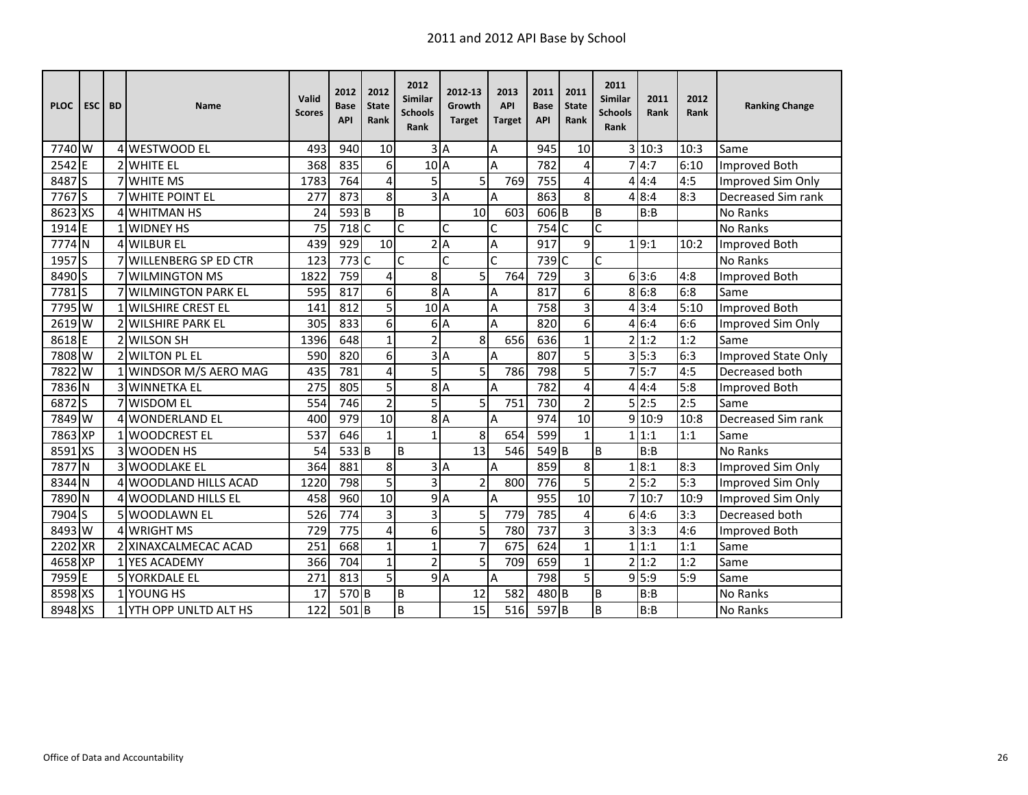# 2011 and 2012 API Base by School

| PLOC | ESC | BD | Name | Valid Scores | 2012 Base API | 2012 State Rank | 2012 Similar Schools Rank | 2012-13 Growth Target | 2013 API Target | 2011 Base API | 2011 State Rank | 2011 Similar Schools Rank | 2011 Rank | 2012 Rank | Ranking Change |
|---|---|---|---|---|---|---|---|---|---|---|---|---|---|---|---|
| 7740 | W | 4 | WESTWOOD EL | 493 | 940 | 10 | 3 | A | A | 945 | 10 | 3 | 10:3 | 10:3 | Same |
| 2542 | E | 2 | WHITE EL | 368 | 835 | 6 | 10 | A | A | 782 | 4 | 7 | 4:7 | 6:10 | Improved Both |
| 8487 | S | 7 | WHITE MS | 1783 | 764 | 4 | 5 | 5 | 769 | 755 | 4 | 4 | 4:4 | 4:5 | Improved Sim Only |
| 7767 | S | 7 | WHITE POINT EL | 277 | 873 | 8 | 3 | A | A | 863 | 8 | 4 | 8:4 | 8:3 | Decreased Sim rank |
| 8623 | XS | 4 | WHITMAN HS | 24 | 593 | B | B | 10 | 603 | 606 | B | B | B:B | | No Ranks |
| 1914 | E | 1 | WIDNEY HS | 75 | 718 | C | C | C | C | 754 | C | C | | | No Ranks |
| 7774 | N | 4 | WILBUR EL | 439 | 929 | 10 | 2 | A | A | 917 | 9 | 1 | 9:1 | 10:2 | Improved Both |
| 1957 | S | 7 | WILLENBERG SP ED CTR | 123 | 773 | C | C | C | C | 739 | C | C | | | No Ranks |
| 8490 | S | 7 | WILMINGTON MS | 1822 | 759 | 4 | 8 | 5 | 764 | 729 | 3 | 6 | 3:6 | 4:8 | Improved Both |
| 7781 | S | 7 | WILMINGTON PARK EL | 595 | 817 | 6 | 8 | A | A | 817 | 6 | 8 | 6:8 | 6:8 | Same |
| 7795 | W | 1 | WILSHIRE CREST EL | 141 | 812 | 5 | 10 | A | A | 758 | 3 | 4 | 3:4 | 5:10 | Improved Both |
| 2619 | W | 2 | WILSHIRE PARK EL | 305 | 833 | 6 | 6 | A | A | 820 | 6 | 4 | 6:4 | 6:6 | Improved Sim Only |
| 8618 | E | 2 | WILSON SH | 1396 | 648 | 1 | 2 | 8 | 656 | 636 | 1 | 2 | 1:2 | 1:2 | Same |
| 7808 | W | 2 | WILTON PL EL | 590 | 820 | 6 | 3 | A | A | 807 | 5 | 3 | 5:3 | 6:3 | Improved State Only |
| 7822 | W | 1 | WINDSOR M/S AERO MAG | 435 | 781 | 4 | 5 | 5 | 786 | 798 | 5 | 7 | 5:7 | 4:5 | Decreased both |
| 7836 | N | 3 | WINNETKA EL | 275 | 805 | 5 | 8 | A | A | 782 | 4 | 4 | 4:4 | 5:8 | Improved Both |
| 6872 | S | 7 | WISDOM EL | 554 | 746 | 2 | 5 | 5 | 751 | 730 | 2 | 5 | 2:5 | 2:5 | Same |
| 7849 | W | 4 | WONDERLAND EL | 400 | 979 | 10 | 8 | A | A | 974 | 10 | 9 | 10:9 | 10:8 | Decreased Sim rank |
| 7863 | XP | 1 | WOODCREST EL | 537 | 646 | 1 | 1 | 8 | 654 | 599 | 1 | 1 | 1:1 | 1:1 | Same |
| 8591 | XS | 3 | WOODEN HS | 54 | 533 | B | B | 13 | 546 | 549 | B | B | B:B | | No Ranks |
| 7877 | N | 3 | WOODLAKE EL | 364 | 881 | 8 | 3 | A | A | 859 | 8 | 1 | 8:1 | 8:3 | Improved Sim Only |
| 8344 | N | 4 | WOODLAND HILLS ACAD | 1220 | 798 | 5 | 3 | 2 | 800 | 776 | 5 | 2 | 5:2 | 5:3 | Improved Sim Only |
| 7890 | N | 4 | WOODLAND HILLS EL | 458 | 960 | 10 | 9 | A | A | 955 | 10 | 7 | 10:7 | 10:9 | Improved Sim Only |
| 7904 | S | 5 | WOODLAWN EL | 526 | 774 | 3 | 3 | 5 | 779 | 785 | 4 | 6 | 4:6 | 3:3 | Decreased both |
| 8493 | W | 4 | WRIGHT MS | 729 | 775 | 4 | 6 | 5 | 780 | 737 | 3 | 3 | 3:3 | 4:6 | Improved Both |
| 2202 | XR | 2 | XINAXCALMECAC ACAD | 251 | 668 | 1 | 1 | 7 | 675 | 624 | 1 | 1 | 1:1 | 1:1 | Same |
| 4658 | XP | 1 | YES ACADEMY | 366 | 704 | 1 | 2 | 5 | 709 | 659 | 1 | 2 | 1:2 | 1:2 | Same |
| 7959 | E | 5 | YORKDALE EL | 271 | 813 | 5 | 9 | A | A | 798 | 5 | 9 | 5:9 | 5:9 | Same |
| 8598 | XS | 1 | YOUNG HS | 17 | 570 | B | B | 12 | 582 | 480 | B | B | B:B | | No Ranks |
| 8948 | XS | 1 | YTH OPP UNLTD ALT HS | 122 | 501 | B | B | 15 | 516 | 597 | B | B | B:B | | No Ranks |

Office of Data and Accountability